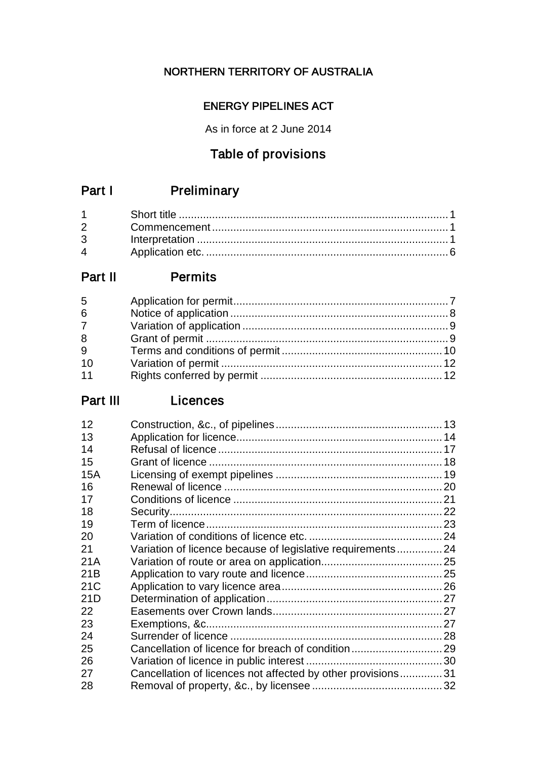NORTHERN TERRITORY OF AUSTRALIA

ENERGY PIPELINES ACT

As in force at 2 June 2014

# Table of provisions

## Part I Preliminary

| | | |
|---|---|---|
| 1 | Short title | 1 |
| 2 | Commencement | 1 |
| 3 | Interpretation | 1 |
| 4 | Application etc. | 6 |

## Part II Permits

| | | |
|---|---|---|
| 5 | Application for permit | 7 |
| 6 | Notice of application | 8 |
| 7 | Variation of application | 9 |
| 8 | Grant of permit | 9 |
| 9 | Terms and conditions of permit | 10 |
| 10 | Variation of permit | 12 |
| 11 | Rights conferred by permit | 12 |

## Part III Licences

| | | |
|---|---|---|
| 12 | Construction, &c., of pipelines | 13 |
| 13 | Application for licence | 14 |
| 14 | Refusal of licence | 17 |
| 15 | Grant of licence | 18 |
| 15A | Licensing of exempt pipelines | 19 |
| 16 | Renewal of licence | 20 |
| 17 | Conditions of licence | 21 |
| 18 | Security | 22 |
| 19 | Term of licence | 23 |
| 20 | Variation of conditions of licence etc. | 24 |
| 21 | Variation of licence because of legislative requirements | 24 |
| 21A | Variation of route or area on application | 25 |
| 21B | Application to vary route and licence | 25 |
| 21C | Application to vary licence area | 26 |
| 21D | Determination of application | 27 |
| 22 | Easements over Crown lands | 27 |
| 23 | Exemptions, &c. | 27 |
| 24 | Surrender of licence | 28 |
| 25 | Cancellation of licence for breach of condition | 29 |
| 26 | Variation of licence in public interest | 30 |
| 27 | Cancellation of licences not affected by other provisions | 31 |
| 28 | Removal of property, &c., by licensee | 32 |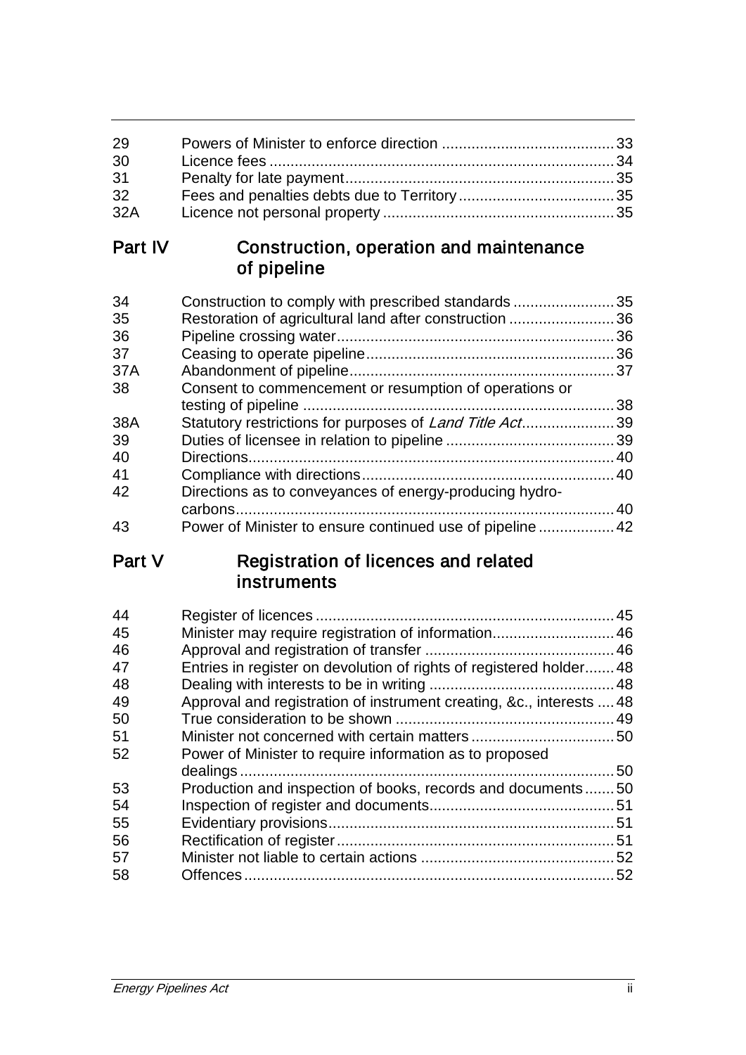| | | |
|---|---|---|
| 29 | Powers of Minister to enforce direction | 33 |
| 30 | Licence fees | 34 |
| 31 | Penalty for late payment | 35 |
| 32 | Fees and penalties debts due to Territory | 35 |
| 32A | Licence not personal property | 35 |

## Part IV Construction, operation and maintenance of pipeline

| | | |
|---|---|---|
| 34 | Construction to comply with prescribed standards | 35 |
| 35 | Restoration of agricultural land after construction | 36 |
| 36 | Pipeline crossing water | 36 |
| 37 | Ceasing to operate pipeline | 36 |
| 37A | Abandonment of pipeline | 37 |
| 38 | Consent to commencement or resumption of operations or testing of pipeline | 38 |
| 38A | Statutory restrictions for purposes of *Land Title Act* | 39 |
| 39 | Duties of licensee in relation to pipeline | 39 |
| 40 | Directions | 40 |
| 41 | Compliance with directions | 40 |
| 42 | Directions as to conveyances of energy-producing hydro-carbons | 40 |
| 43 | Power of Minister to ensure continued use of pipeline | 42 |

## Part V Registration of licences and related instruments

| | | |
|---|---|---|
| 44 | Register of licences | 45 |
| 45 | Minister may require registration of information | 46 |
| 46 | Approval and registration of transfer | 46 |
| 47 | Entries in register on devolution of rights of registered holder | 48 |
| 48 | Dealing with interests to be in writing | 48 |
| 49 | Approval and registration of instrument creating, &c., interests | 48 |
| 50 | True consideration to be shown | 49 |
| 51 | Minister not concerned with certain matters | 50 |
| 52 | Power of Minister to require information as to proposed dealings | 50 |
| 53 | Production and inspection of books, records and documents | 50 |
| 54 | Inspection of register and documents | 51 |
| 55 | Evidentiary provisions | 51 |
| 56 | Rectification of register | 51 |
| 57 | Minister not liable to certain actions | 52 |
| 58 | Offences | 52 |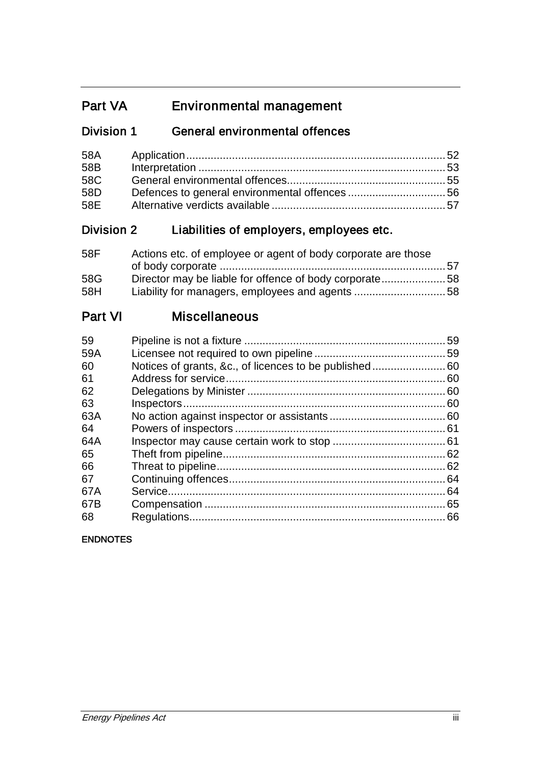## Part VA Environmental management

### Division 1 General environmental offences

| | | |
|---|---|---|
| 58A | Application | 52 |
| 58B | Interpretation | 53 |
| 58C | General environmental offences | 55 |
| 58D | Defences to general environmental offences | 56 |
| 58E | Alternative verdicts available | 57 |

### Division 2 Liabilities of employers, employees etc.

| | | |
|---|---|---|
| 58F | Actions etc. of employee or agent of body corporate are those of body corporate | 57 |
| 58G | Director may be liable for offence of body corporate | 58 |
| 58H | Liability for managers, employees and agents | 58 |

## Part VI Miscellaneous

| | | |
|---|---|---|
| 59 | Pipeline is not a fixture | 59 |
| 59A | Licensee not required to own pipeline | 59 |
| 60 | Notices of grants, &c., of licences to be published | 60 |
| 61 | Address for service | 60 |
| 62 | Delegations by Minister | 60 |
| 63 | Inspectors | 60 |
| 63A | No action against inspector or assistants | 60 |
| 64 | Powers of inspectors | 61 |
| 64A | Inspector may cause certain work to stop | 61 |
| 65 | Theft from pipeline | 62 |
| 66 | Threat to pipeline | 62 |
| 67 | Continuing offences | 64 |
| 67A | Service | 64 |
| 67B | Compensation | 65 |
| 68 | Regulations | 66 |

**ENDNOTES**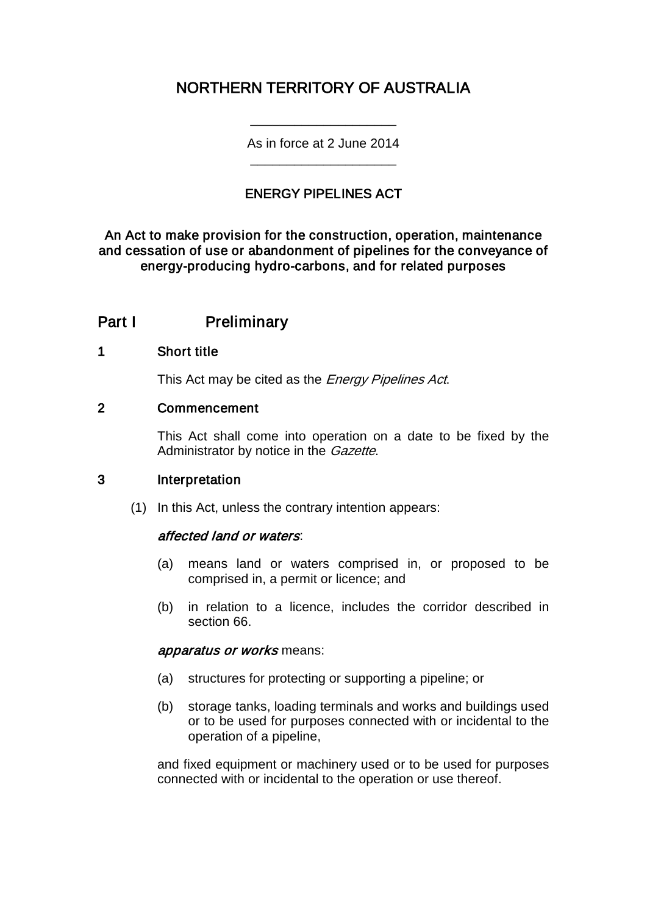# NORTHERN TERRITORY OF AUSTRALIA

____________________

As in force at 2 June 2014

____________________

## ENERGY PIPELINES ACT

**An Act to make provision for the construction, operation, maintenance and cessation of use or abandonment of pipelines for the conveyance of energy-producing hydro-carbons, and for related purposes**

## Part I Preliminary

### 1 Short title

This Act may be cited as the *Energy Pipelines Act*.

### 2 Commencement

This Act shall come into operation on a date to be fixed by the Administrator by notice in the *Gazette*.

### 3 Interpretation

(1) In this Act, unless the contrary intention appears:

***affected land or waters***:

(a) means land or waters comprised in, or proposed to be comprised in, a permit or licence; and

(b) in relation to a licence, includes the corridor described in section 66.

***apparatus or works*** means:

(a) structures for protecting or supporting a pipeline; or

(b) storage tanks, loading terminals and works and buildings used or to be used for purposes connected with or incidental to the operation of a pipeline,

and fixed equipment or machinery used or to be used for purposes connected with or incidental to the operation or use thereof.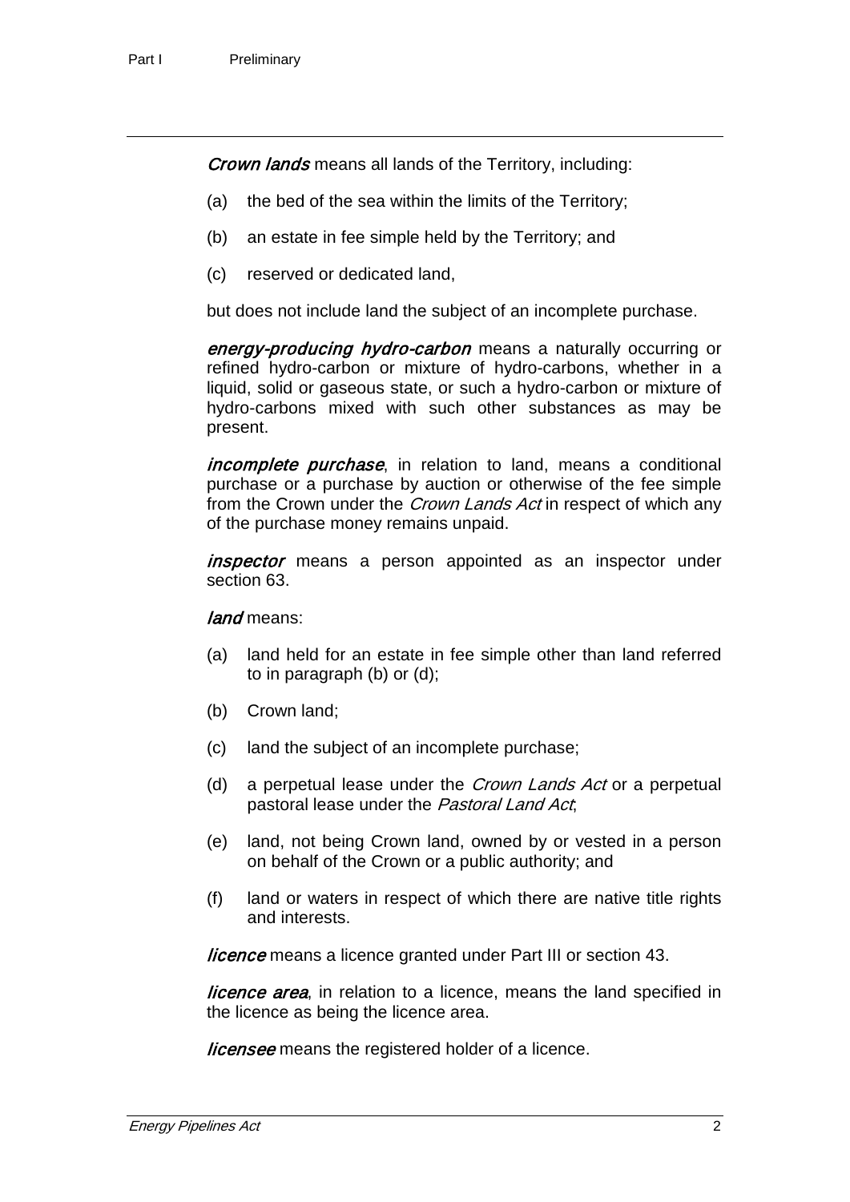***Crown lands*** means all lands of the Territory, including:

(a) the bed of the sea within the limits of the Territory;

(b) an estate in fee simple held by the Territory; and

(c) reserved or dedicated land,

but does not include land the subject of an incomplete purchase.

***energy-producing hydro-carbon*** means a naturally occurring or refined hydro-carbon or mixture of hydro-carbons, whether in a liquid, solid or gaseous state, or such a hydro-carbon or mixture of hydro-carbons mixed with such other substances as may be present.

***incomplete purchase***, in relation to land, means a conditional purchase or a purchase by auction or otherwise of the fee simple from the Crown under the *Crown Lands Act* in respect of which any of the purchase money remains unpaid.

***inspector*** means a person appointed as an inspector under section 63.

***land*** means:

(a) land held for an estate in fee simple other than land referred to in paragraph (b) or (d);

(b) Crown land;

(c) land the subject of an incomplete purchase;

(d) a perpetual lease under the *Crown Lands Act* or a perpetual pastoral lease under the *Pastoral Land Act*;

(e) land, not being Crown land, owned by or vested in a person on behalf of the Crown or a public authority; and

(f) land or waters in respect of which there are native title rights and interests.

***licence*** means a licence granted under Part III or section 43.

***licence area***, in relation to a licence, means the land specified in the licence as being the licence area.

***licensee*** means the registered holder of a licence.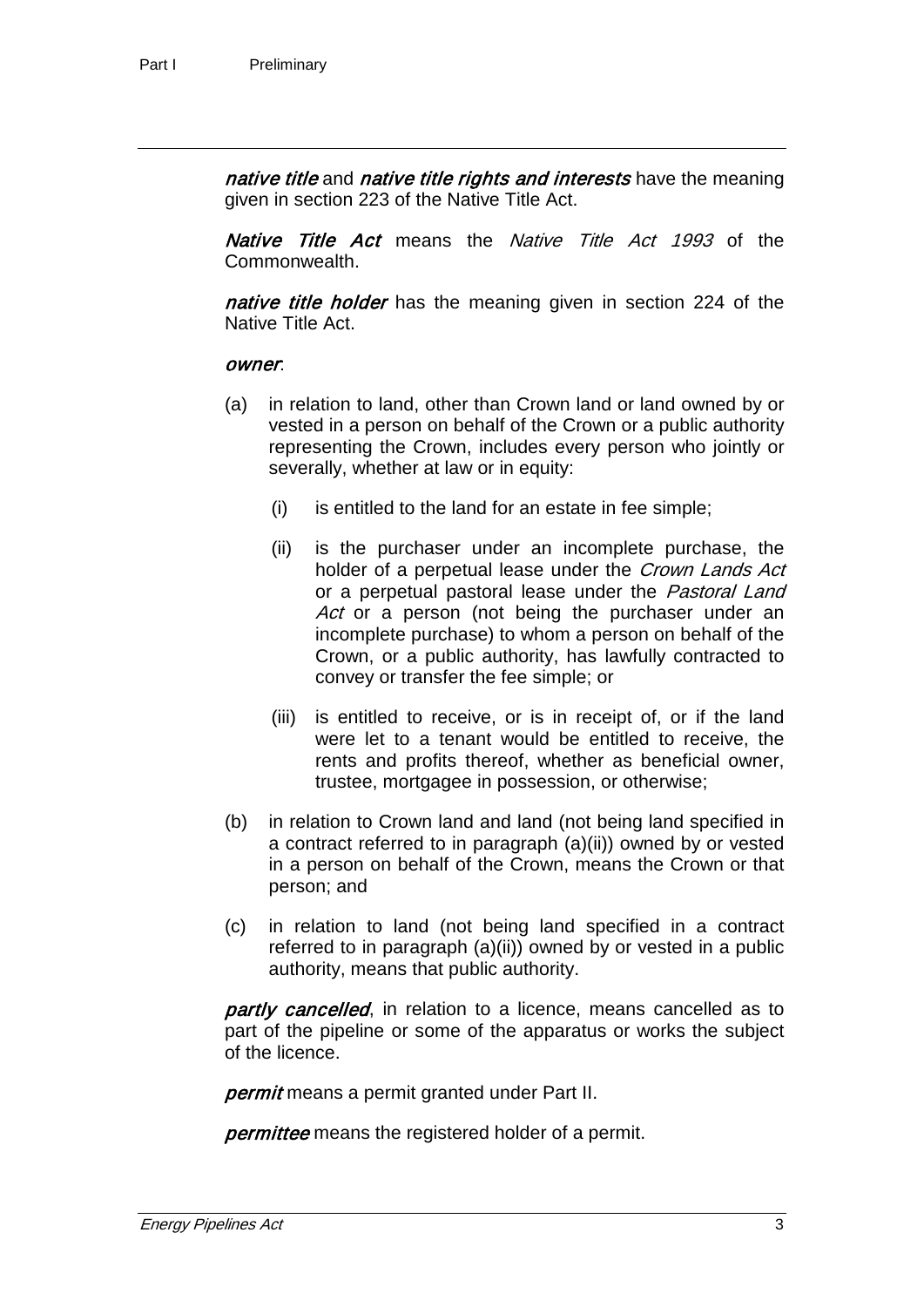***native title*** and ***native title rights and interests*** have the meaning given in section 223 of the Native Title Act.

***Native Title Act*** means the *Native Title Act 1993* of the Commonwealth.

***native title holder*** has the meaning given in section 224 of the Native Title Act.

***owner***:

(a) in relation to land, other than Crown land or land owned by or vested in a person on behalf of the Crown or a public authority representing the Crown, includes every person who jointly or severally, whether at law or in equity:

   (i) is entitled to the land for an estate in fee simple;

   (ii) is the purchaser under an incomplete purchase, the holder of a perpetual lease under the *Crown Lands Act* or a perpetual pastoral lease under the *Pastoral Land Act* or a person (not being the purchaser under an incomplete purchase) to whom a person on behalf of the Crown, or a public authority, has lawfully contracted to convey or transfer the fee simple; or

   (iii) is entitled to receive, or is in receipt of, or if the land were let to a tenant would be entitled to receive, the rents and profits thereof, whether as beneficial owner, trustee, mortgagee in possession, or otherwise;

(b) in relation to Crown land and land (not being land specified in a contract referred to in paragraph (a)(ii)) owned by or vested in a person on behalf of the Crown, means the Crown or that person; and

(c) in relation to land (not being land specified in a contract referred to in paragraph (a)(ii)) owned by or vested in a public authority, means that public authority.

***partly cancelled***, in relation to a licence, means cancelled as to part of the pipeline or some of the apparatus or works the subject of the licence.

***permit*** means a permit granted under Part II.

***permittee*** means the registered holder of a permit.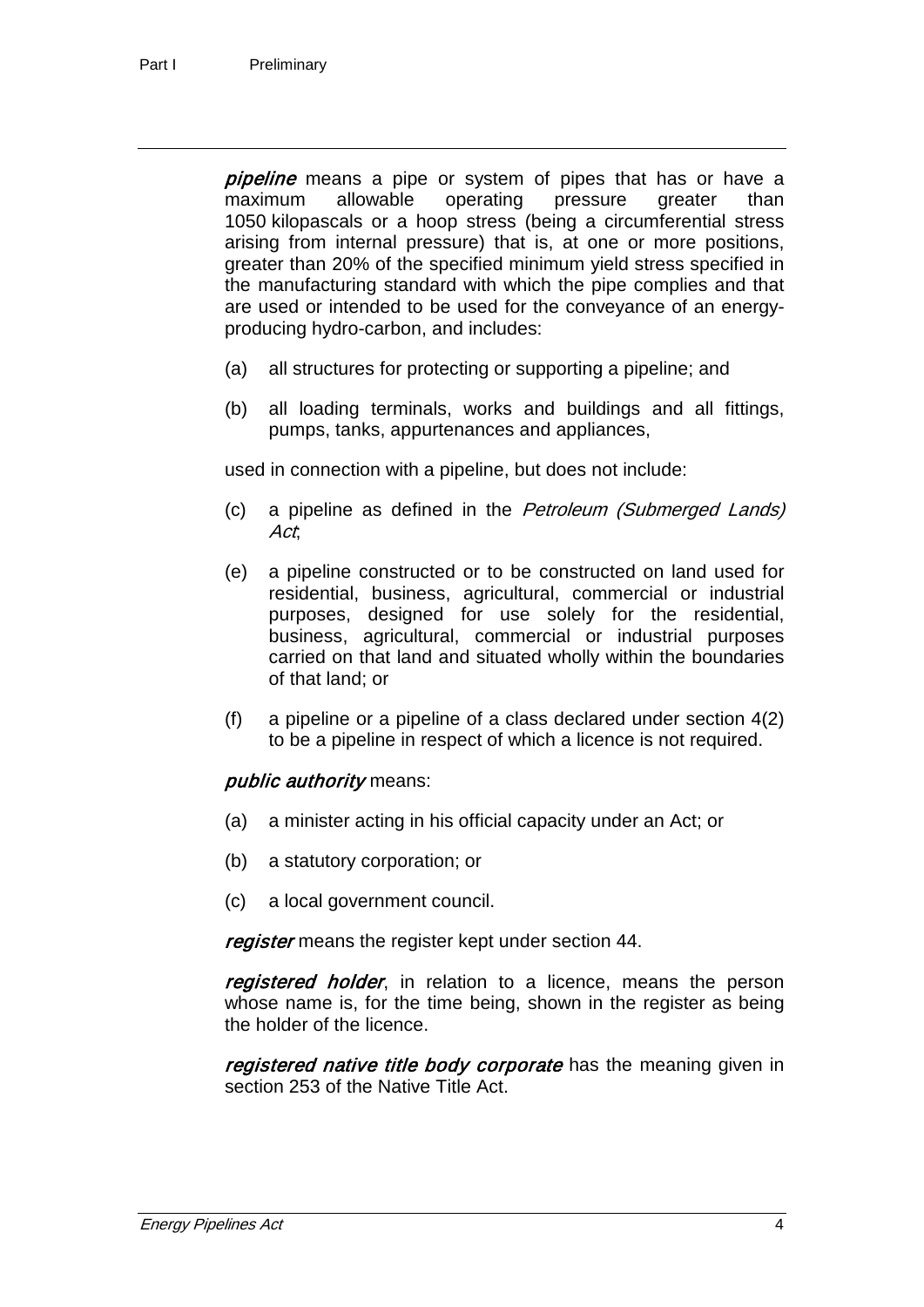***pipeline*** means a pipe or system of pipes that has or have a maximum allowable operating pressure greater than 1050 kilopascals or a hoop stress (being a circumferential stress arising from internal pressure) that is, at one or more positions, greater than 20% of the specified minimum yield stress specified in the manufacturing standard with which the pipe complies and that are used or intended to be used for the conveyance of an energy-producing hydro-carbon, and includes:

(a) all structures for protecting or supporting a pipeline; and

(b) all loading terminals, works and buildings and all fittings, pumps, tanks, appurtenances and appliances,

used in connection with a pipeline, but does not include:

(c) a pipeline as defined in the *Petroleum (Submerged Lands) Act*;

(e) a pipeline constructed or to be constructed on land used for residential, business, agricultural, commercial or industrial purposes, designed for use solely for the residential, business, agricultural, commercial or industrial purposes carried on that land and situated wholly within the boundaries of that land; or

(f) a pipeline or a pipeline of a class declared under section 4(2) to be a pipeline in respect of which a licence is not required.

***public authority*** means:

(a) a minister acting in his official capacity under an Act; or

(b) a statutory corporation; or

(c) a local government council.

***register*** means the register kept under section 44.

***registered holder***, in relation to a licence, means the person whose name is, for the time being, shown in the register as being the holder of the licence.

***registered native title body corporate*** has the meaning given in section 253 of the Native Title Act.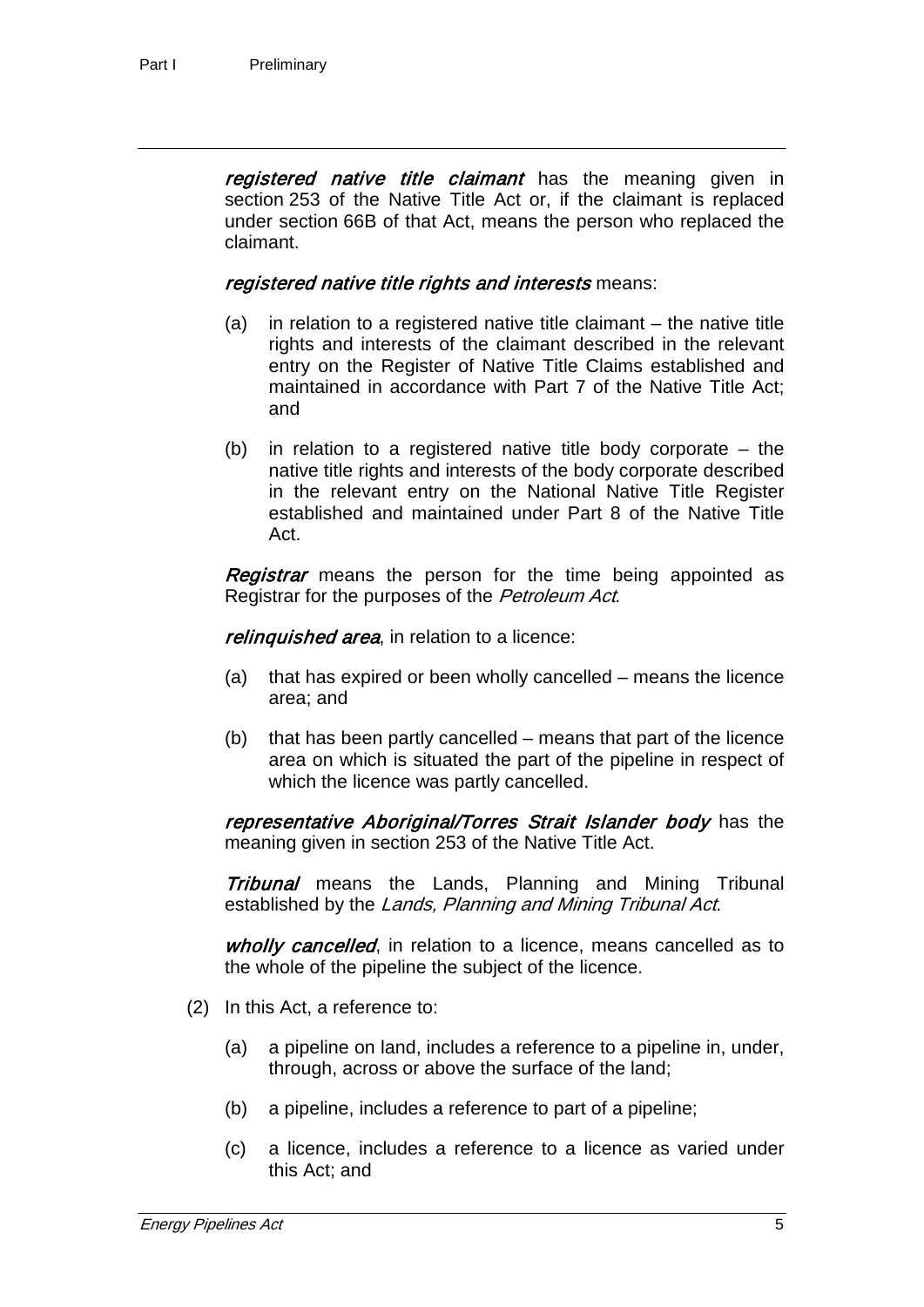***registered native title claimant*** has the meaning given in section 253 of the Native Title Act or, if the claimant is replaced under section 66B of that Act, means the person who replaced the claimant.

***registered native title rights and interests*** means:

(a) in relation to a registered native title claimant – the native title rights and interests of the claimant described in the relevant entry on the Register of Native Title Claims established and maintained in accordance with Part 7 of the Native Title Act; and

(b) in relation to a registered native title body corporate – the native title rights and interests of the body corporate described in the relevant entry on the National Native Title Register established and maintained under Part 8 of the Native Title Act.

***Registrar*** means the person for the time being appointed as Registrar for the purposes of the *Petroleum Act*.

***relinquished area***, in relation to a licence:

(a) that has expired or been wholly cancelled – means the licence area; and

(b) that has been partly cancelled – means that part of the licence area on which is situated the part of the pipeline in respect of which the licence was partly cancelled.

***representative Aboriginal/Torres Strait Islander body*** has the meaning given in section 253 of the Native Title Act.

***Tribunal*** means the Lands, Planning and Mining Tribunal established by the *Lands, Planning and Mining Tribunal Act*.

***wholly cancelled***, in relation to a licence, means cancelled as to the whole of the pipeline the subject of the licence.

(2) In this Act, a reference to:

(a) a pipeline on land, includes a reference to a pipeline in, under, through, across or above the surface of the land;

(b) a pipeline, includes a reference to part of a pipeline;

(c) a licence, includes a reference to a licence as varied under this Act; and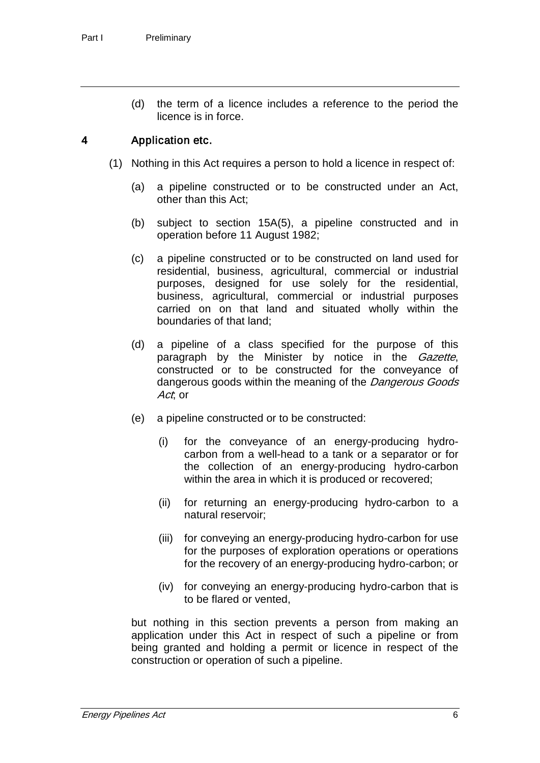(d) the term of a licence includes a reference to the period the licence is in force.

## 4 Application etc.

(1) Nothing in this Act requires a person to hold a licence in respect of:

(a) a pipeline constructed or to be constructed under an Act, other than this Act;

(b) subject to section 15A(5), a pipeline constructed and in operation before 11 August 1982;

(c) a pipeline constructed or to be constructed on land used for residential, business, agricultural, commercial or industrial purposes, designed for use solely for the residential, business, agricultural, commercial or industrial purposes carried on on that land and situated wholly within the boundaries of that land;

(d) a pipeline of a class specified for the purpose of this paragraph by the Minister by notice in the *Gazette*, constructed or to be constructed for the conveyance of dangerous goods within the meaning of the *Dangerous Goods Act*; or

(e) a pipeline constructed or to be constructed:

(i) for the conveyance of an energy-producing hydro-carbon from a well-head to a tank or a separator or for the collection of an energy-producing hydro-carbon within the area in which it is produced or recovered;

(ii) for returning an energy-producing hydro-carbon to a natural reservoir;

(iii) for conveying an energy-producing hydro-carbon for use for the purposes of exploration operations or operations for the recovery of an energy-producing hydro-carbon; or

(iv) for conveying an energy-producing hydro-carbon that is to be flared or vented,

but nothing in this section prevents a person from making an application under this Act in respect of such a pipeline or from being granted and holding a permit or licence in respect of the construction or operation of such a pipeline.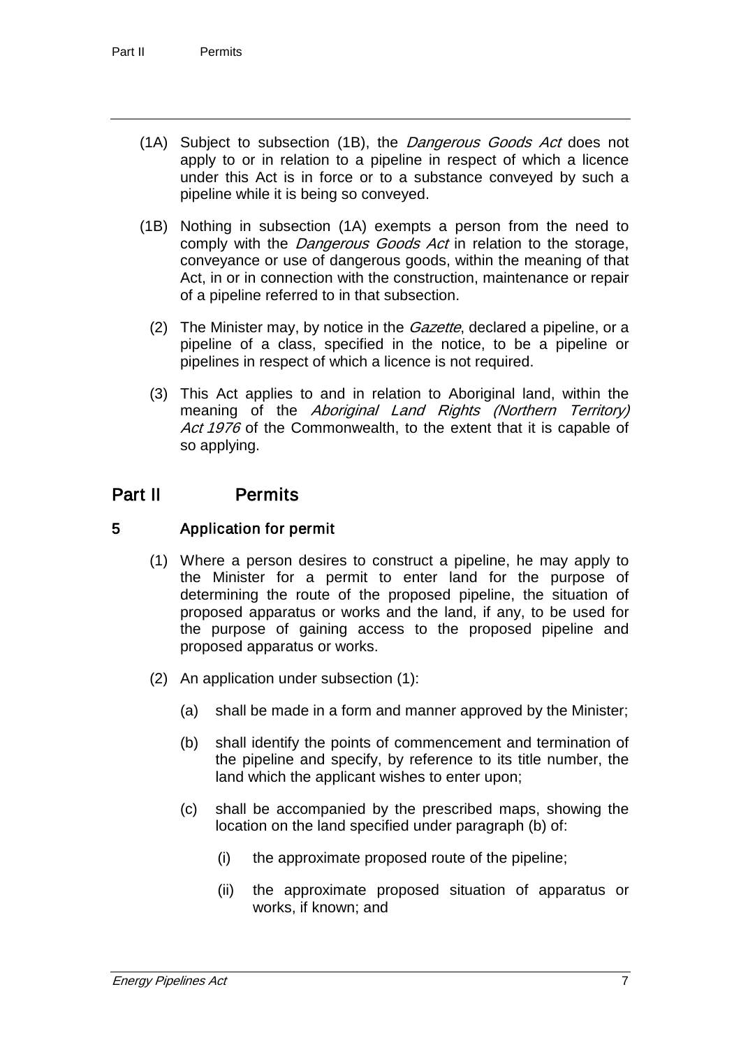(1A) Subject to subsection (1B), the *Dangerous Goods Act* does not apply to or in relation to a pipeline in respect of which a licence under this Act is in force or to a substance conveyed by such a pipeline while it is being so conveyed.

(1B) Nothing in subsection (1A) exempts a person from the need to comply with the *Dangerous Goods Act* in relation to the storage, conveyance or use of dangerous goods, within the meaning of that Act, in or in connection with the construction, maintenance or repair of a pipeline referred to in that subsection.

(2) The Minister may, by notice in the *Gazette*, declared a pipeline, or a pipeline of a class, specified in the notice, to be a pipeline or pipelines in respect of which a licence is not required.

(3) This Act applies to and in relation to Aboriginal land, within the meaning of the *Aboriginal Land Rights (Northern Territory) Act 1976* of the Commonwealth, to the extent that it is capable of so applying.

## Part II Permits

### 5 Application for permit

(1) Where a person desires to construct a pipeline, he may apply to the Minister for a permit to enter land for the purpose of determining the route of the proposed pipeline, the situation of proposed apparatus or works and the land, if any, to be used for the purpose of gaining access to the proposed pipeline and proposed apparatus or works.

(2) An application under subsection (1):

(a) shall be made in a form and manner approved by the Minister;

(b) shall identify the points of commencement and termination of the pipeline and specify, by reference to its title number, the land which the applicant wishes to enter upon;

(c) shall be accompanied by the prescribed maps, showing the location on the land specified under paragraph (b) of:

(i) the approximate proposed route of the pipeline;

(ii) the approximate proposed situation of apparatus or works, if known; and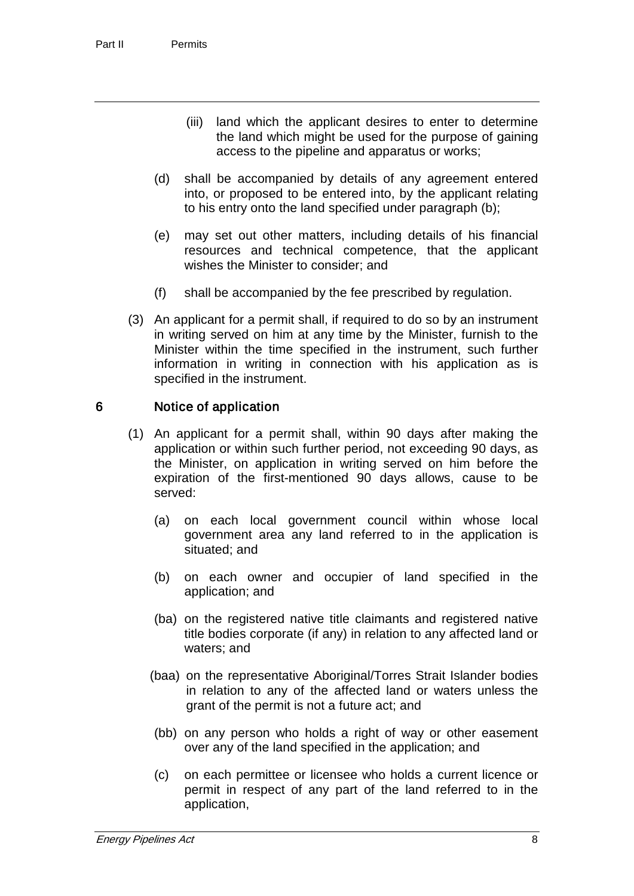(iii) land which the applicant desires to enter to determine the land which might be used for the purpose of gaining access to the pipeline and apparatus or works;

(d) shall be accompanied by details of any agreement entered into, or proposed to be entered into, by the applicant relating to his entry onto the land specified under paragraph (b);

(e) may set out other matters, including details of his financial resources and technical competence, that the applicant wishes the Minister to consider; and

(f) shall be accompanied by the fee prescribed by regulation.

(3) An applicant for a permit shall, if required to do so by an instrument in writing served on him at any time by the Minister, furnish to the Minister within the time specified in the instrument, such further information in writing in connection with his application as is specified in the instrument.

## 6 Notice of application

(1) An applicant for a permit shall, within 90 days after making the application or within such further period, not exceeding 90 days, as the Minister, on application in writing served on him before the expiration of the first-mentioned 90 days allows, cause to be served:

(a) on each local government council within whose local government area any land referred to in the application is situated; and

(b) on each owner and occupier of land specified in the application; and

(ba) on the registered native title claimants and registered native title bodies corporate (if any) in relation to any affected land or waters; and

(baa) on the representative Aboriginal/Torres Strait Islander bodies in relation to any of the affected land or waters unless the grant of the permit is not a future act; and

(bb) on any person who holds a right of way or other easement over any of the land specified in the application; and

(c) on each permittee or licensee who holds a current licence or permit in respect of any part of the land referred to in the application,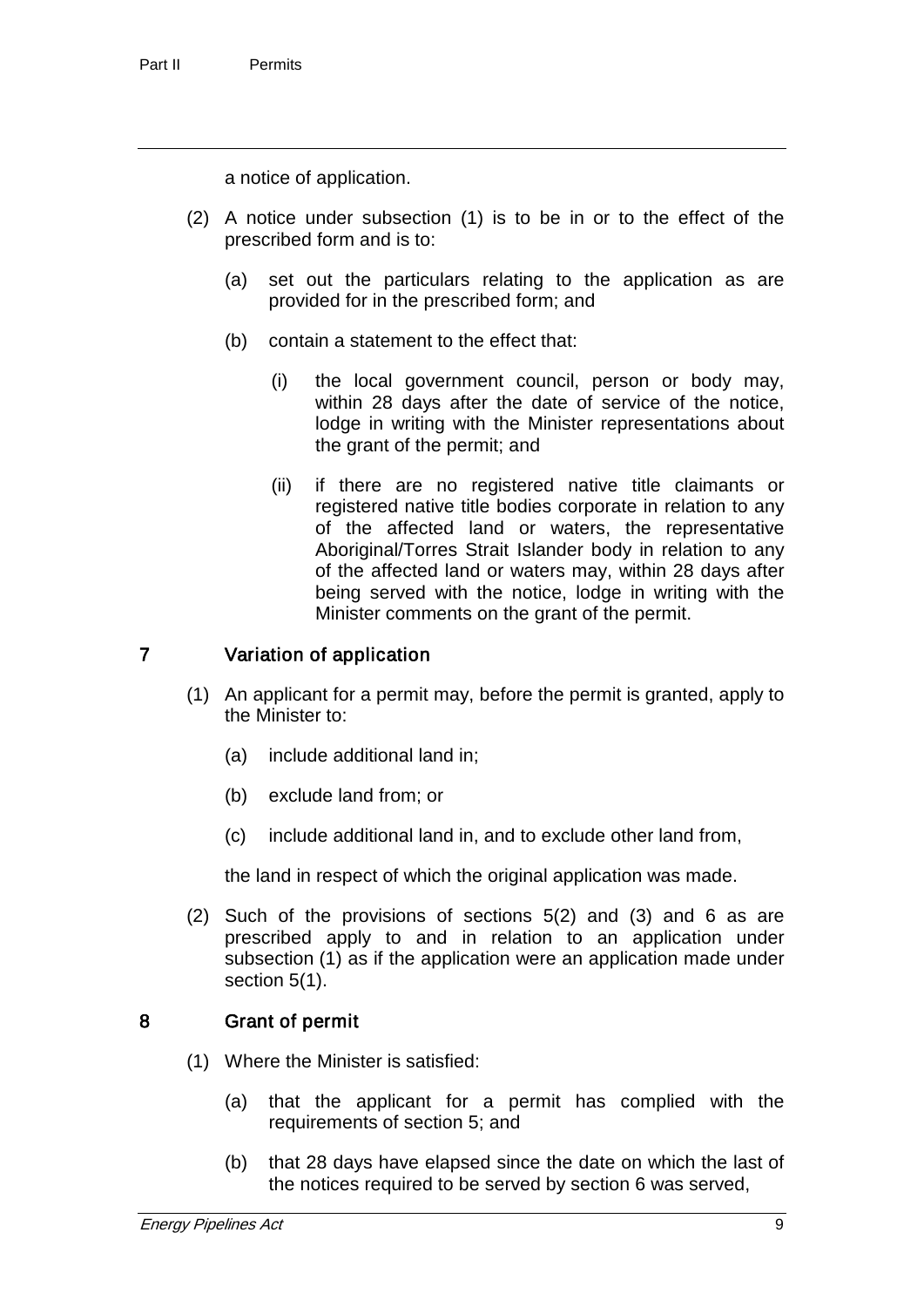a notice of application.

(2) A notice under subsection (1) is to be in or to the effect of the prescribed form and is to:

(a) set out the particulars relating to the application as are provided for in the prescribed form; and

(b) contain a statement to the effect that:

(i) the local government council, person or body may, within 28 days after the date of service of the notice, lodge in writing with the Minister representations about the grant of the permit; and

(ii) if there are no registered native title claimants or registered native title bodies corporate in relation to any of the affected land or waters, the representative Aboriginal/Torres Strait Islander body in relation to any of the affected land or waters may, within 28 days after being served with the notice, lodge in writing with the Minister comments on the grant of the permit.

## 7 Variation of application

(1) An applicant for a permit may, before the permit is granted, apply to the Minister to:

(a) include additional land in;

(b) exclude land from; or

(c) include additional land in, and to exclude other land from,

the land in respect of which the original application was made.

(2) Such of the provisions of sections 5(2) and (3) and 6 as are prescribed apply to and in relation to an application under subsection (1) as if the application were an application made under section 5(1).

## 8 Grant of permit

(1) Where the Minister is satisfied:

(a) that the applicant for a permit has complied with the requirements of section 5; and

(b) that 28 days have elapsed since the date on which the last of the notices required to be served by section 6 was served,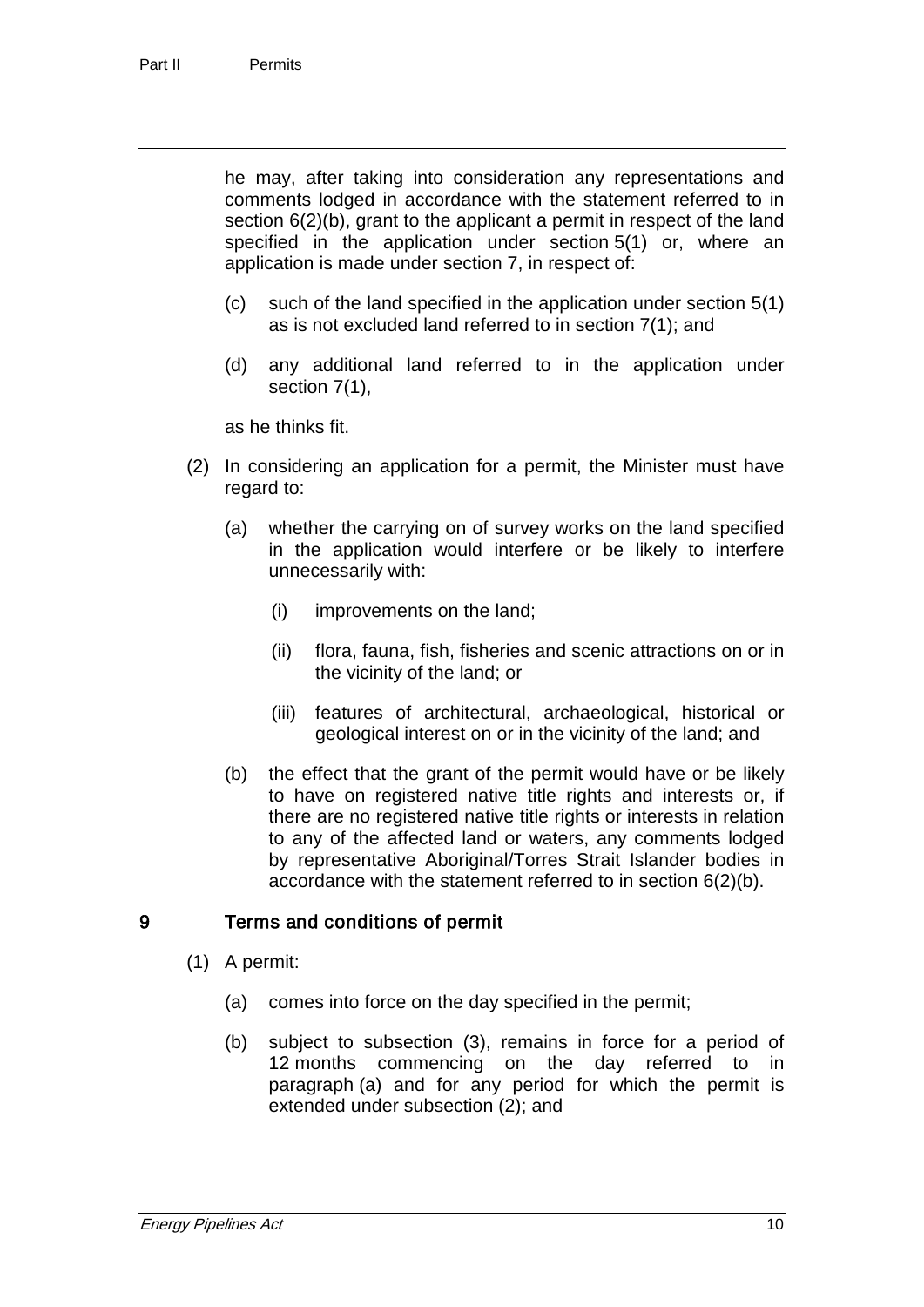he may, after taking into consideration any representations and comments lodged in accordance with the statement referred to in section 6(2)(b), grant to the applicant a permit in respect of the land specified in the application under section 5(1) or, where an application is made under section 7, in respect of:

(c) such of the land specified in the application under section 5(1) as is not excluded land referred to in section 7(1); and

(d) any additional land referred to in the application under section 7(1),

as he thinks fit.

(2) In considering an application for a permit, the Minister must have regard to:

(a) whether the carrying on of survey works on the land specified in the application would interfere or be likely to interfere unnecessarily with:

(i) improvements on the land;

(ii) flora, fauna, fish, fisheries and scenic attractions on or in the vicinity of the land; or

(iii) features of architectural, archaeological, historical or geological interest on or in the vicinity of the land; and

(b) the effect that the grant of the permit would have or be likely to have on registered native title rights and interests or, if there are no registered native title rights or interests in relation to any of the affected land or waters, any comments lodged by representative Aboriginal/Torres Strait Islander bodies in accordance with the statement referred to in section 6(2)(b).

### 9 Terms and conditions of permit

(1) A permit:

(a) comes into force on the day specified in the permit;

(b) subject to subsection (3), remains in force for a period of 12 months commencing on the day referred to in paragraph (a) and for any period for which the permit is extended under subsection (2); and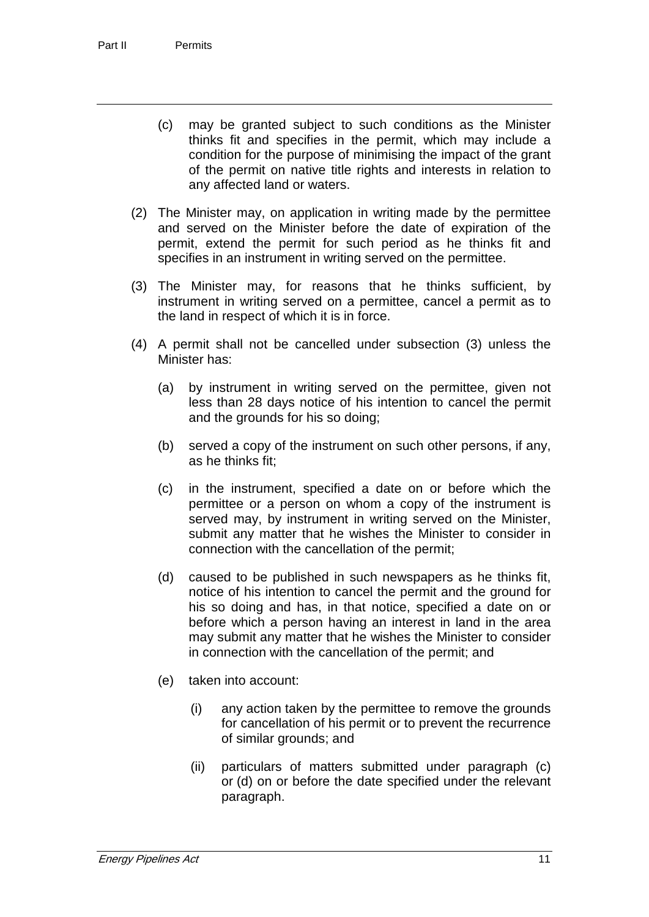(c) may be granted subject to such conditions as the Minister thinks fit and specifies in the permit, which may include a condition for the purpose of minimising the impact of the grant of the permit on native title rights and interests in relation to any affected land or waters.

(2) The Minister may, on application in writing made by the permittee and served on the Minister before the date of expiration of the permit, extend the permit for such period as he thinks fit and specifies in an instrument in writing served on the permittee.

(3) The Minister may, for reasons that he thinks sufficient, by instrument in writing served on a permittee, cancel a permit as to the land in respect of which it is in force.

(4) A permit shall not be cancelled under subsection (3) unless the Minister has:

(a) by instrument in writing served on the permittee, given not less than 28 days notice of his intention to cancel the permit and the grounds for his so doing;

(b) served a copy of the instrument on such other persons, if any, as he thinks fit;

(c) in the instrument, specified a date on or before which the permittee or a person on whom a copy of the instrument is served may, by instrument in writing served on the Minister, submit any matter that he wishes the Minister to consider in connection with the cancellation of the permit;

(d) caused to be published in such newspapers as he thinks fit, notice of his intention to cancel the permit and the ground for his so doing and has, in that notice, specified a date on or before which a person having an interest in land in the area may submit any matter that he wishes the Minister to consider in connection with the cancellation of the permit; and

(e) taken into account:

(i) any action taken by the permittee to remove the grounds for cancellation of his permit or to prevent the recurrence of similar grounds; and

(ii) particulars of matters submitted under paragraph (c) or (d) on or before the date specified under the relevant paragraph.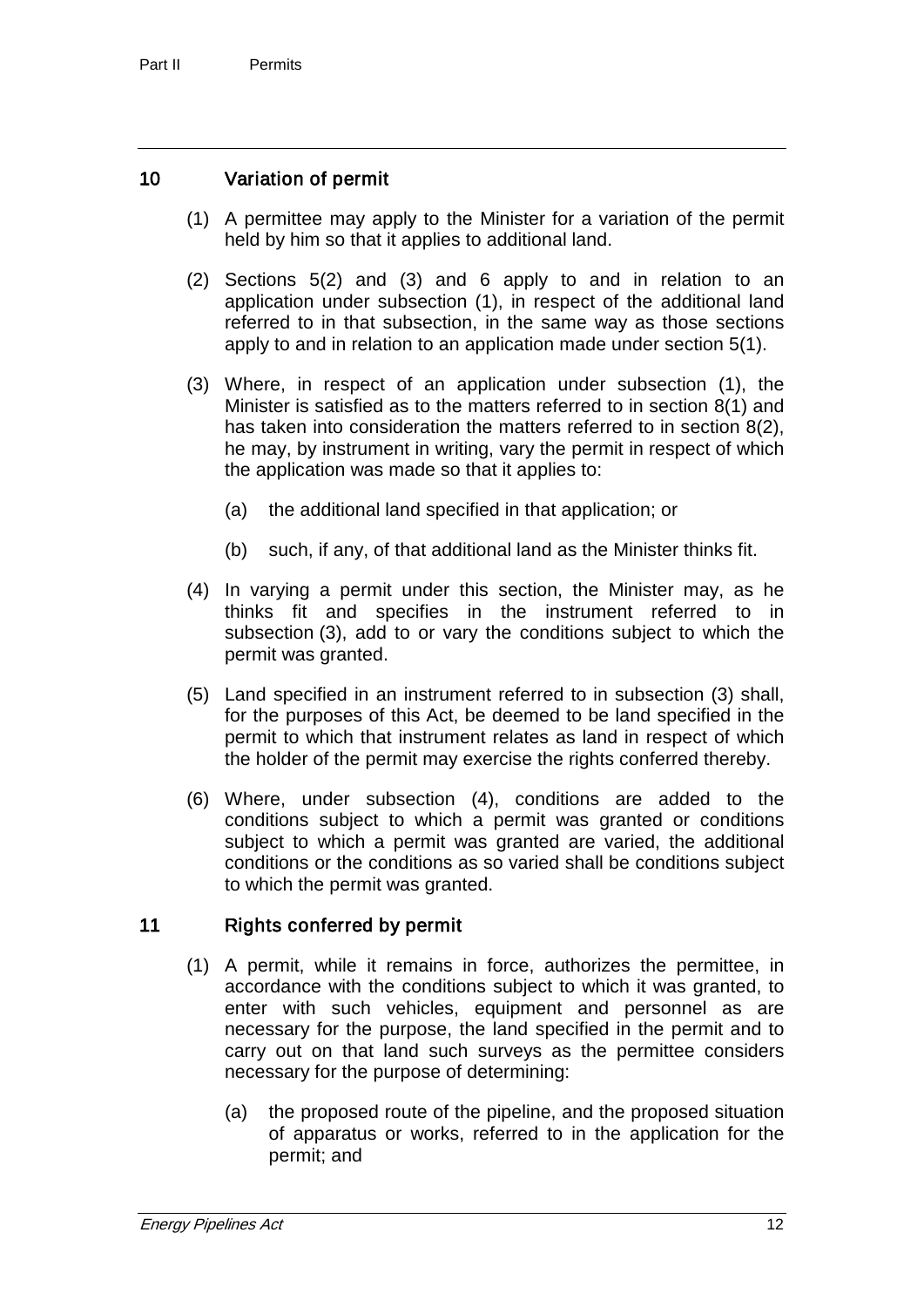## 10 Variation of permit

(1) A permittee may apply to the Minister for a variation of the permit held by him so that it applies to additional land.

(2) Sections 5(2) and (3) and 6 apply to and in relation to an application under subsection (1), in respect of the additional land referred to in that subsection, in the same way as those sections apply to and in relation to an application made under section 5(1).

(3) Where, in respect of an application under subsection (1), the Minister is satisfied as to the matters referred to in section 8(1) and has taken into consideration the matters referred to in section 8(2), he may, by instrument in writing, vary the permit in respect of which the application was made so that it applies to:

(a) the additional land specified in that application; or

(b) such, if any, of that additional land as the Minister thinks fit.

(4) In varying a permit under this section, the Minister may, as he thinks fit and specifies in the instrument referred to in subsection (3), add to or vary the conditions subject to which the permit was granted.

(5) Land specified in an instrument referred to in subsection (3) shall, for the purposes of this Act, be deemed to be land specified in the permit to which that instrument relates as land in respect of which the holder of the permit may exercise the rights conferred thereby.

(6) Where, under subsection (4), conditions are added to the conditions subject to which a permit was granted or conditions subject to which a permit was granted are varied, the additional conditions or the conditions as so varied shall be conditions subject to which the permit was granted.

## 11 Rights conferred by permit

(1) A permit, while it remains in force, authorizes the permittee, in accordance with the conditions subject to which it was granted, to enter with such vehicles, equipment and personnel as are necessary for the purpose, the land specified in the permit and to carry out on that land such surveys as the permittee considers necessary for the purpose of determining:

(a) the proposed route of the pipeline, and the proposed situation of apparatus or works, referred to in the application for the permit; and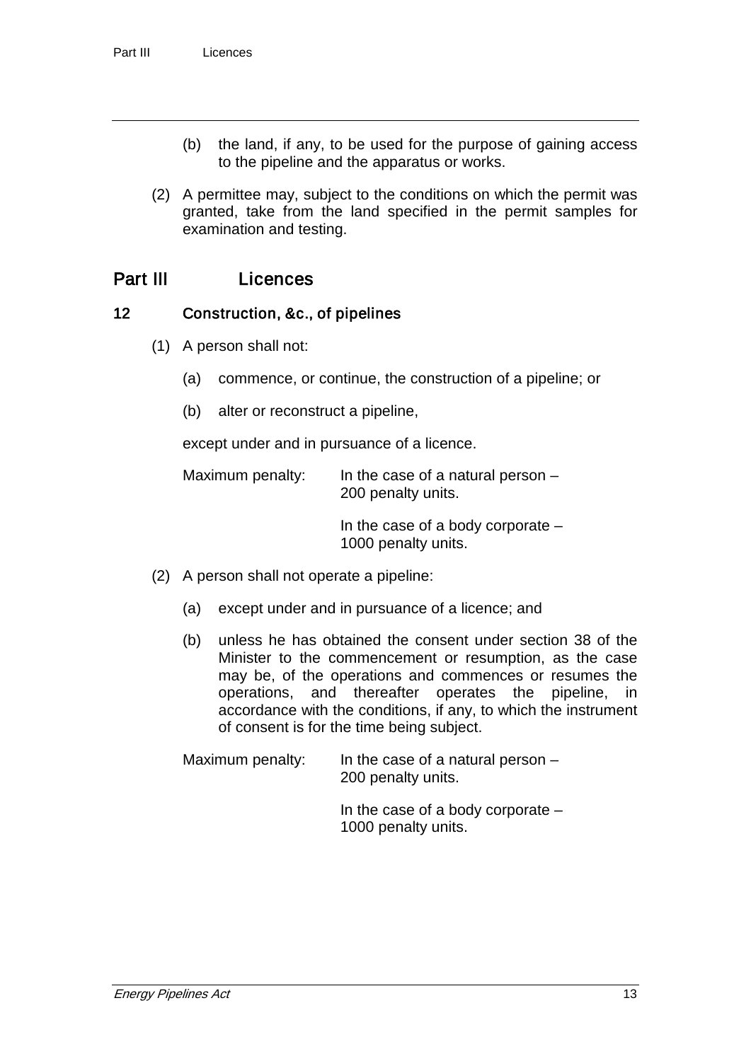(b) the land, if any, to be used for the purpose of gaining access to the pipeline and the apparatus or works.

(2) A permittee may, subject to the conditions on which the permit was granted, take from the land specified in the permit samples for examination and testing.

# Part III Licences

## 12 Construction, &c., of pipelines

(1) A person shall not:

(a) commence, or continue, the construction of a pipeline; or

(b) alter or reconstruct a pipeline,

except under and in pursuance of a licence.

Maximum penalty: In the case of a natural person – 200 penalty units.

In the case of a body corporate – 1000 penalty units.

(2) A person shall not operate a pipeline:

(a) except under and in pursuance of a licence; and

(b) unless he has obtained the consent under section 38 of the Minister to the commencement or resumption, as the case may be, of the operations and commences or resumes the operations, and thereafter operates the pipeline, in accordance with the conditions, if any, to which the instrument of consent is for the time being subject.

Maximum penalty: In the case of a natural person – 200 penalty units.

In the case of a body corporate – 1000 penalty units.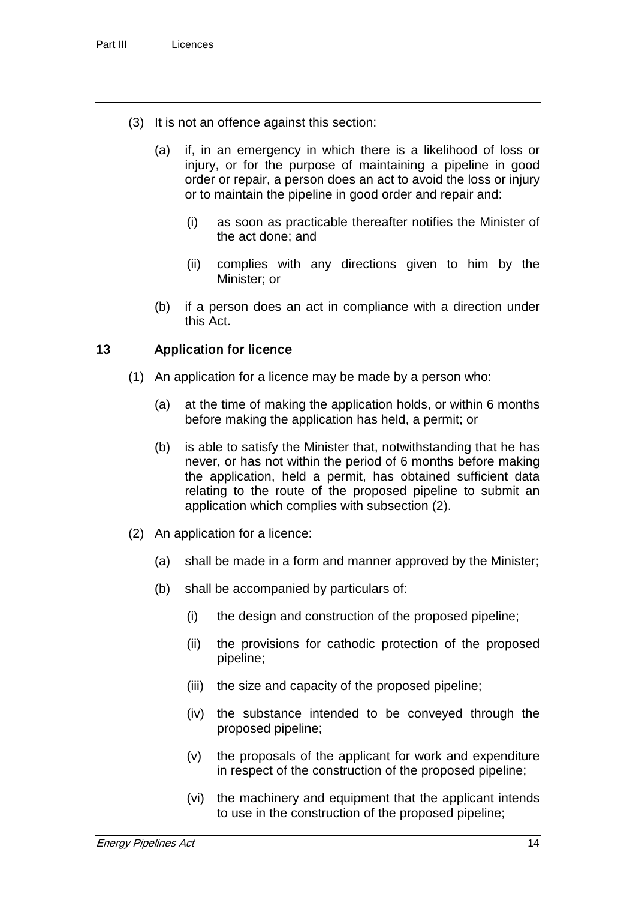(3) It is not an offence against this section:

(a) if, in an emergency in which there is a likelihood of loss or injury, or for the purpose of maintaining a pipeline in good order or repair, a person does an act to avoid the loss or injury or to maintain the pipeline in good order and repair and:

(i) as soon as practicable thereafter notifies the Minister of the act done; and

(ii) complies with any directions given to him by the Minister; or

(b) if a person does an act in compliance with a direction under this Act.

## 13 Application for licence

(1) An application for a licence may be made by a person who:

(a) at the time of making the application holds, or within 6 months before making the application has held, a permit; or

(b) is able to satisfy the Minister that, notwithstanding that he has never, or has not within the period of 6 months before making the application, held a permit, has obtained sufficient data relating to the route of the proposed pipeline to submit an application which complies with subsection (2).

(2) An application for a licence:

(a) shall be made in a form and manner approved by the Minister;

(b) shall be accompanied by particulars of:

(i) the design and construction of the proposed pipeline;

(ii) the provisions for cathodic protection of the proposed pipeline;

(iii) the size and capacity of the proposed pipeline;

(iv) the substance intended to be conveyed through the proposed pipeline;

(v) the proposals of the applicant for work and expenditure in respect of the construction of the proposed pipeline;

(vi) the machinery and equipment that the applicant intends to use in the construction of the proposed pipeline;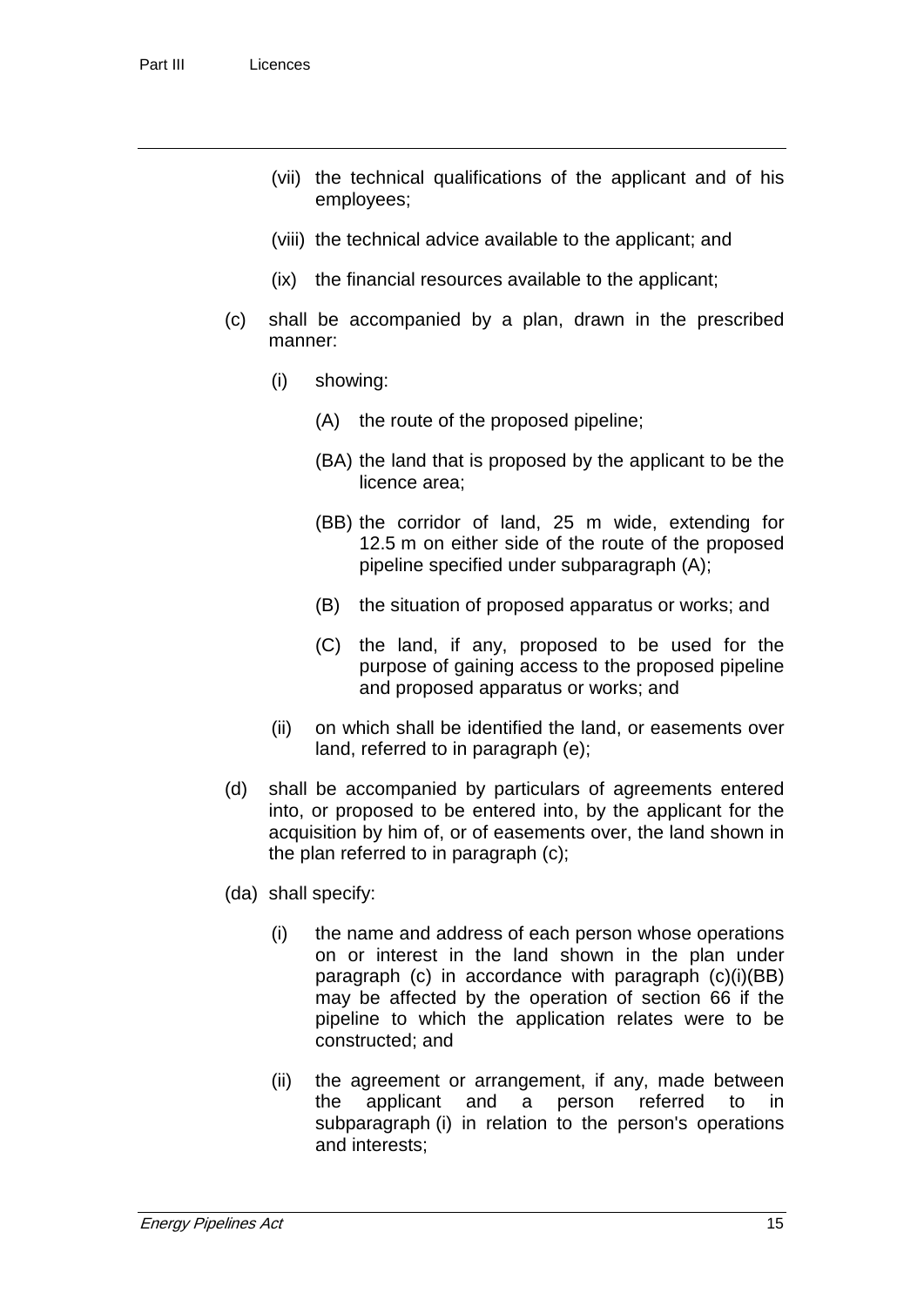(vii) the technical qualifications of the applicant and of his employees;

(viii) the technical advice available to the applicant; and

(ix) the financial resources available to the applicant;

(c) shall be accompanied by a plan, drawn in the prescribed manner:

(i) showing:

(A) the route of the proposed pipeline;

(BA) the land that is proposed by the applicant to be the licence area;

(BB) the corridor of land, 25 m wide, extending for 12.5 m on either side of the route of the proposed pipeline specified under subparagraph (A);

(B) the situation of proposed apparatus or works; and

(C) the land, if any, proposed to be used for the purpose of gaining access to the proposed pipeline and proposed apparatus or works; and

(ii) on which shall be identified the land, or easements over land, referred to in paragraph (e);

(d) shall be accompanied by particulars of agreements entered into, or proposed to be entered into, by the applicant for the acquisition by him of, or of easements over, the land shown in the plan referred to in paragraph (c);

(da) shall specify:

(i) the name and address of each person whose operations on or interest in the land shown in the plan under paragraph (c) in accordance with paragraph (c)(i)(BB) may be affected by the operation of section 66 if the pipeline to which the application relates were to be constructed; and

(ii) the agreement or arrangement, if any, made between the applicant and a person referred to in subparagraph (i) in relation to the person's operations and interests;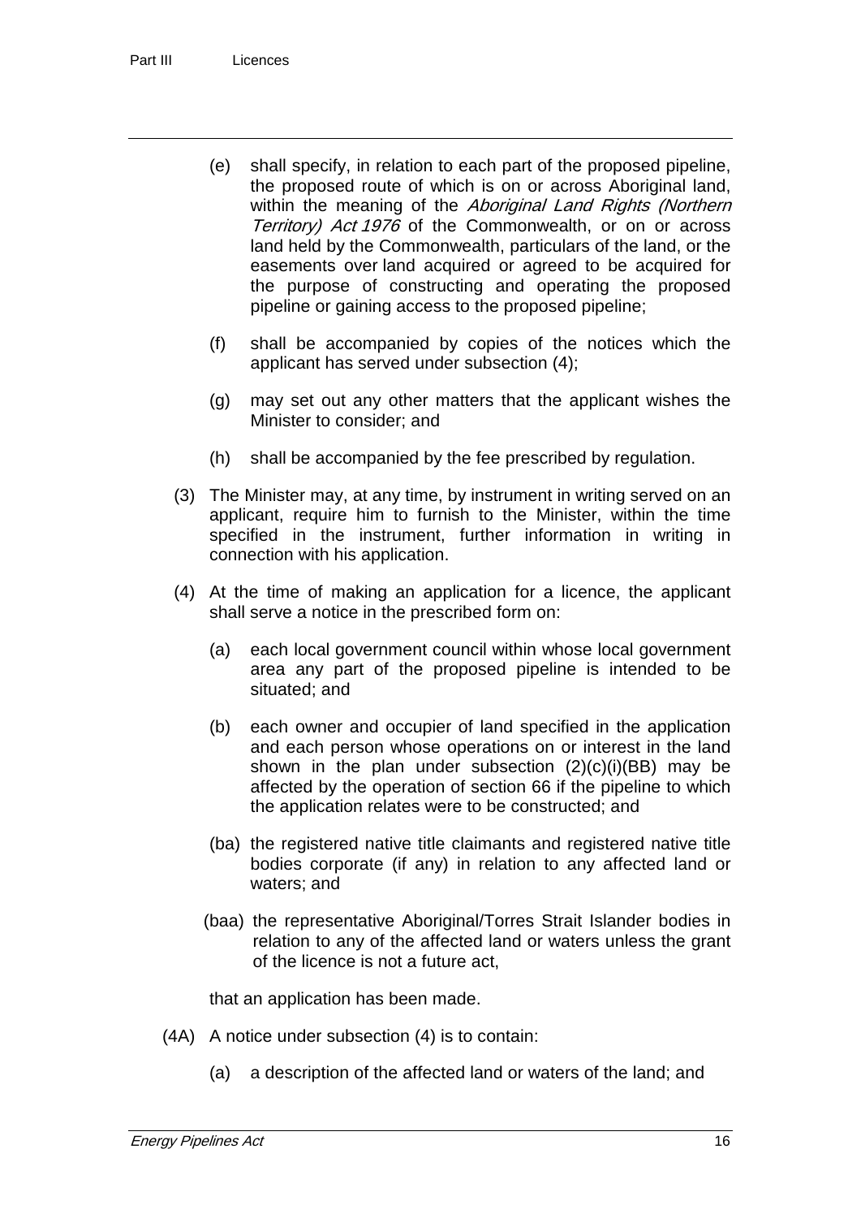(e) shall specify, in relation to each part of the proposed pipeline, the proposed route of which is on or across Aboriginal land, within the meaning of the *Aboriginal Land Rights (Northern Territory) Act 1976* of the Commonwealth, or on or across land held by the Commonwealth, particulars of the land, or the easements over land acquired or agreed to be acquired for the purpose of constructing and operating the proposed pipeline or gaining access to the proposed pipeline;

(f) shall be accompanied by copies of the notices which the applicant has served under subsection (4);

(g) may set out any other matters that the applicant wishes the Minister to consider; and

(h) shall be accompanied by the fee prescribed by regulation.

(3) The Minister may, at any time, by instrument in writing served on an applicant, require him to furnish to the Minister, within the time specified in the instrument, further information in writing in connection with his application.

(4) At the time of making an application for a licence, the applicant shall serve a notice in the prescribed form on:

(a) each local government council within whose local government area any part of the proposed pipeline is intended to be situated; and

(b) each owner and occupier of land specified in the application and each person whose operations on or interest in the land shown in the plan under subsection (2)(c)(i)(BB) may be affected by the operation of section 66 if the pipeline to which the application relates were to be constructed; and

(ba) the registered native title claimants and registered native title bodies corporate (if any) in relation to any affected land or waters; and

(baa) the representative Aboriginal/Torres Strait Islander bodies in relation to any of the affected land or waters unless the grant of the licence is not a future act,

that an application has been made.

(4A) A notice under subsection (4) is to contain:

(a) a description of the affected land or waters of the land; and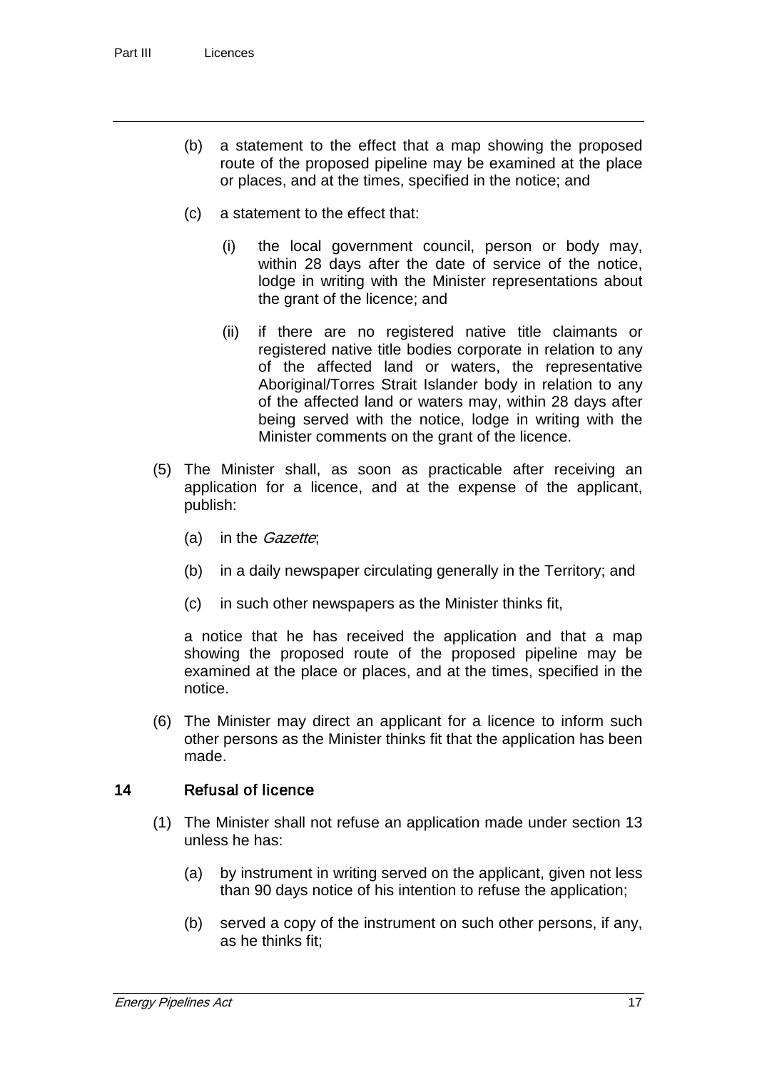(b) a statement to the effect that a map showing the proposed route of the proposed pipeline may be examined at the place or places, and at the times, specified in the notice; and

(c) a statement to the effect that:

  (i) the local government council, person or body may, within 28 days after the date of service of the notice, lodge in writing with the Minister representations about the grant of the licence; and

  (ii) if there are no registered native title claimants or registered native title bodies corporate in relation to any of the affected land or waters, the representative Aboriginal/Torres Strait Islander body in relation to any of the affected land or waters may, within 28 days after being served with the notice, lodge in writing with the Minister comments on the grant of the licence.

(5) The Minister shall, as soon as practicable after receiving an application for a licence, and at the expense of the applicant, publish:

  (a) in the *Gazette*;

  (b) in a daily newspaper circulating generally in the Territory; and

  (c) in such other newspapers as the Minister thinks fit,

a notice that he has received the application and that a map showing the proposed route of the proposed pipeline may be examined at the place or places, and at the times, specified in the notice.

(6) The Minister may direct an applicant for a licence to inform such other persons as the Minister thinks fit that the application has been made.

## 14 Refusal of licence

(1) The Minister shall not refuse an application made under section 13 unless he has:

  (a) by instrument in writing served on the applicant, given not less than 90 days notice of his intention to refuse the application;

  (b) served a copy of the instrument on such other persons, if any, as he thinks fit;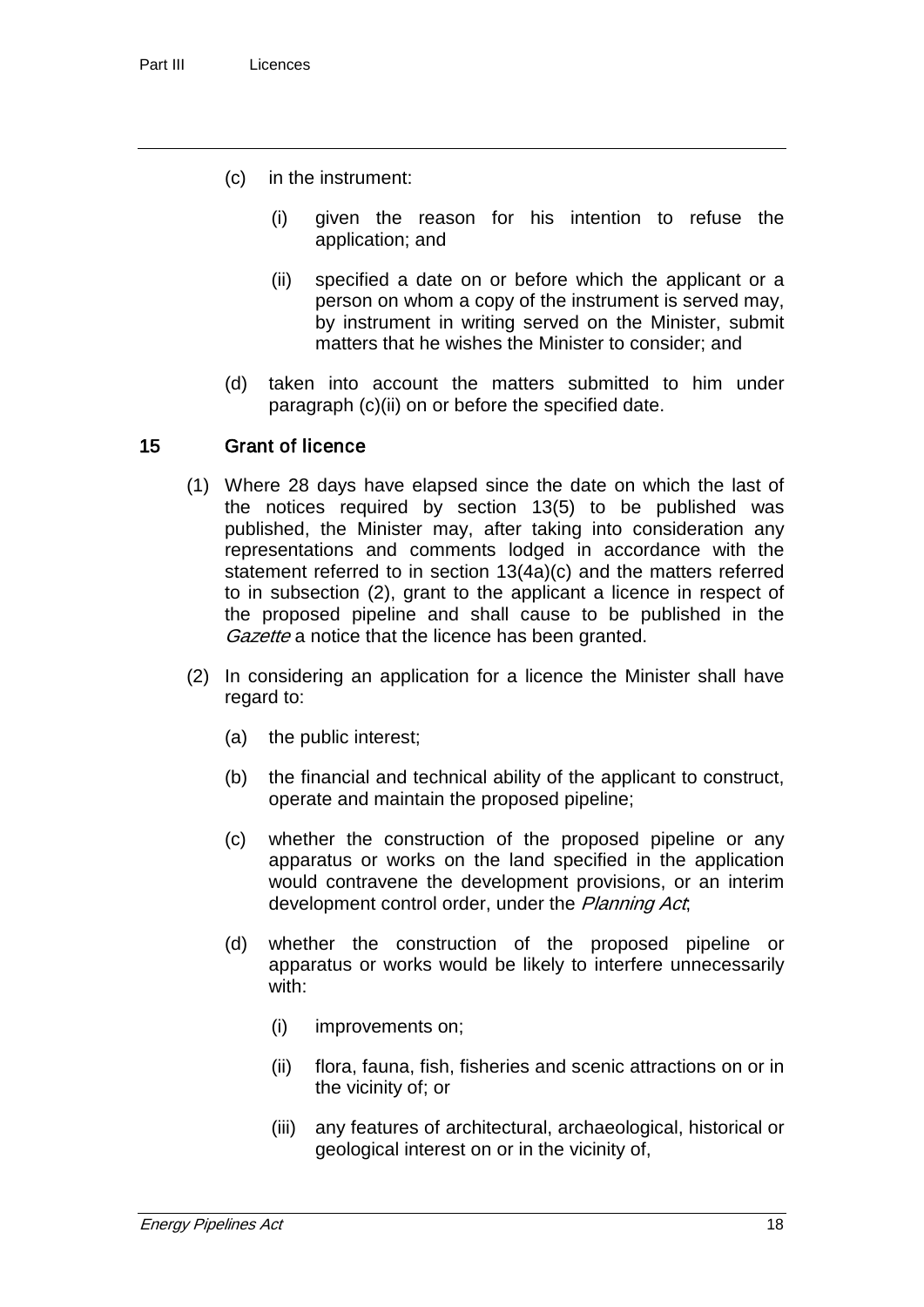(c) in the instrument:

  (i) given the reason for his intention to refuse the application; and

  (ii) specified a date on or before which the applicant or a person on whom a copy of the instrument is served may, by instrument in writing served on the Minister, submit matters that he wishes the Minister to consider; and

(d) taken into account the matters submitted to him under paragraph (c)(ii) on or before the specified date.

### 15 Grant of licence

(1) Where 28 days have elapsed since the date on which the last of the notices required by section 13(5) to be published was published, the Minister may, after taking into consideration any representations and comments lodged in accordance with the statement referred to in section 13(4a)(c) and the matters referred to in subsection (2), grant to the applicant a licence in respect of the proposed pipeline and shall cause to be published in the *Gazette* a notice that the licence has been granted.

(2) In considering an application for a licence the Minister shall have regard to:

  (a) the public interest;

  (b) the financial and technical ability of the applicant to construct, operate and maintain the proposed pipeline;

  (c) whether the construction of the proposed pipeline or any apparatus or works on the land specified in the application would contravene the development provisions, or an interim development control order, under the *Planning Act*;

  (d) whether the construction of the proposed pipeline or apparatus or works would be likely to interfere unnecessarily with:

    (i) improvements on;

    (ii) flora, fauna, fish, fisheries and scenic attractions on or in the vicinity of; or

    (iii) any features of architectural, archaeological, historical or geological interest on or in the vicinity of,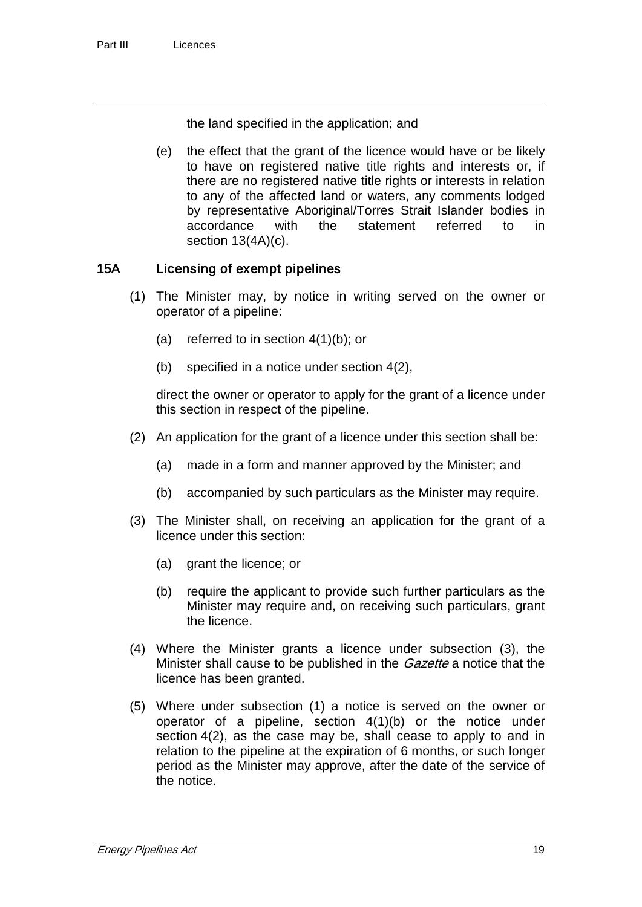the land specified in the application; and

(e) the effect that the grant of the licence would have or be likely to have on registered native title rights and interests or, if there are no registered native title rights or interests in relation to any of the affected land or waters, any comments lodged by representative Aboriginal/Torres Strait Islander bodies in accordance with the statement referred to in section 13(4A)(c).

### 15A Licensing of exempt pipelines

(1) The Minister may, by notice in writing served on the owner or operator of a pipeline:

(a) referred to in section 4(1)(b); or

(b) specified in a notice under section 4(2),

direct the owner or operator to apply for the grant of a licence under this section in respect of the pipeline.

(2) An application for the grant of a licence under this section shall be:

(a) made in a form and manner approved by the Minister; and

(b) accompanied by such particulars as the Minister may require.

(3) The Minister shall, on receiving an application for the grant of a licence under this section:

(a) grant the licence; or

(b) require the applicant to provide such further particulars as the Minister may require and, on receiving such particulars, grant the licence.

(4) Where the Minister grants a licence under subsection (3), the Minister shall cause to be published in the *Gazette* a notice that the licence has been granted.

(5) Where under subsection (1) a notice is served on the owner or operator of a pipeline, section 4(1)(b) or the notice under section 4(2), as the case may be, shall cease to apply to and in relation to the pipeline at the expiration of 6 months, or such longer period as the Minister may approve, after the date of the service of the notice.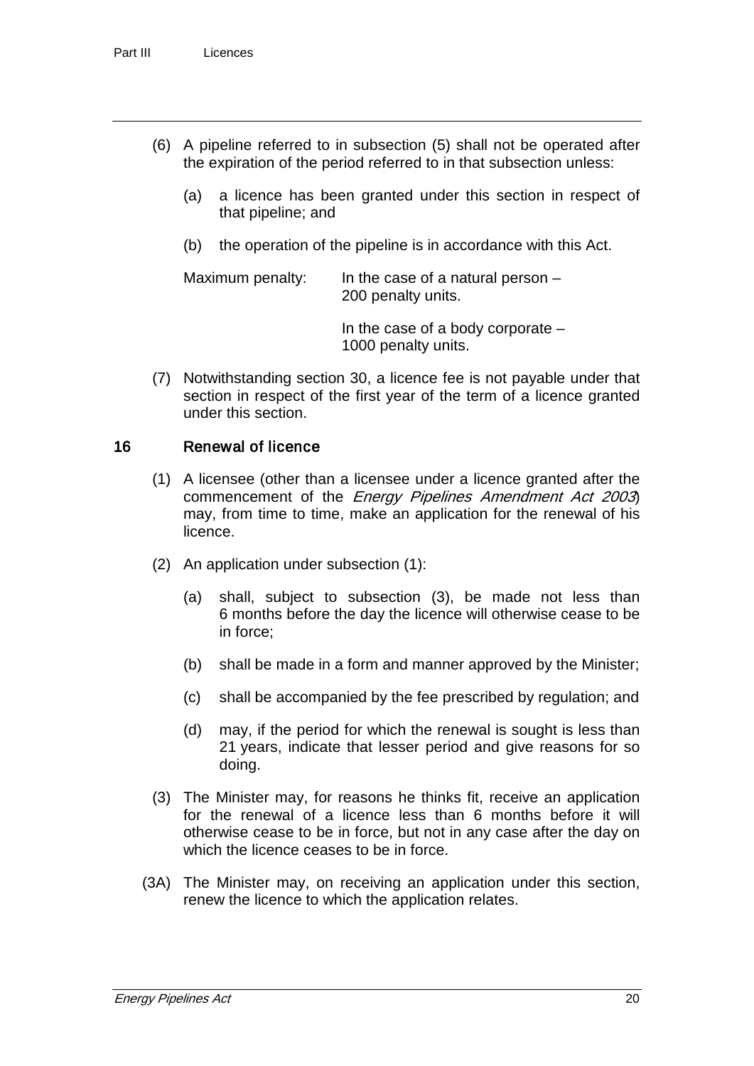(6) A pipeline referred to in subsection (5) shall not be operated after the expiration of the period referred to in that subsection unless:

(a) a licence has been granted under this section in respect of that pipeline; and

(b) the operation of the pipeline is in accordance with this Act.

Maximum penalty: In the case of a natural person – 200 penalty units.

In the case of a body corporate – 1000 penalty units.

(7) Notwithstanding section 30, a licence fee is not payable under that section in respect of the first year of the term of a licence granted under this section.

### 16 Renewal of licence

(1) A licensee (other than a licensee under a licence granted after the commencement of the *Energy Pipelines Amendment Act 2003*) may, from time to time, make an application for the renewal of his licence.

(2) An application under subsection (1):

(a) shall, subject to subsection (3), be made not less than 6 months before the day the licence will otherwise cease to be in force;

(b) shall be made in a form and manner approved by the Minister;

(c) shall be accompanied by the fee prescribed by regulation; and

(d) may, if the period for which the renewal is sought is less than 21 years, indicate that lesser period and give reasons for so doing.

(3) The Minister may, for reasons he thinks fit, receive an application for the renewal of a licence less than 6 months before it will otherwise cease to be in force, but not in any case after the day on which the licence ceases to be in force.

(3A) The Minister may, on receiving an application under this section, renew the licence to which the application relates.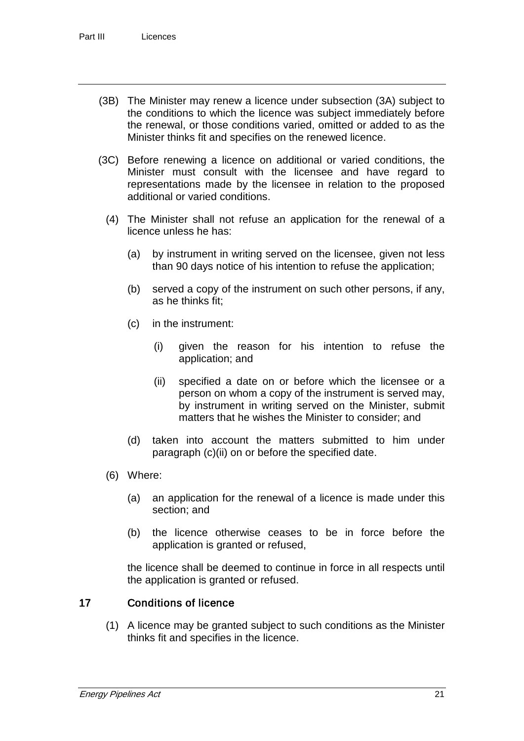(3B) The Minister may renew a licence under subsection (3A) subject to the conditions to which the licence was subject immediately before the renewal, or those conditions varied, omitted or added to as the Minister thinks fit and specifies on the renewed licence.

(3C) Before renewing a licence on additional or varied conditions, the Minister must consult with the licensee and have regard to representations made by the licensee in relation to the proposed additional or varied conditions.

(4) The Minister shall not refuse an application for the renewal of a licence unless he has:

- (a) by instrument in writing served on the licensee, given not less than 90 days notice of his intention to refuse the application;
- (b) served a copy of the instrument on such other persons, if any, as he thinks fit;
- (c) in the instrument:
  - (i) given the reason for his intention to refuse the application; and
  - (ii) specified a date on or before which the licensee or a person on whom a copy of the instrument is served may, by instrument in writing served on the Minister, submit matters that he wishes the Minister to consider; and
- (d) taken into account the matters submitted to him under paragraph (c)(ii) on or before the specified date.

(6) Where:

- (a) an application for the renewal of a licence is made under this section; and
- (b) the licence otherwise ceases to be in force before the application is granted or refused,

the licence shall be deemed to continue in force in all respects until the application is granted or refused.

## 17 Conditions of licence

(1) A licence may be granted subject to such conditions as the Minister thinks fit and specifies in the licence.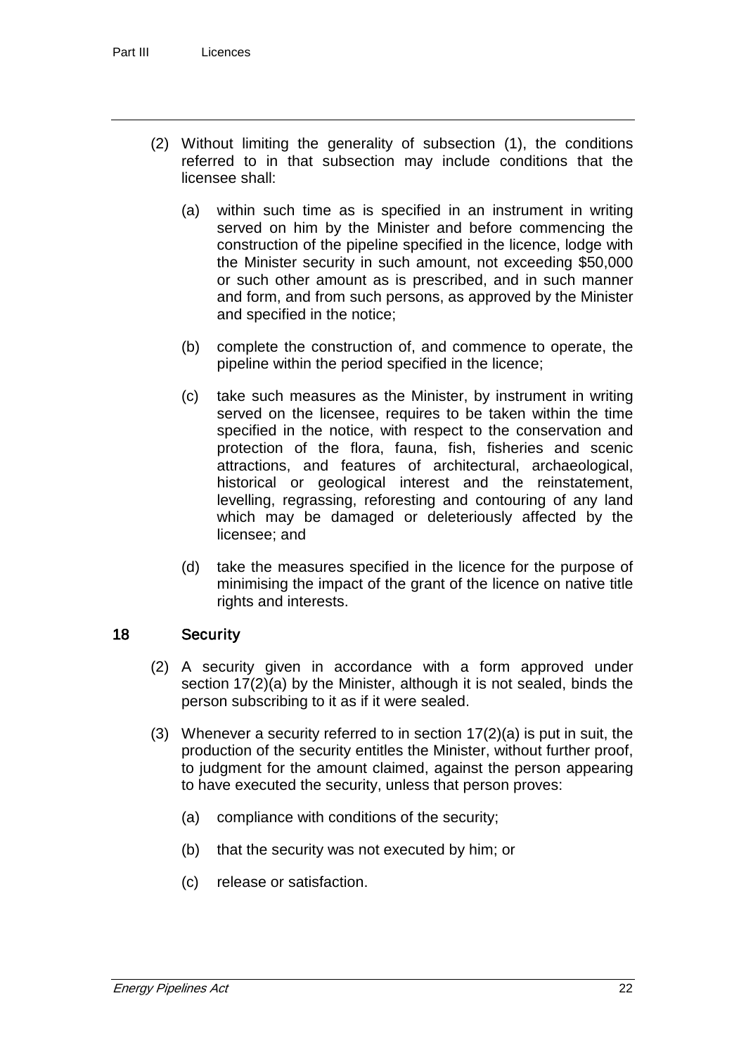(2) Without limiting the generality of subsection (1), the conditions referred to in that subsection may include conditions that the licensee shall:

(a) within such time as is specified in an instrument in writing served on him by the Minister and before commencing the construction of the pipeline specified in the licence, lodge with the Minister security in such amount, not exceeding $50,000 or such other amount as is prescribed, and in such manner and form, and from such persons, as approved by the Minister and specified in the notice;

(b) complete the construction of, and commence to operate, the pipeline within the period specified in the licence;

(c) take such measures as the Minister, by instrument in writing served on the licensee, requires to be taken within the time specified in the notice, with respect to the conservation and protection of the flora, fauna, fish, fisheries and scenic attractions, and features of architectural, archaeological, historical or geological interest and the reinstatement, levelling, regrassing, reforesting and contouring of any land which may be damaged or deleteriously affected by the licensee; and

(d) take the measures specified in the licence for the purpose of minimising the impact of the grant of the licence on native title rights and interests.

## 18 Security

(2) A security given in accordance with a form approved under section 17(2)(a) by the Minister, although it is not sealed, binds the person subscribing to it as if it were sealed.

(3) Whenever a security referred to in section 17(2)(a) is put in suit, the production of the security entitles the Minister, without further proof, to judgment for the amount claimed, against the person appearing to have executed the security, unless that person proves:

(a) compliance with conditions of the security;

(b) that the security was not executed by him; or

(c) release or satisfaction.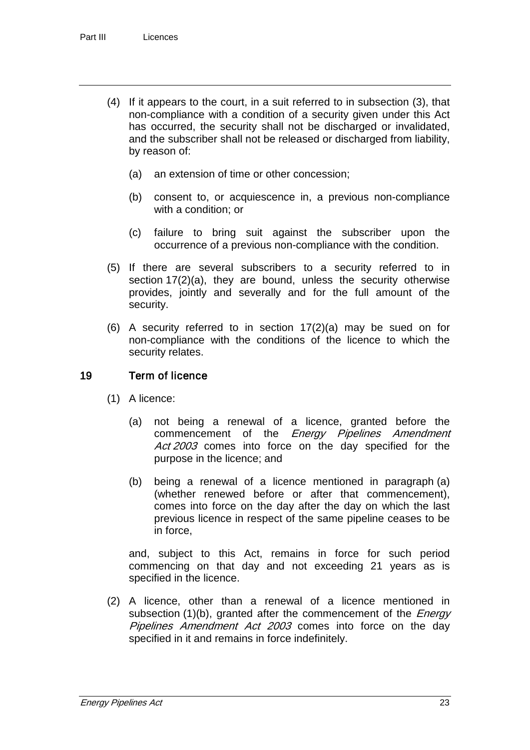(4) If it appears to the court, in a suit referred to in subsection (3), that non-compliance with a condition of a security given under this Act has occurred, the security shall not be discharged or invalidated, and the subscriber shall not be released or discharged from liability, by reason of:

(a) an extension of time or other concession;

(b) consent to, or acquiescence in, a previous non-compliance with a condition; or

(c) failure to bring suit against the subscriber upon the occurrence of a previous non-compliance with the condition.

(5) If there are several subscribers to a security referred to in section 17(2)(a), they are bound, unless the security otherwise provides, jointly and severally and for the full amount of the security.

(6) A security referred to in section 17(2)(a) may be sued on for non-compliance with the conditions of the licence to which the security relates.

## 19 Term of licence

(1) A licence:

(a) not being a renewal of a licence, granted before the commencement of the *Energy Pipelines Amendment Act 2003* comes into force on the day specified for the purpose in the licence; and

(b) being a renewal of a licence mentioned in paragraph (a) (whether renewed before or after that commencement), comes into force on the day after the day on which the last previous licence in respect of the same pipeline ceases to be in force,

and, subject to this Act, remains in force for such period commencing on that day and not exceeding 21 years as is specified in the licence.

(2) A licence, other than a renewal of a licence mentioned in subsection (1)(b), granted after the commencement of the *Energy Pipelines Amendment Act 2003* comes into force on the day specified in it and remains in force indefinitely.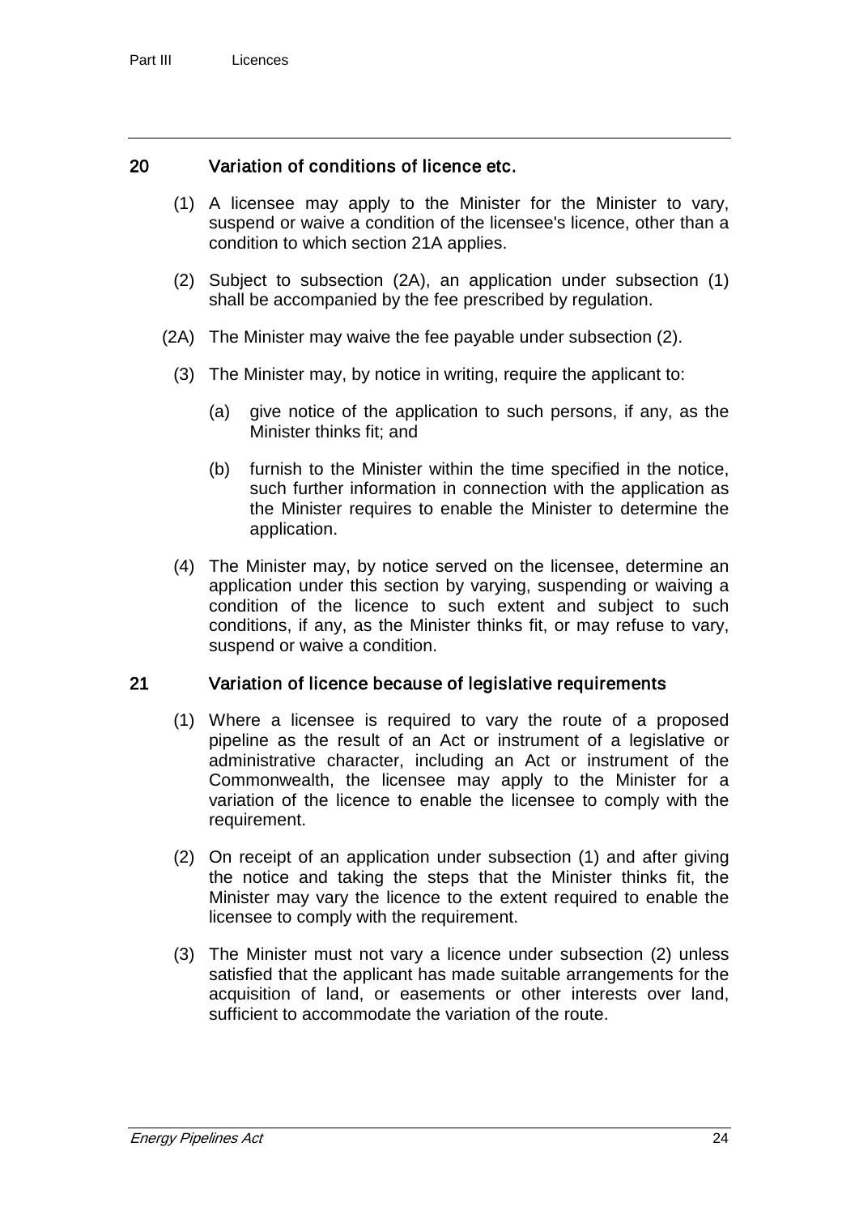## 20 Variation of conditions of licence etc.

(1) A licensee may apply to the Minister for the Minister to vary, suspend or waive a condition of the licensee's licence, other than a condition to which section 21A applies.

(2) Subject to subsection (2A), an application under subsection (1) shall be accompanied by the fee prescribed by regulation.

(2A) The Minister may waive the fee payable under subsection (2).

(3) The Minister may, by notice in writing, require the applicant to:

(a) give notice of the application to such persons, if any, as the Minister thinks fit; and

(b) furnish to the Minister within the time specified in the notice, such further information in connection with the application as the Minister requires to enable the Minister to determine the application.

(4) The Minister may, by notice served on the licensee, determine an application under this section by varying, suspending or waiving a condition of the licence to such extent and subject to such conditions, if any, as the Minister thinks fit, or may refuse to vary, suspend or waive a condition.

## 21 Variation of licence because of legislative requirements

(1) Where a licensee is required to vary the route of a proposed pipeline as the result of an Act or instrument of a legislative or administrative character, including an Act or instrument of the Commonwealth, the licensee may apply to the Minister for a variation of the licence to enable the licensee to comply with the requirement.

(2) On receipt of an application under subsection (1) and after giving the notice and taking the steps that the Minister thinks fit, the Minister may vary the licence to the extent required to enable the licensee to comply with the requirement.

(3) The Minister must not vary a licence under subsection (2) unless satisfied that the applicant has made suitable arrangements for the acquisition of land, or easements or other interests over land, sufficient to accommodate the variation of the route.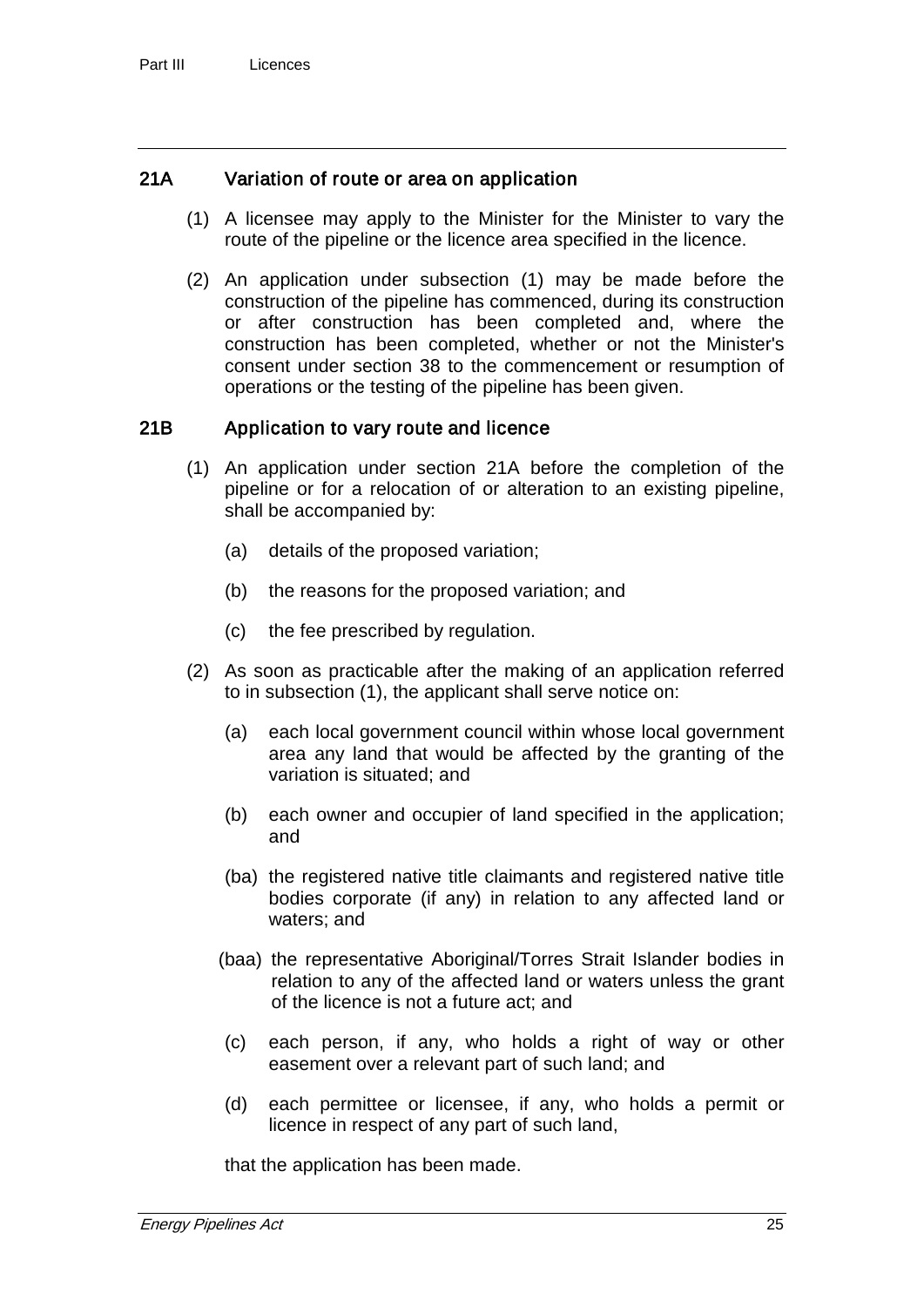## 21A Variation of route or area on application

(1) A licensee may apply to the Minister for the Minister to vary the route of the pipeline or the licence area specified in the licence.

(2) An application under subsection (1) may be made before the construction of the pipeline has commenced, during its construction or after construction has been completed and, where the construction has been completed, whether or not the Minister's consent under section 38 to the commencement or resumption of operations or the testing of the pipeline has been given.

## 21B Application to vary route and licence

(1) An application under section 21A before the completion of the pipeline or for a relocation of or alteration to an existing pipeline, shall be accompanied by:

- (a) details of the proposed variation;
- (b) the reasons for the proposed variation; and
- (c) the fee prescribed by regulation.

(2) As soon as practicable after the making of an application referred to in subsection (1), the applicant shall serve notice on:

- (a) each local government council within whose local government area any land that would be affected by the granting of the variation is situated; and
- (b) each owner and occupier of land specified in the application; and
- (ba) the registered native title claimants and registered native title bodies corporate (if any) in relation to any affected land or waters; and
- (baa) the representative Aboriginal/Torres Strait Islander bodies in relation to any of the affected land or waters unless the grant of the licence is not a future act; and
- (c) each person, if any, who holds a right of way or other easement over a relevant part of such land; and
- (d) each permittee or licensee, if any, who holds a permit or licence in respect of any part of such land,

that the application has been made.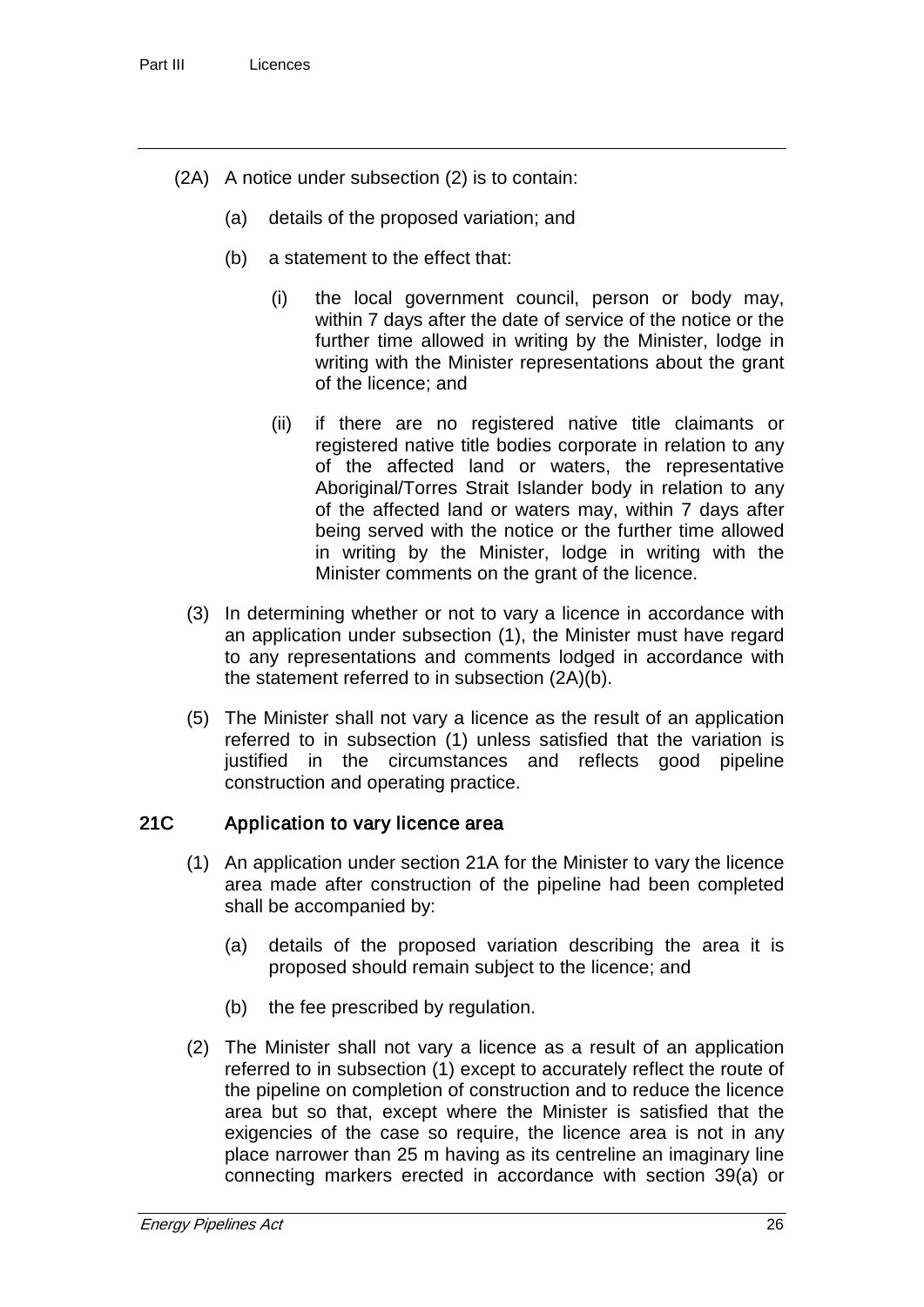(2A) A notice under subsection (2) is to contain:

(a) details of the proposed variation; and

(b) a statement to the effect that:

(i) the local government council, person or body may, within 7 days after the date of service of the notice or the further time allowed in writing by the Minister, lodge in writing with the Minister representations about the grant of the licence; and

(ii) if there are no registered native title claimants or registered native title bodies corporate in relation to any of the affected land or waters, the representative Aboriginal/Torres Strait Islander body in relation to any of the affected land or waters may, within 7 days after being served with the notice or the further time allowed in writing by the Minister, lodge in writing with the Minister comments on the grant of the licence.

(3) In determining whether or not to vary a licence in accordance with an application under subsection (1), the Minister must have regard to any representations and comments lodged in accordance with the statement referred to in subsection (2A)(b).

(5) The Minister shall not vary a licence as the result of an application referred to in subsection (1) unless satisfied that the variation is justified in the circumstances and reflects good pipeline construction and operating practice.

### 21C Application to vary licence area

(1) An application under section 21A for the Minister to vary the licence area made after construction of the pipeline had been completed shall be accompanied by:

(a) details of the proposed variation describing the area it is proposed should remain subject to the licence; and

(b) the fee prescribed by regulation.

(2) The Minister shall not vary a licence as a result of an application referred to in subsection (1) except to accurately reflect the route of the pipeline on completion of construction and to reduce the licence area but so that, except where the Minister is satisfied that the exigencies of the case so require, the licence area is not in any place narrower than 25 m having as its centreline an imaginary line connecting markers erected in accordance with section 39(a) or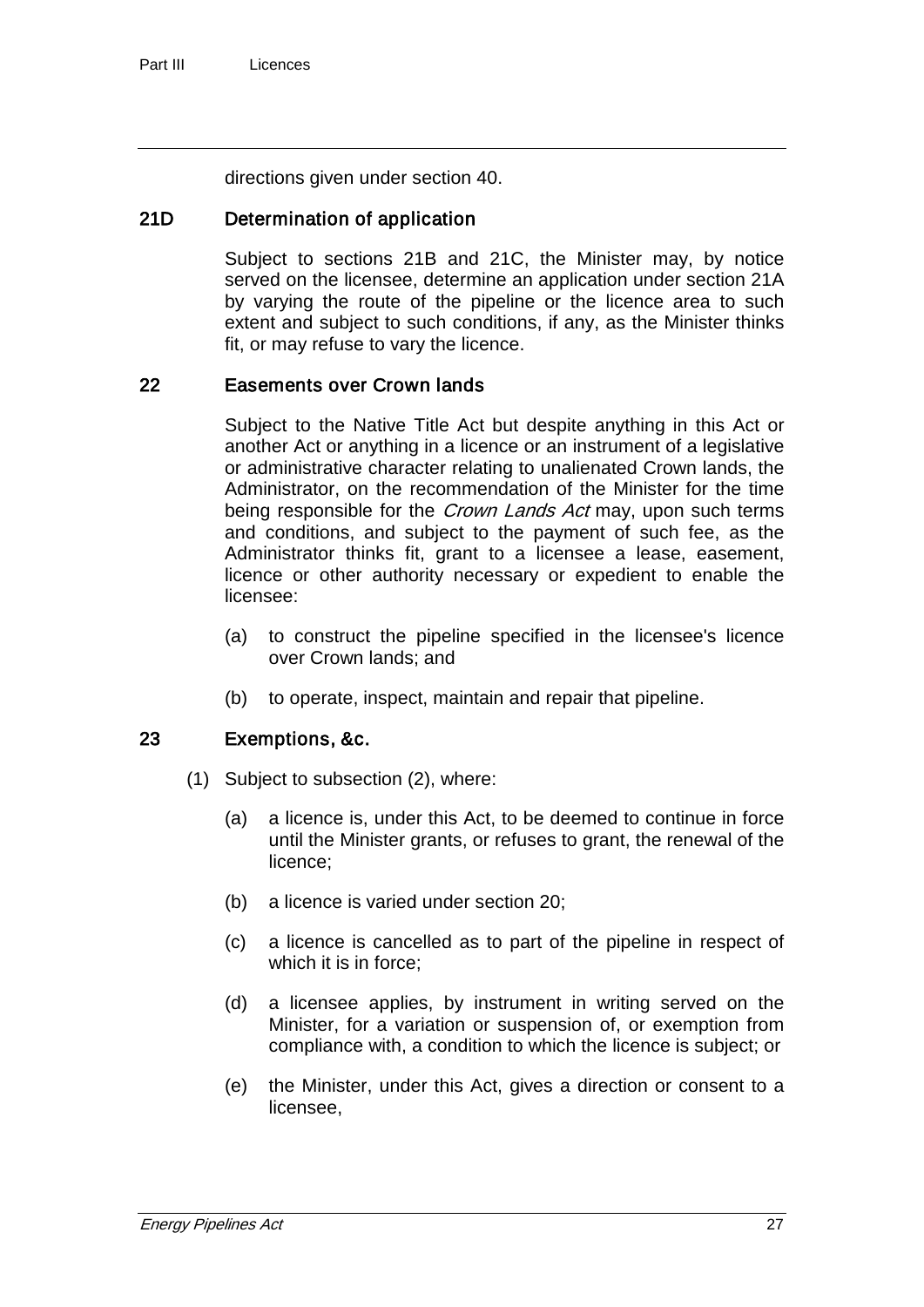directions given under section 40.

### 21D Determination of application

Subject to sections 21B and 21C, the Minister may, by notice served on the licensee, determine an application under section 21A by varying the route of the pipeline or the licence area to such extent and subject to such conditions, if any, as the Minister thinks fit, or may refuse to vary the licence.

### 22 Easements over Crown lands

Subject to the Native Title Act but despite anything in this Act or another Act or anything in a licence or an instrument of a legislative or administrative character relating to unalienated Crown lands, the Administrator, on the recommendation of the Minister for the time being responsible for the *Crown Lands Act* may, upon such terms and conditions, and subject to the payment of such fee, as the Administrator thinks fit, grant to a licensee a lease, easement, licence or other authority necessary or expedient to enable the licensee:

(a) to construct the pipeline specified in the licensee's licence over Crown lands; and

(b) to operate, inspect, maintain and repair that pipeline.

### 23 Exemptions, &c.

(1) Subject to subsection (2), where:

(a) a licence is, under this Act, to be deemed to continue in force until the Minister grants, or refuses to grant, the renewal of the licence;

(b) a licence is varied under section 20;

(c) a licence is cancelled as to part of the pipeline in respect of which it is in force;

(d) a licensee applies, by instrument in writing served on the Minister, for a variation or suspension of, or exemption from compliance with, a condition to which the licence is subject; or

(e) the Minister, under this Act, gives a direction or consent to a licensee,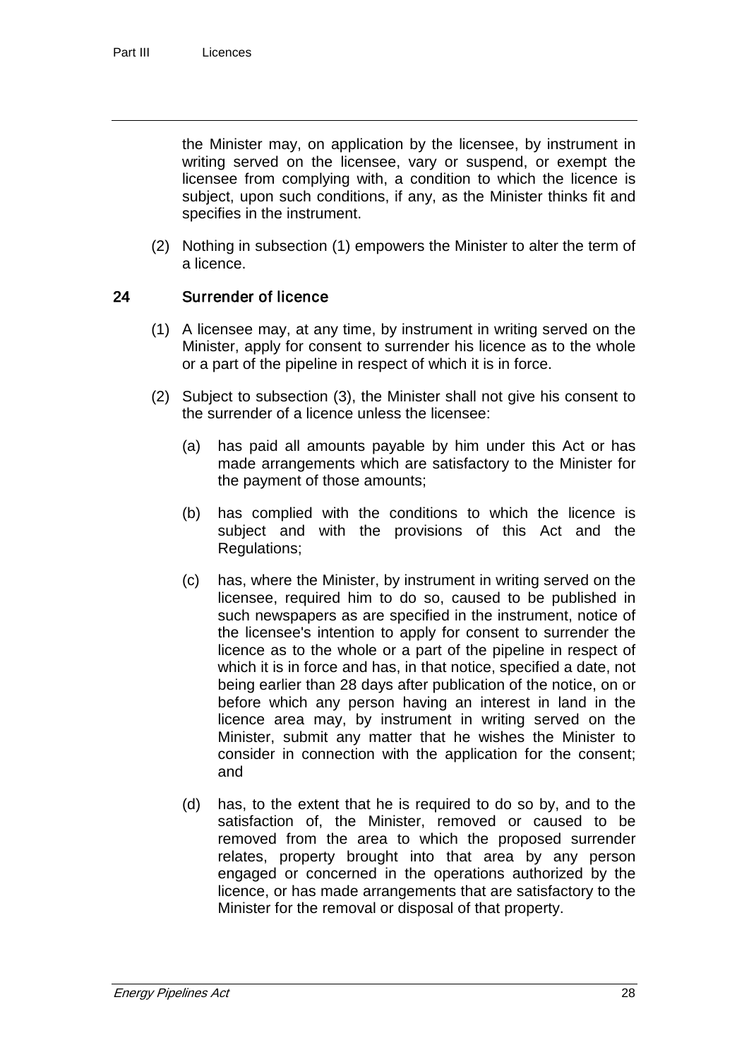the Minister may, on application by the licensee, by instrument in writing served on the licensee, vary or suspend, or exempt the licensee from complying with, a condition to which the licence is subject, upon such conditions, if any, as the Minister thinks fit and specifies in the instrument.

(2) Nothing in subsection (1) empowers the Minister to alter the term of a licence.

## 24 Surrender of licence

(1) A licensee may, at any time, by instrument in writing served on the Minister, apply for consent to surrender his licence as to the whole or a part of the pipeline in respect of which it is in force.

(2) Subject to subsection (3), the Minister shall not give his consent to the surrender of a licence unless the licensee:

(a) has paid all amounts payable by him under this Act or has made arrangements which are satisfactory to the Minister for the payment of those amounts;

(b) has complied with the conditions to which the licence is subject and with the provisions of this Act and the Regulations;

(c) has, where the Minister, by instrument in writing served on the licensee, required him to do so, caused to be published in such newspapers as are specified in the instrument, notice of the licensee's intention to apply for consent to surrender the licence as to the whole or a part of the pipeline in respect of which it is in force and has, in that notice, specified a date, not being earlier than 28 days after publication of the notice, on or before which any person having an interest in land in the licence area may, by instrument in writing served on the Minister, submit any matter that he wishes the Minister to consider in connection with the application for the consent; and

(d) has, to the extent that he is required to do so by, and to the satisfaction of, the Minister, removed or caused to be removed from the area to which the proposed surrender relates, property brought into that area by any person engaged or concerned in the operations authorized by the licence, or has made arrangements that are satisfactory to the Minister for the removal or disposal of that property.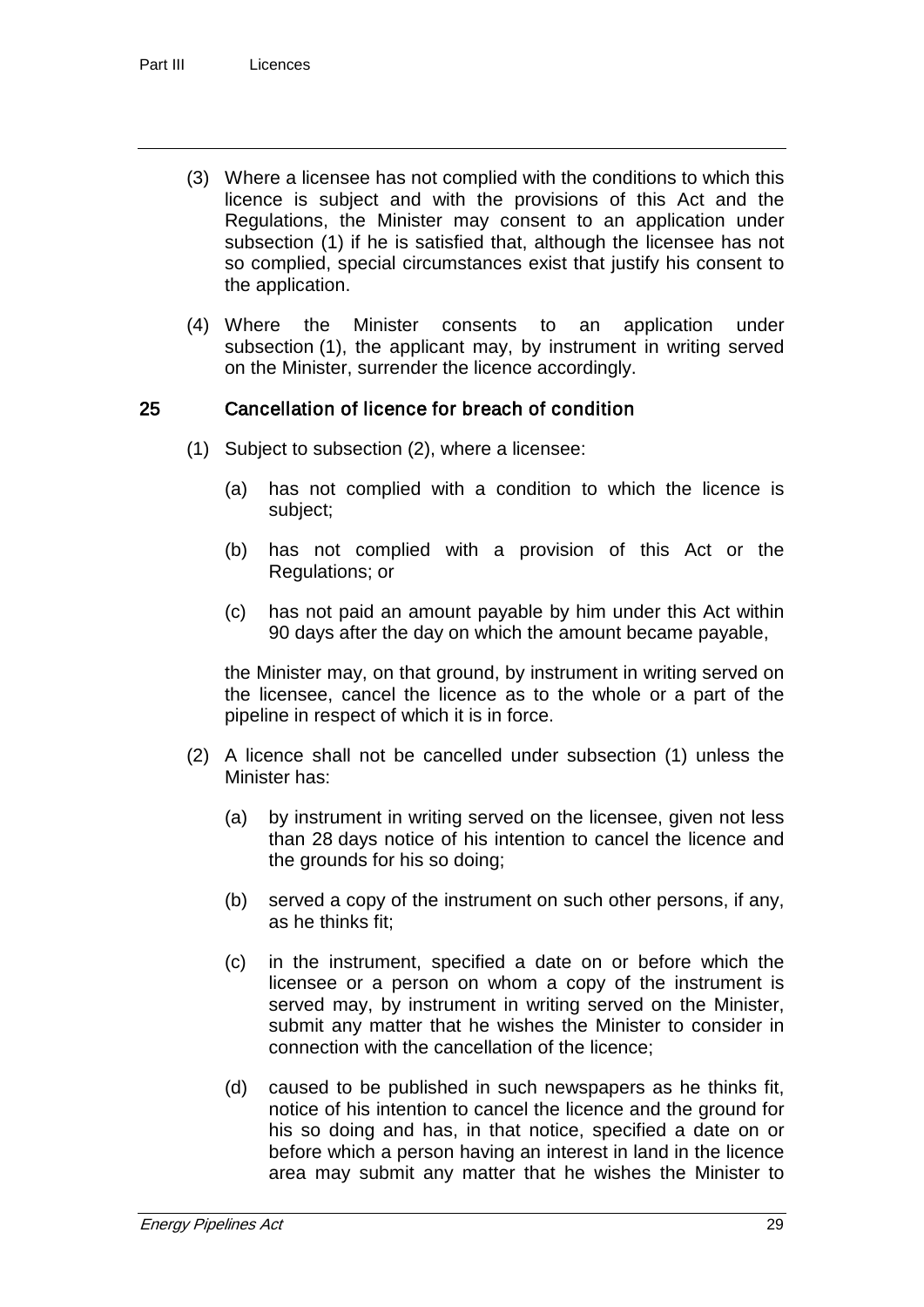(3) Where a licensee has not complied with the conditions to which this licence is subject and with the provisions of this Act and the Regulations, the Minister may consent to an application under subsection (1) if he is satisfied that, although the licensee has not so complied, special circumstances exist that justify his consent to the application.

(4) Where the Minister consents to an application under subsection (1), the applicant may, by instrument in writing served on the Minister, surrender the licence accordingly.

## 25 Cancellation of licence for breach of condition

(1) Subject to subsection (2), where a licensee:

- (a) has not complied with a condition to which the licence is subject;
- (b) has not complied with a provision of this Act or the Regulations; or
- (c) has not paid an amount payable by him under this Act within 90 days after the day on which the amount became payable,

the Minister may, on that ground, by instrument in writing served on the licensee, cancel the licence as to the whole or a part of the pipeline in respect of which it is in force.

(2) A licence shall not be cancelled under subsection (1) unless the Minister has:

- (a) by instrument in writing served on the licensee, given not less than 28 days notice of his intention to cancel the licence and the grounds for his so doing;
- (b) served a copy of the instrument on such other persons, if any, as he thinks fit;
- (c) in the instrument, specified a date on or before which the licensee or a person on whom a copy of the instrument is served may, by instrument in writing served on the Minister, submit any matter that he wishes the Minister to consider in connection with the cancellation of the licence;
- (d) caused to be published in such newspapers as he thinks fit, notice of his intention to cancel the licence and the ground for his so doing and has, in that notice, specified a date on or before which a person having an interest in land in the licence area may submit any matter that he wishes the Minister to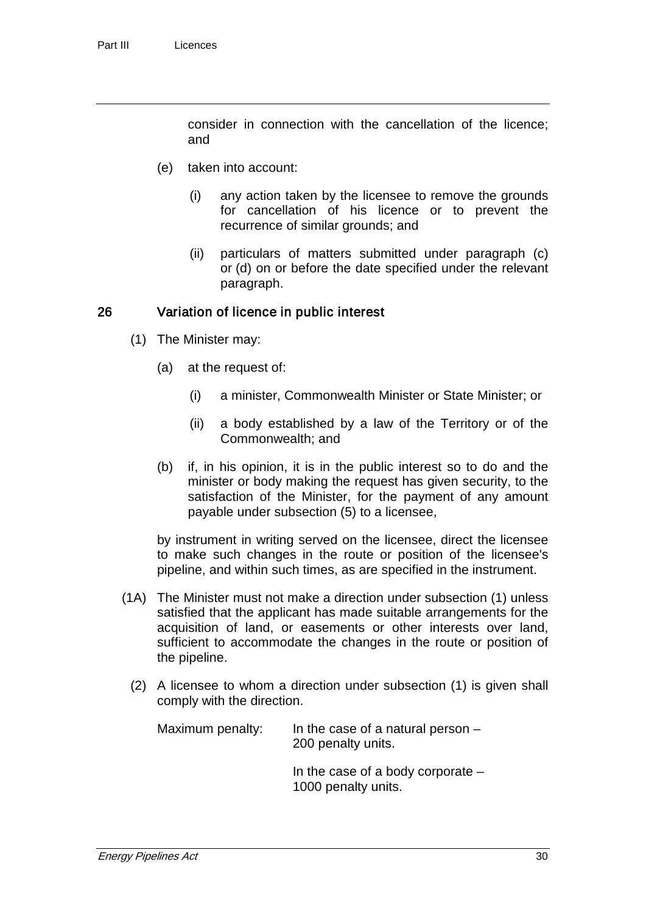consider in connection with the cancellation of the licence; and

(e) taken into account:

(i) any action taken by the licensee to remove the grounds for cancellation of his licence or to prevent the recurrence of similar grounds; and

(ii) particulars of matters submitted under paragraph (c) or (d) on or before the date specified under the relevant paragraph.

### 26 Variation of licence in public interest

(1) The Minister may:

(a) at the request of:

(i) a minister, Commonwealth Minister or State Minister; or

(ii) a body established by a law of the Territory or of the Commonwealth; and

(b) if, in his opinion, it is in the public interest so to do and the minister or body making the request has given security, to the satisfaction of the Minister, for the payment of any amount payable under subsection (5) to a licensee,

by instrument in writing served on the licensee, direct the licensee to make such changes in the route or position of the licensee's pipeline, and within such times, as are specified in the instrument.

(1A) The Minister must not make a direction under subsection (1) unless satisfied that the applicant has made suitable arrangements for the acquisition of land, or easements or other interests over land, sufficient to accommodate the changes in the route or position of the pipeline.

(2) A licensee to whom a direction under subsection (1) is given shall comply with the direction.

Maximum penalty: In the case of a natural person – 200 penalty units.

In the case of a body corporate – 1000 penalty units.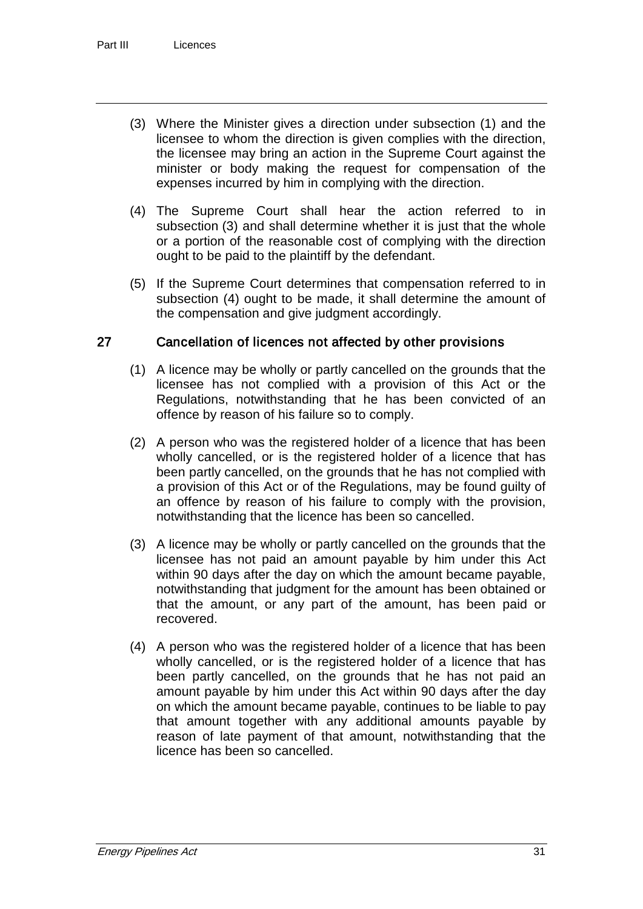(3) Where the Minister gives a direction under subsection (1) and the licensee to whom the direction is given complies with the direction, the licensee may bring an action in the Supreme Court against the minister or body making the request for compensation of the expenses incurred by him in complying with the direction.

(4) The Supreme Court shall hear the action referred to in subsection (3) and shall determine whether it is just that the whole or a portion of the reasonable cost of complying with the direction ought to be paid to the plaintiff by the defendant.

(5) If the Supreme Court determines that compensation referred to in subsection (4) ought to be made, it shall determine the amount of the compensation and give judgment accordingly.

## 27 Cancellation of licences not affected by other provisions

(1) A licence may be wholly or partly cancelled on the grounds that the licensee has not complied with a provision of this Act or the Regulations, notwithstanding that he has been convicted of an offence by reason of his failure so to comply.

(2) A person who was the registered holder of a licence that has been wholly cancelled, or is the registered holder of a licence that has been partly cancelled, on the grounds that he has not complied with a provision of this Act or of the Regulations, may be found guilty of an offence by reason of his failure to comply with the provision, notwithstanding that the licence has been so cancelled.

(3) A licence may be wholly or partly cancelled on the grounds that the licensee has not paid an amount payable by him under this Act within 90 days after the day on which the amount became payable, notwithstanding that judgment for the amount has been obtained or that the amount, or any part of the amount, has been paid or recovered.

(4) A person who was the registered holder of a licence that has been wholly cancelled, or is the registered holder of a licence that has been partly cancelled, on the grounds that he has not paid an amount payable by him under this Act within 90 days after the day on which the amount became payable, continues to be liable to pay that amount together with any additional amounts payable by reason of late payment of that amount, notwithstanding that the licence has been so cancelled.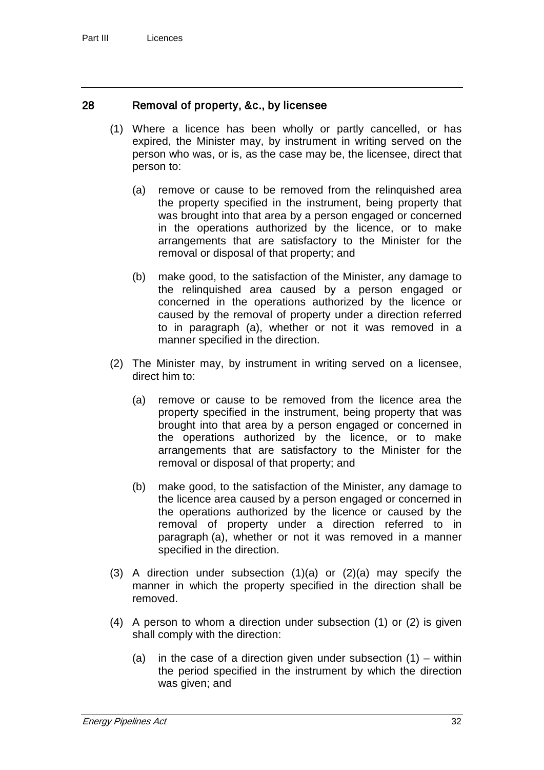## 28 Removal of property, &c., by licensee

(1) Where a licence has been wholly or partly cancelled, or has expired, the Minister may, by instrument in writing served on the person who was, or is, as the case may be, the licensee, direct that person to:

(a) remove or cause to be removed from the relinquished area the property specified in the instrument, being property that was brought into that area by a person engaged or concerned in the operations authorized by the licence, or to make arrangements that are satisfactory to the Minister for the removal or disposal of that property; and

(b) make good, to the satisfaction of the Minister, any damage to the relinquished area caused by a person engaged or concerned in the operations authorized by the licence or caused by the removal of property under a direction referred to in paragraph (a), whether or not it was removed in a manner specified in the direction.

(2) The Minister may, by instrument in writing served on a licensee, direct him to:

(a) remove or cause to be removed from the licence area the property specified in the instrument, being property that was brought into that area by a person engaged or concerned in the operations authorized by the licence, or to make arrangements that are satisfactory to the Minister for the removal or disposal of that property; and

(b) make good, to the satisfaction of the Minister, any damage to the licence area caused by a person engaged or concerned in the operations authorized by the licence or caused by the removal of property under a direction referred to in paragraph (a), whether or not it was removed in a manner specified in the direction.

(3) A direction under subsection (1)(a) or (2)(a) may specify the manner in which the property specified in the direction shall be removed.

(4) A person to whom a direction under subsection (1) or (2) is given shall comply with the direction:

(a) in the case of a direction given under subsection (1) – within the period specified in the instrument by which the direction was given; and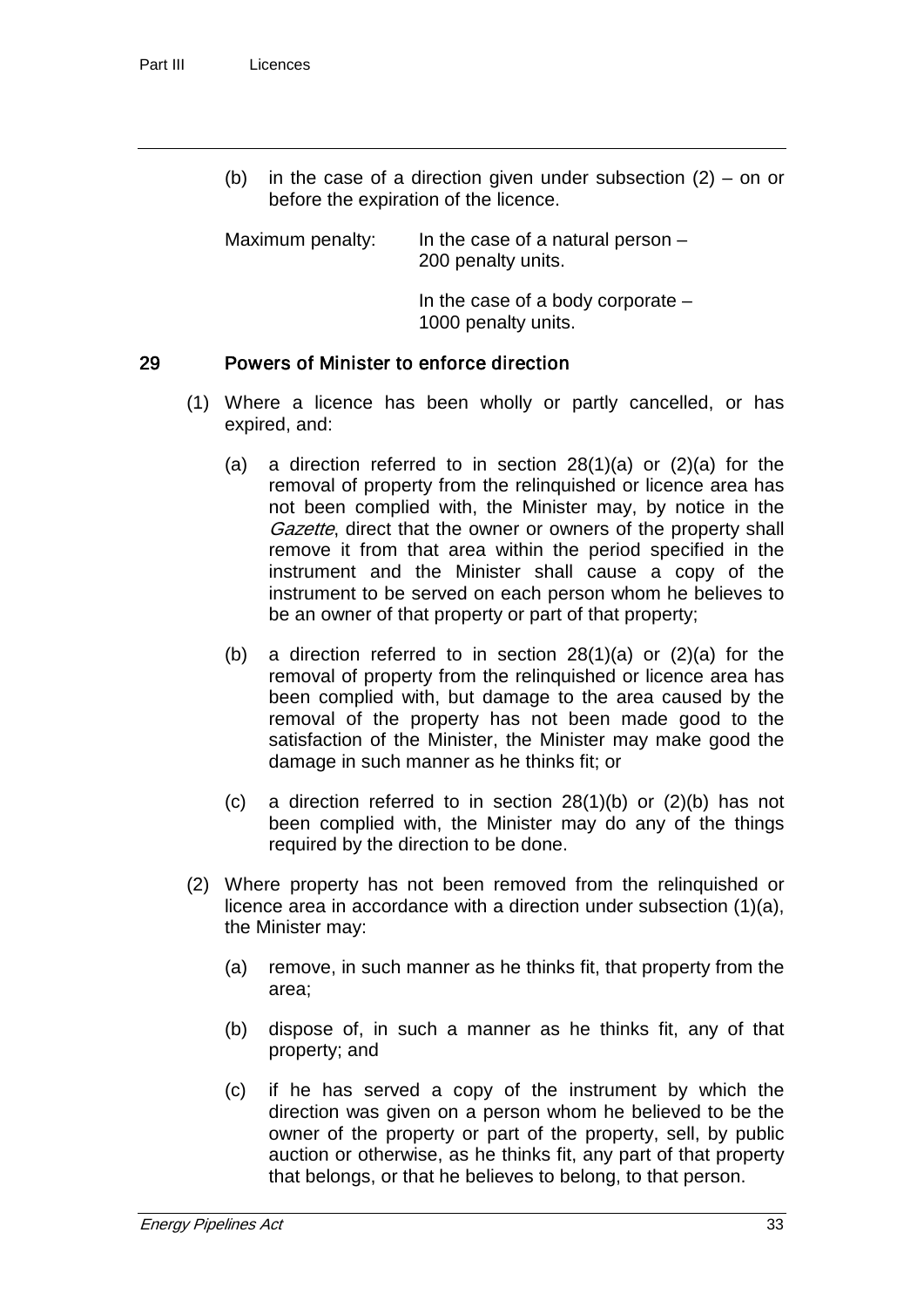(b) in the case of a direction given under subsection (2) – on or before the expiration of the licence.

Maximum penalty: In the case of a natural person – 200 penalty units.

In the case of a body corporate – 1000 penalty units.

### 29 Powers of Minister to enforce direction

(1) Where a licence has been wholly or partly cancelled, or has expired, and:

(a) a direction referred to in section 28(1)(a) or (2)(a) for the removal of property from the relinquished or licence area has not been complied with, the Minister may, by notice in the *Gazette*, direct that the owner or owners of the property shall remove it from that area within the period specified in the instrument and the Minister shall cause a copy of the instrument to be served on each person whom he believes to be an owner of that property or part of that property;

(b) a direction referred to in section 28(1)(a) or (2)(a) for the removal of property from the relinquished or licence area has been complied with, but damage to the area caused by the removal of the property has not been made good to the satisfaction of the Minister, the Minister may make good the damage in such manner as he thinks fit; or

(c) a direction referred to in section 28(1)(b) or (2)(b) has not been complied with, the Minister may do any of the things required by the direction to be done.

(2) Where property has not been removed from the relinquished or licence area in accordance with a direction under subsection (1)(a), the Minister may:

(a) remove, in such manner as he thinks fit, that property from the area;

(b) dispose of, in such a manner as he thinks fit, any of that property; and

(c) if he has served a copy of the instrument by which the direction was given on a person whom he believed to be the owner of the property or part of the property, sell, by public auction or otherwise, as he thinks fit, any part of that property that belongs, or that he believes to belong, to that person.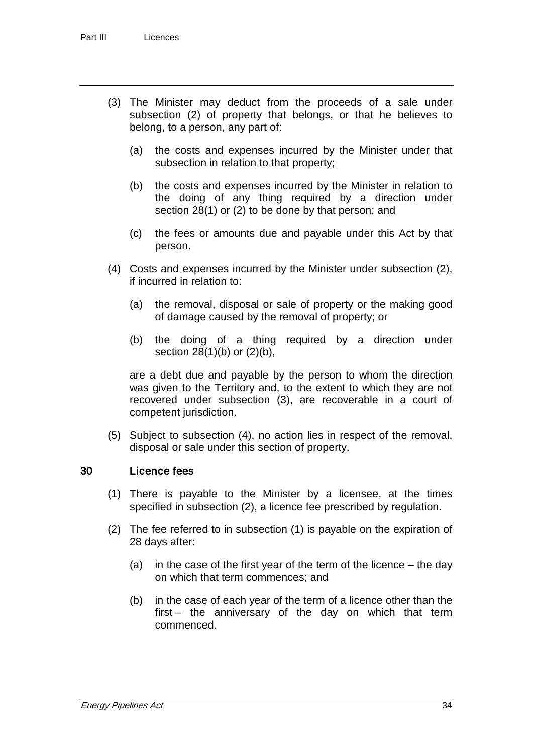(3) The Minister may deduct from the proceeds of a sale under subsection (2) of property that belongs, or that he believes to belong, to a person, any part of:

(a) the costs and expenses incurred by the Minister under that subsection in relation to that property;

(b) the costs and expenses incurred by the Minister in relation to the doing of any thing required by a direction under section 28(1) or (2) to be done by that person; and

(c) the fees or amounts due and payable under this Act by that person.

(4) Costs and expenses incurred by the Minister under subsection (2), if incurred in relation to:

(a) the removal, disposal or sale of property or the making good of damage caused by the removal of property; or

(b) the doing of a thing required by a direction under section 28(1)(b) or (2)(b),

are a debt due and payable by the person to whom the direction was given to the Territory and, to the extent to which they are not recovered under subsection (3), are recoverable in a court of competent jurisdiction.

(5) Subject to subsection (4), no action lies in respect of the removal, disposal or sale under this section of property.

### 30 Licence fees

(1) There is payable to the Minister by a licensee, at the times specified in subsection (2), a licence fee prescribed by regulation.

(2) The fee referred to in subsection (1) is payable on the expiration of 28 days after:

(a) in the case of the first year of the term of the licence – the day on which that term commences; and

(b) in the case of each year of the term of a licence other than the first – the anniversary of the day on which that term commenced.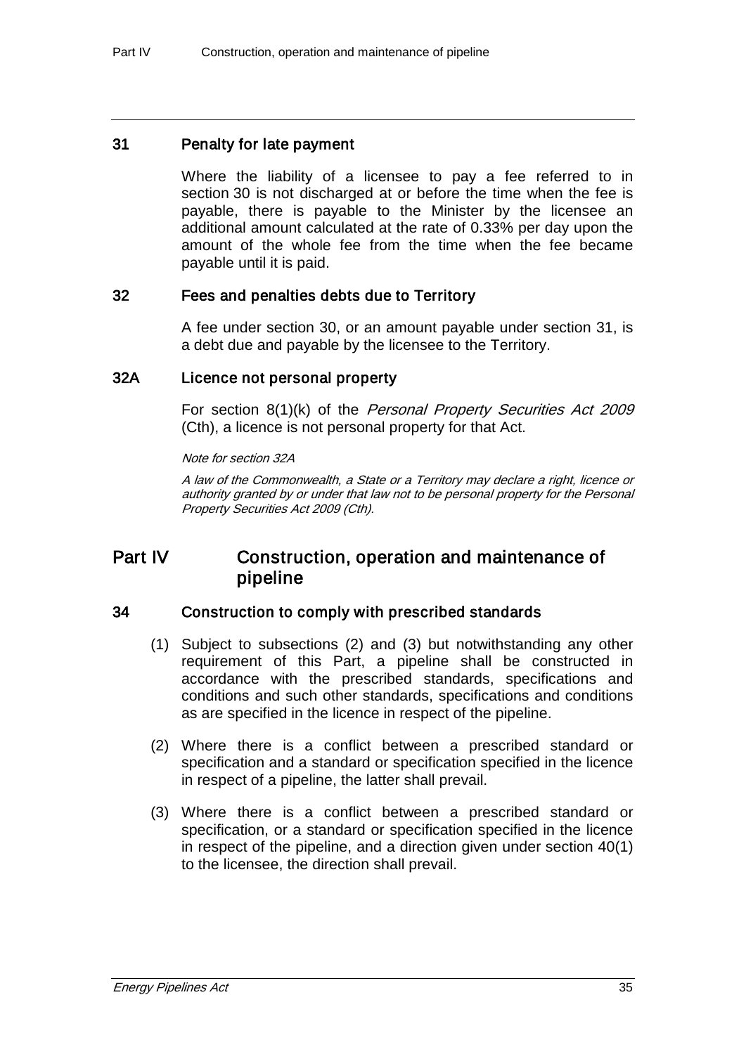### 31 Penalty for late payment

Where the liability of a licensee to pay a fee referred to in section 30 is not discharged at or before the time when the fee is payable, there is payable to the Minister by the licensee an additional amount calculated at the rate of 0.33% per day upon the amount of the whole fee from the time when the fee became payable until it is paid.

### 32 Fees and penalties debts due to Territory

A fee under section 30, or an amount payable under section 31, is a debt due and payable by the licensee to the Territory.

### 32A Licence not personal property

For section 8(1)(k) of the *Personal Property Securities Act 2009* (Cth), a licence is not personal property for that Act.

*Note for section 32A*

*A law of the Commonwealth, a State or a Territory may declare a right, licence or authority granted by or under that law not to be personal property for the Personal Property Securities Act 2009 (Cth).*

## Part IV Construction, operation and maintenance of pipeline

### 34 Construction to comply with prescribed standards

(1) Subject to subsections (2) and (3) but notwithstanding any other requirement of this Part, a pipeline shall be constructed in accordance with the prescribed standards, specifications and conditions and such other standards, specifications and conditions as are specified in the licence in respect of the pipeline.

(2) Where there is a conflict between a prescribed standard or specification and a standard or specification specified in the licence in respect of a pipeline, the latter shall prevail.

(3) Where there is a conflict between a prescribed standard or specification, or a standard or specification specified in the licence in respect of the pipeline, and a direction given under section 40(1) to the licensee, the direction shall prevail.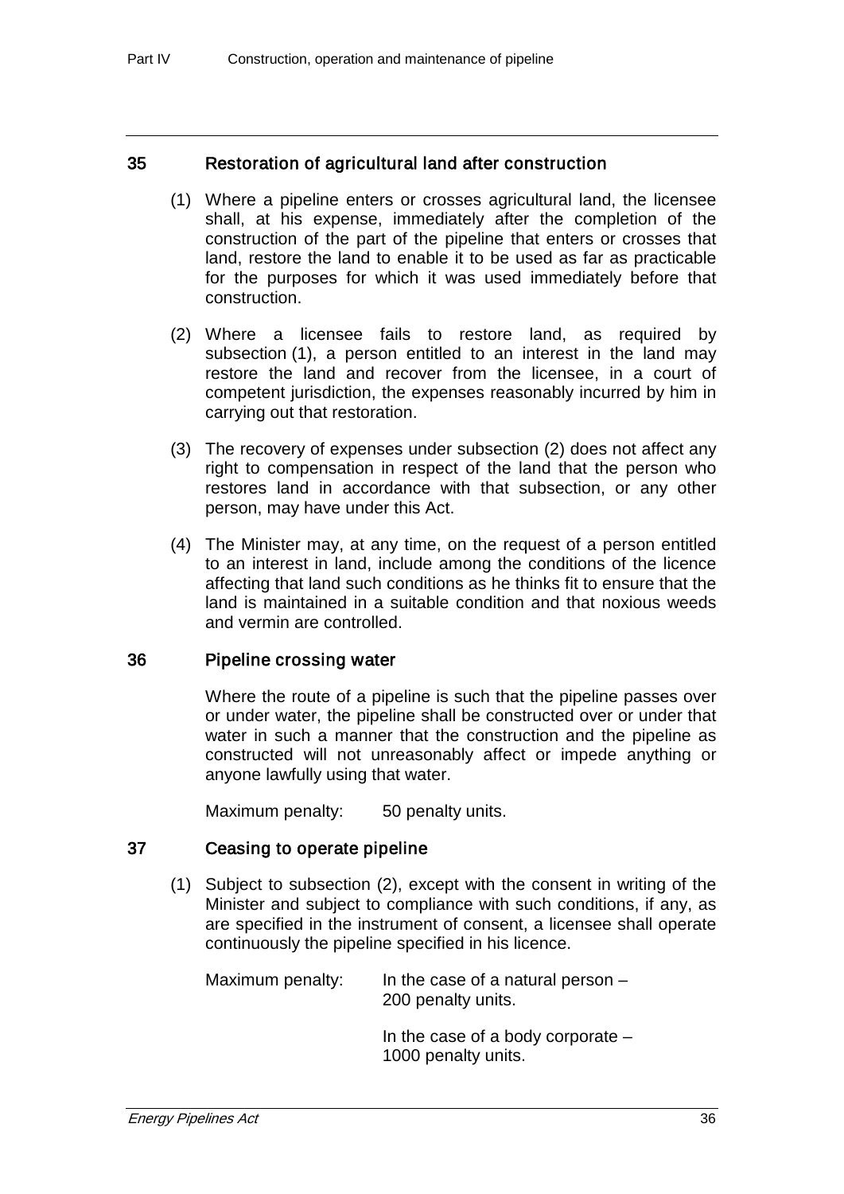## 35 Restoration of agricultural land after construction

(1) Where a pipeline enters or crosses agricultural land, the licensee shall, at his expense, immediately after the completion of the construction of the part of the pipeline that enters or crosses that land, restore the land to enable it to be used as far as practicable for the purposes for which it was used immediately before that construction.

(2) Where a licensee fails to restore land, as required by subsection (1), a person entitled to an interest in the land may restore the land and recover from the licensee, in a court of competent jurisdiction, the expenses reasonably incurred by him in carrying out that restoration.

(3) The recovery of expenses under subsection (2) does not affect any right to compensation in respect of the land that the person who restores land in accordance with that subsection, or any other person, may have under this Act.

(4) The Minister may, at any time, on the request of a person entitled to an interest in land, include among the conditions of the licence affecting that land such conditions as he thinks fit to ensure that the land is maintained in a suitable condition and that noxious weeds and vermin are controlled.

## 36 Pipeline crossing water

Where the route of a pipeline is such that the pipeline passes over or under water, the pipeline shall be constructed over or under that water in such a manner that the construction and the pipeline as constructed will not unreasonably affect or impede anything or anyone lawfully using that water.

Maximum penalty: 50 penalty units.

## 37 Ceasing to operate pipeline

(1) Subject to subsection (2), except with the consent in writing of the Minister and subject to compliance with such conditions, if any, as are specified in the instrument of consent, a licensee shall operate continuously the pipeline specified in his licence.

Maximum penalty: In the case of a natural person – 200 penalty units.

In the case of a body corporate – 1000 penalty units.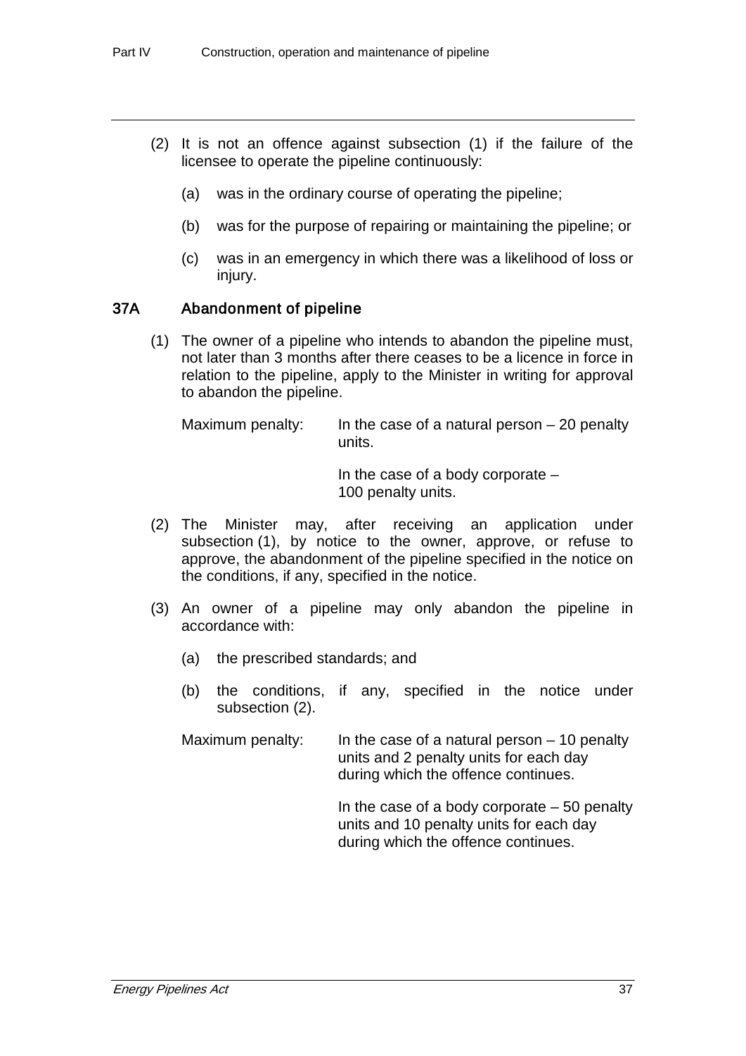(2) It is not an offence against subsection (1) if the failure of the licensee to operate the pipeline continuously:

(a) was in the ordinary course of operating the pipeline;

(b) was for the purpose of repairing or maintaining the pipeline; or

(c) was in an emergency in which there was a likelihood of loss or injury.

### 37A Abandonment of pipeline

(1) The owner of a pipeline who intends to abandon the pipeline must, not later than 3 months after there ceases to be a licence in force in relation to the pipeline, apply to the Minister in writing for approval to abandon the pipeline.

Maximum penalty: In the case of a natural person – 20 penalty units.

In the case of a body corporate – 100 penalty units.

(2) The Minister may, after receiving an application under subsection (1), by notice to the owner, approve, or refuse to approve, the abandonment of the pipeline specified in the notice on the conditions, if any, specified in the notice.

(3) An owner of a pipeline may only abandon the pipeline in accordance with:

(a) the prescribed standards; and

(b) the conditions, if any, specified in the notice under subsection (2).

Maximum penalty: In the case of a natural person – 10 penalty units and 2 penalty units for each day during which the offence continues.

In the case of a body corporate – 50 penalty units and 10 penalty units for each day during which the offence continues.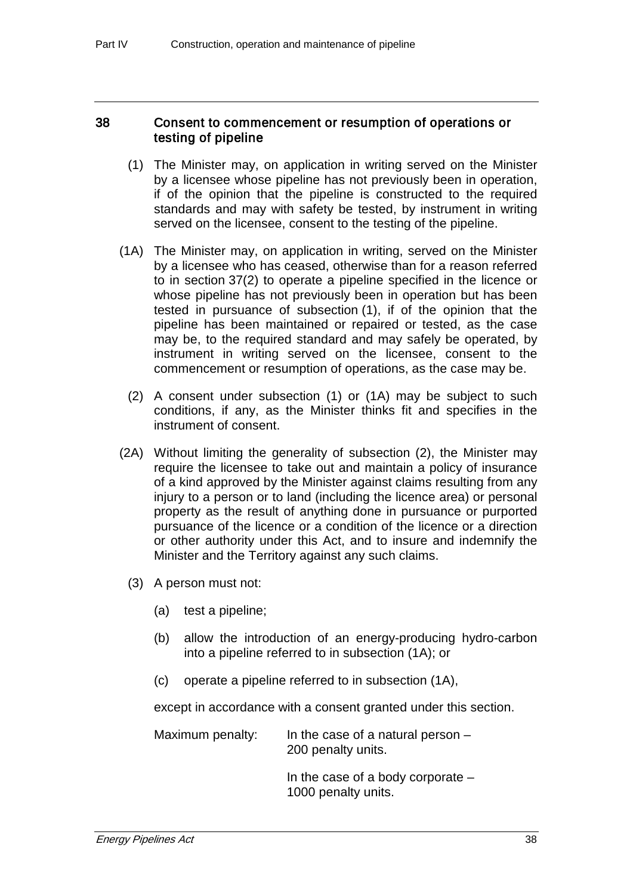## 38 Consent to commencement or resumption of operations or testing of pipeline

(1) The Minister may, on application in writing served on the Minister by a licensee whose pipeline has not previously been in operation, if of the opinion that the pipeline is constructed to the required standards and may with safety be tested, by instrument in writing served on the licensee, consent to the testing of the pipeline.

(1A) The Minister may, on application in writing, served on the Minister by a licensee who has ceased, otherwise than for a reason referred to in section 37(2) to operate a pipeline specified in the licence or whose pipeline has not previously been in operation but has been tested in pursuance of subsection (1), if of the opinion that the pipeline has been maintained or repaired or tested, as the case may be, to the required standard and may safely be operated, by instrument in writing served on the licensee, consent to the commencement or resumption of operations, as the case may be.

(2) A consent under subsection (1) or (1A) may be subject to such conditions, if any, as the Minister thinks fit and specifies in the instrument of consent.

(2A) Without limiting the generality of subsection (2), the Minister may require the licensee to take out and maintain a policy of insurance of a kind approved by the Minister against claims resulting from any injury to a person or to land (including the licence area) or personal property as the result of anything done in pursuance or purported pursuance of the licence or a condition of the licence or a direction or other authority under this Act, and to insure and indemnify the Minister and the Territory against any such claims.

(3) A person must not:

(a) test a pipeline;

(b) allow the introduction of an energy-producing hydro-carbon into a pipeline referred to in subsection (1A); or

(c) operate a pipeline referred to in subsection (1A),

except in accordance with a consent granted under this section.

Maximum penalty: In the case of a natural person – 200 penalty units.

In the case of a body corporate – 1000 penalty units.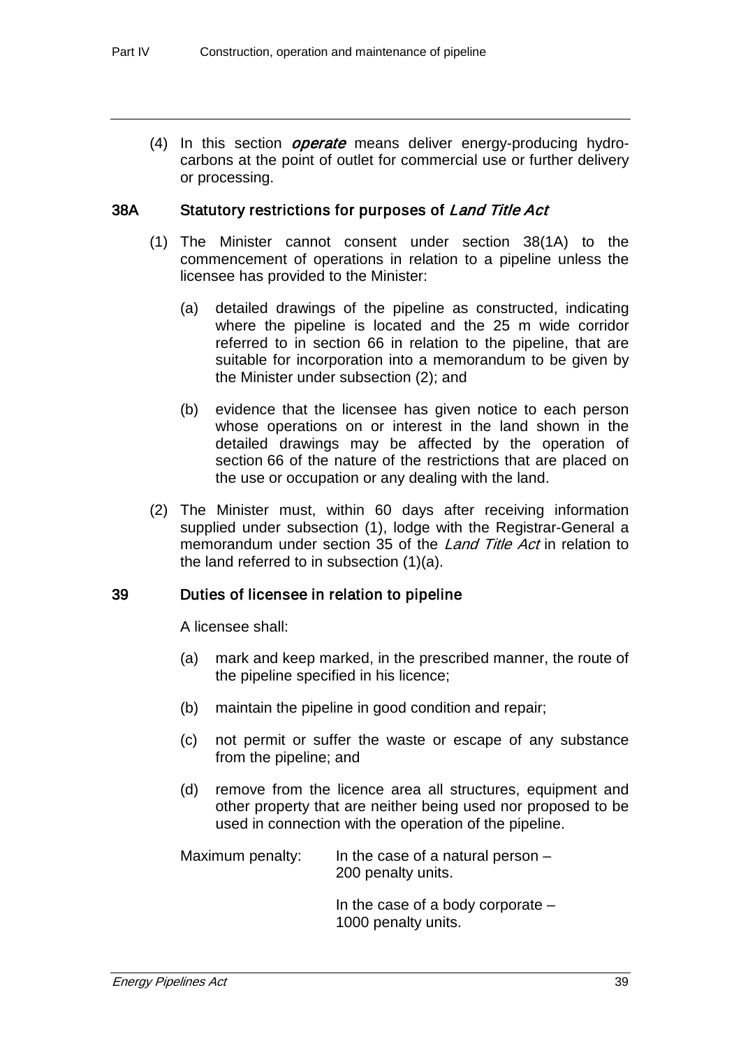(4) In this section ***operate*** means deliver energy-producing hydro-carbons at the point of outlet for commercial use or further delivery or processing.

### 38A Statutory restrictions for purposes of *Land Title Act*

(1) The Minister cannot consent under section 38(1A) to the commencement of operations in relation to a pipeline unless the licensee has provided to the Minister:

(a) detailed drawings of the pipeline as constructed, indicating where the pipeline is located and the 25 m wide corridor referred to in section 66 in relation to the pipeline, that are suitable for incorporation into a memorandum to be given by the Minister under subsection (2); and

(b) evidence that the licensee has given notice to each person whose operations on or interest in the land shown in the detailed drawings may be affected by the operation of section 66 of the nature of the restrictions that are placed on the use or occupation or any dealing with the land.

(2) The Minister must, within 60 days after receiving information supplied under subsection (1), lodge with the Registrar-General a memorandum under section 35 of the *Land Title Act* in relation to the land referred to in subsection (1)(a).

### 39 Duties of licensee in relation to pipeline

A licensee shall:

(a) mark and keep marked, in the prescribed manner, the route of the pipeline specified in his licence;

(b) maintain the pipeline in good condition and repair;

(c) not permit or suffer the waste or escape of any substance from the pipeline; and

(d) remove from the licence area all structures, equipment and other property that are neither being used nor proposed to be used in connection with the operation of the pipeline.

Maximum penalty: In the case of a natural person – 200 penalty units.

In the case of a body corporate – 1000 penalty units.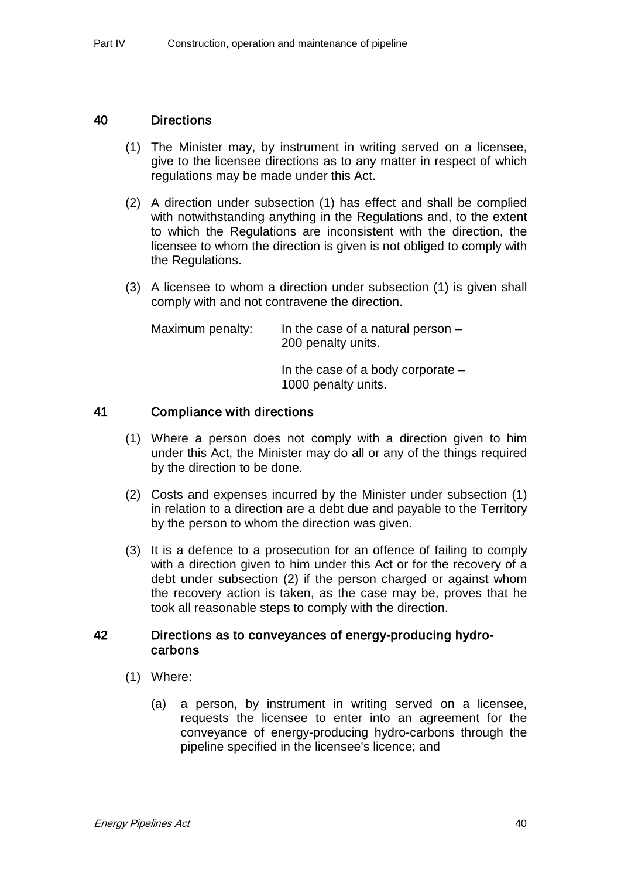## 40 Directions

(1) The Minister may, by instrument in writing served on a licensee, give to the licensee directions as to any matter in respect of which regulations may be made under this Act.

(2) A direction under subsection (1) has effect and shall be complied with notwithstanding anything in the Regulations and, to the extent to which the Regulations are inconsistent with the direction, the licensee to whom the direction is given is not obliged to comply with the Regulations.

(3) A licensee to whom a direction under subsection (1) is given shall comply with and not contravene the direction.

Maximum penalty: In the case of a natural person – 200 penalty units.

In the case of a body corporate – 1000 penalty units.

## 41 Compliance with directions

(1) Where a person does not comply with a direction given to him under this Act, the Minister may do all or any of the things required by the direction to be done.

(2) Costs and expenses incurred by the Minister under subsection (1) in relation to a direction are a debt due and payable to the Territory by the person to whom the direction was given.

(3) It is a defence to a prosecution for an offence of failing to comply with a direction given to him under this Act or for the recovery of a debt under subsection (2) if the person charged or against whom the recovery action is taken, as the case may be, proves that he took all reasonable steps to comply with the direction.

## 42 Directions as to conveyances of energy-producing hydro-carbons

(1) Where:

(a) a person, by instrument in writing served on a licensee, requests the licensee to enter into an agreement for the conveyance of energy-producing hydro-carbons through the pipeline specified in the licensee's licence; and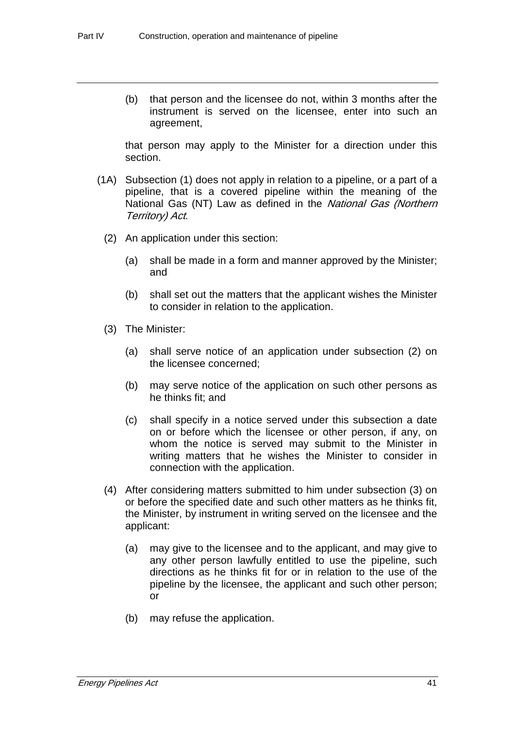(b) that person and the licensee do not, within 3 months after the instrument is served on the licensee, enter into such an agreement,

that person may apply to the Minister for a direction under this section.

(1A) Subsection (1) does not apply in relation to a pipeline, or a part of a pipeline, that is a covered pipeline within the meaning of the National Gas (NT) Law as defined in the *National Gas (Northern Territory) Act*.

(2) An application under this section:

(a) shall be made in a form and manner approved by the Minister; and

(b) shall set out the matters that the applicant wishes the Minister to consider in relation to the application.

(3) The Minister:

(a) shall serve notice of an application under subsection (2) on the licensee concerned;

(b) may serve notice of the application on such other persons as he thinks fit; and

(c) shall specify in a notice served under this subsection a date on or before which the licensee or other person, if any, on whom the notice is served may submit to the Minister in writing matters that he wishes the Minister to consider in connection with the application.

(4) After considering matters submitted to him under subsection (3) on or before the specified date and such other matters as he thinks fit, the Minister, by instrument in writing served on the licensee and the applicant:

(a) may give to the licensee and to the applicant, and may give to any other person lawfully entitled to use the pipeline, such directions as he thinks fit for or in relation to the use of the pipeline by the licensee, the applicant and such other person; or

(b) may refuse the application.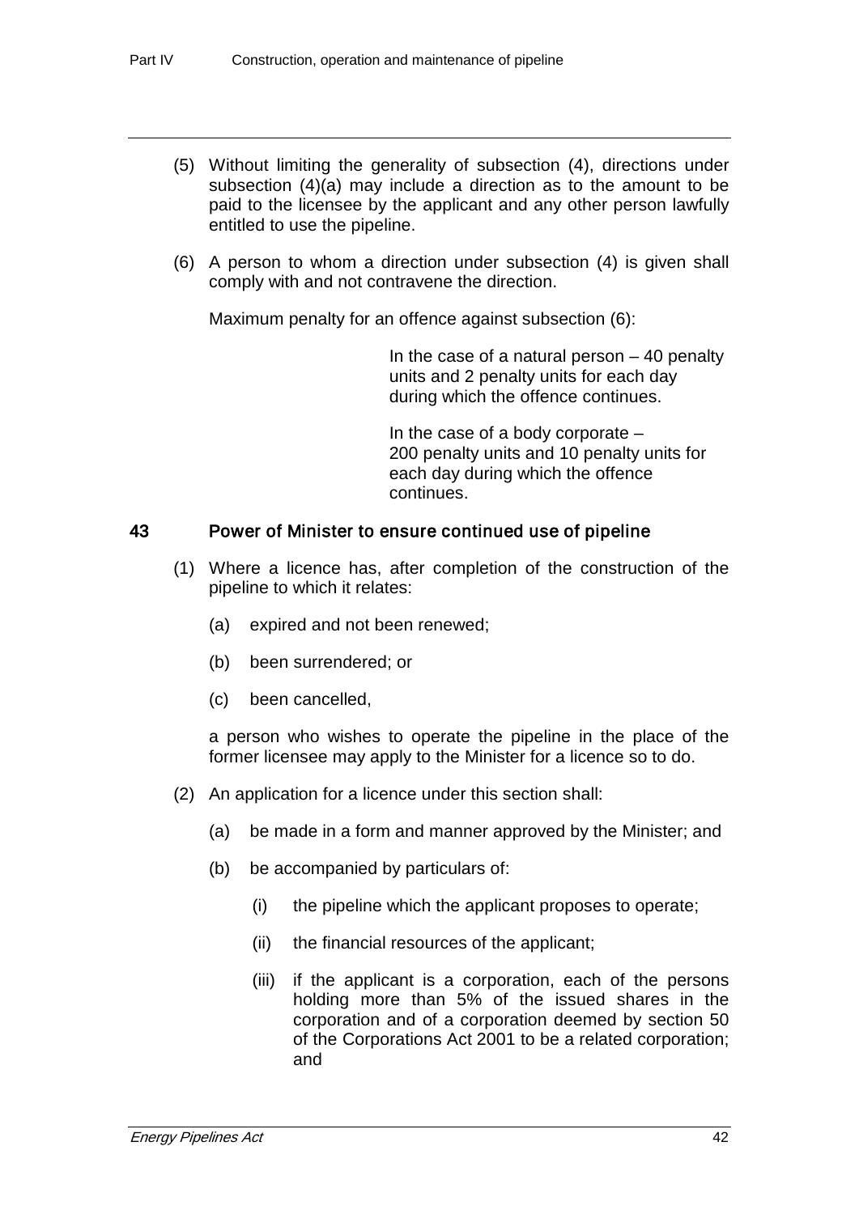(5) Without limiting the generality of subsection (4), directions under subsection (4)(a) may include a direction as to the amount to be paid to the licensee by the applicant and any other person lawfully entitled to use the pipeline.

(6) A person to whom a direction under subsection (4) is given shall comply with and not contravene the direction.

Maximum penalty for an offence against subsection (6):

In the case of a natural person – 40 penalty units and 2 penalty units for each day during which the offence continues.

In the case of a body corporate – 200 penalty units and 10 penalty units for each day during which the offence continues.

## 43 Power of Minister to ensure continued use of pipeline

(1) Where a licence has, after completion of the construction of the pipeline to which it relates:

(a) expired and not been renewed;

(b) been surrendered; or

(c) been cancelled,

a person who wishes to operate the pipeline in the place of the former licensee may apply to the Minister for a licence so to do.

(2) An application for a licence under this section shall:

(a) be made in a form and manner approved by the Minister; and

(b) be accompanied by particulars of:

(i) the pipeline which the applicant proposes to operate;

(ii) the financial resources of the applicant;

(iii) if the applicant is a corporation, each of the persons holding more than 5% of the issued shares in the corporation and of a corporation deemed by section 50 of the Corporations Act 2001 to be a related corporation; and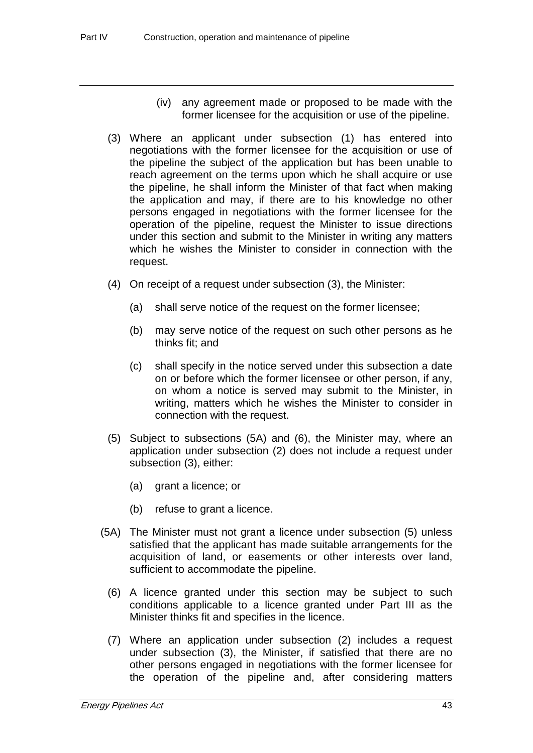(iv) any agreement made or proposed to be made with the former licensee for the acquisition or use of the pipeline.

(3) Where an applicant under subsection (1) has entered into negotiations with the former licensee for the acquisition or use of the pipeline the subject of the application but has been unable to reach agreement on the terms upon which he shall acquire or use the pipeline, he shall inform the Minister of that fact when making the application and may, if there are to his knowledge no other persons engaged in negotiations with the former licensee for the operation of the pipeline, request the Minister to issue directions under this section and submit to the Minister in writing any matters which he wishes the Minister to consider in connection with the request.

(4) On receipt of a request under subsection (3), the Minister:

(a) shall serve notice of the request on the former licensee;

(b) may serve notice of the request on such other persons as he thinks fit; and

(c) shall specify in the notice served under this subsection a date on or before which the former licensee or other person, if any, on whom a notice is served may submit to the Minister, in writing, matters which he wishes the Minister to consider in connection with the request.

(5) Subject to subsections (5A) and (6), the Minister may, where an application under subsection (2) does not include a request under subsection (3), either:

(a) grant a licence; or

(b) refuse to grant a licence.

(5A) The Minister must not grant a licence under subsection (5) unless satisfied that the applicant has made suitable arrangements for the acquisition of land, or easements or other interests over land, sufficient to accommodate the pipeline.

(6) A licence granted under this section may be subject to such conditions applicable to a licence granted under Part III as the Minister thinks fit and specifies in the licence.

(7) Where an application under subsection (2) includes a request under subsection (3), the Minister, if satisfied that there are no other persons engaged in negotiations with the former licensee for the operation of the pipeline and, after considering matters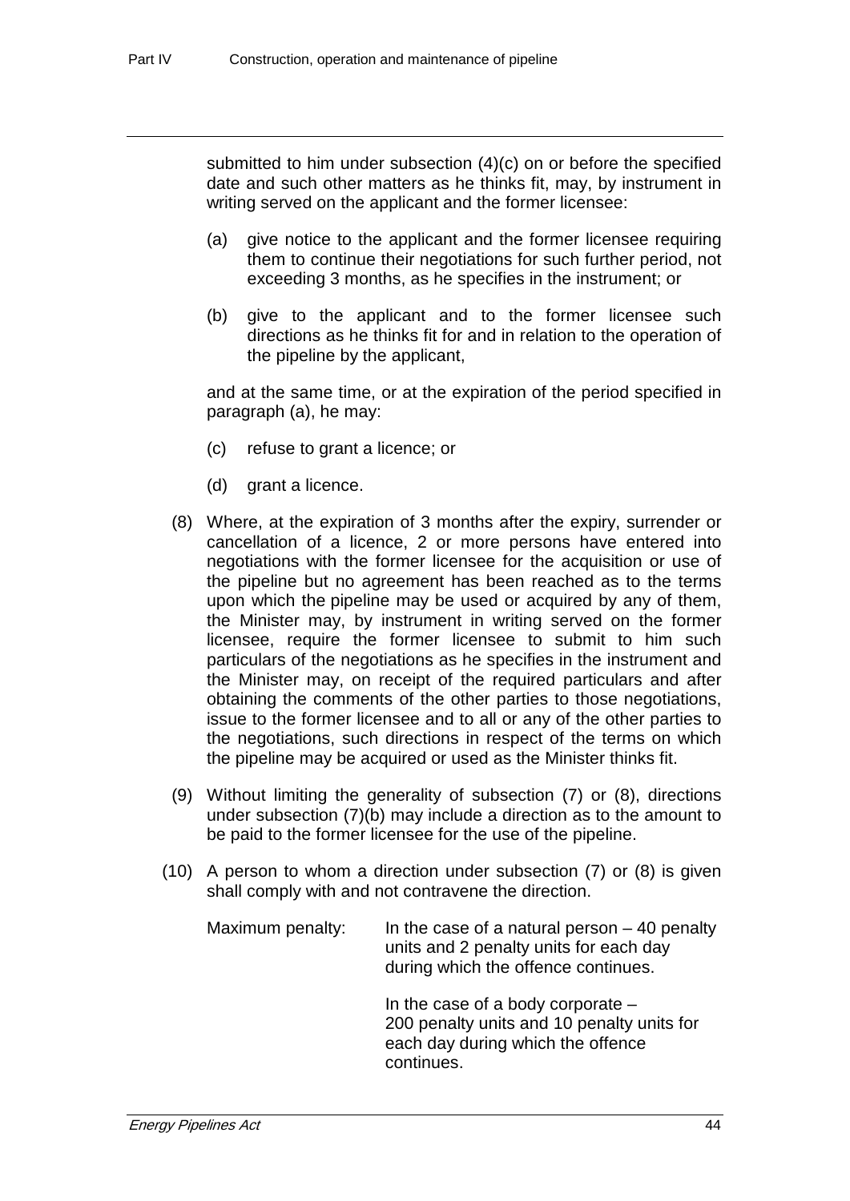submitted to him under subsection (4)(c) on or before the specified date and such other matters as he thinks fit, may, by instrument in writing served on the applicant and the former licensee:

(a) give notice to the applicant and the former licensee requiring them to continue their negotiations for such further period, not exceeding 3 months, as he specifies in the instrument; or

(b) give to the applicant and to the former licensee such directions as he thinks fit for and in relation to the operation of the pipeline by the applicant,

and at the same time, or at the expiration of the period specified in paragraph (a), he may:

(c) refuse to grant a licence; or

(d) grant a licence.

(8) Where, at the expiration of 3 months after the expiry, surrender or cancellation of a licence, 2 or more persons have entered into negotiations with the former licensee for the acquisition or use of the pipeline but no agreement has been reached as to the terms upon which the pipeline may be used or acquired by any of them, the Minister may, by instrument in writing served on the former licensee, require the former licensee to submit to him such particulars of the negotiations as he specifies in the instrument and the Minister may, on receipt of the required particulars and after obtaining the comments of the other parties to those negotiations, issue to the former licensee and to all or any of the other parties to the negotiations, such directions in respect of the terms on which the pipeline may be acquired or used as the Minister thinks fit.

(9) Without limiting the generality of subsection (7) or (8), directions under subsection (7)(b) may include a direction as to the amount to be paid to the former licensee for the use of the pipeline.

(10) A person to whom a direction under subsection (7) or (8) is given shall comply with and not contravene the direction.

Maximum penalty: In the case of a natural person – 40 penalty units and 2 penalty units for each day during which the offence continues.

In the case of a body corporate – 200 penalty units and 10 penalty units for each day during which the offence continues.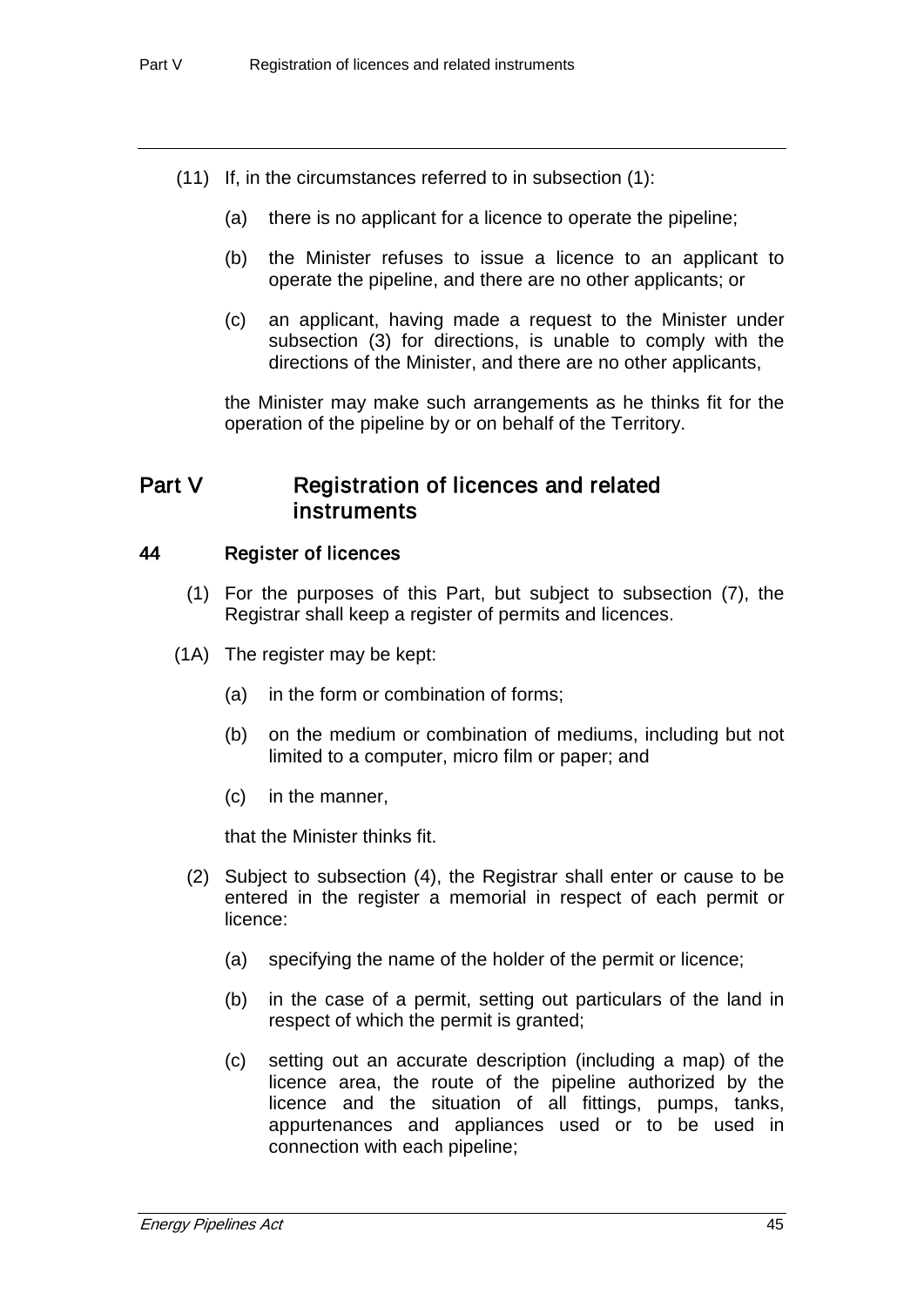(11) If, in the circumstances referred to in subsection (1):

(a) there is no applicant for a licence to operate the pipeline;

(b) the Minister refuses to issue a licence to an applicant to operate the pipeline, and there are no other applicants; or

(c) an applicant, having made a request to the Minister under subsection (3) for directions, is unable to comply with the directions of the Minister, and there are no other applicants,

the Minister may make such arrangements as he thinks fit for the operation of the pipeline by or on behalf of the Territory.

# Part V Registration of licences and related instruments

## 44 Register of licences

(1) For the purposes of this Part, but subject to subsection (7), the Registrar shall keep a register of permits and licences.

(1A) The register may be kept:

(a) in the form or combination of forms;

(b) on the medium or combination of mediums, including but not limited to a computer, micro film or paper; and

(c) in the manner,

that the Minister thinks fit.

(2) Subject to subsection (4), the Registrar shall enter or cause to be entered in the register a memorial in respect of each permit or licence:

(a) specifying the name of the holder of the permit or licence;

(b) in the case of a permit, setting out particulars of the land in respect of which the permit is granted;

(c) setting out an accurate description (including a map) of the licence area, the route of the pipeline authorized by the licence and the situation of all fittings, pumps, tanks, appurtenances and appliances used or to be used in connection with each pipeline;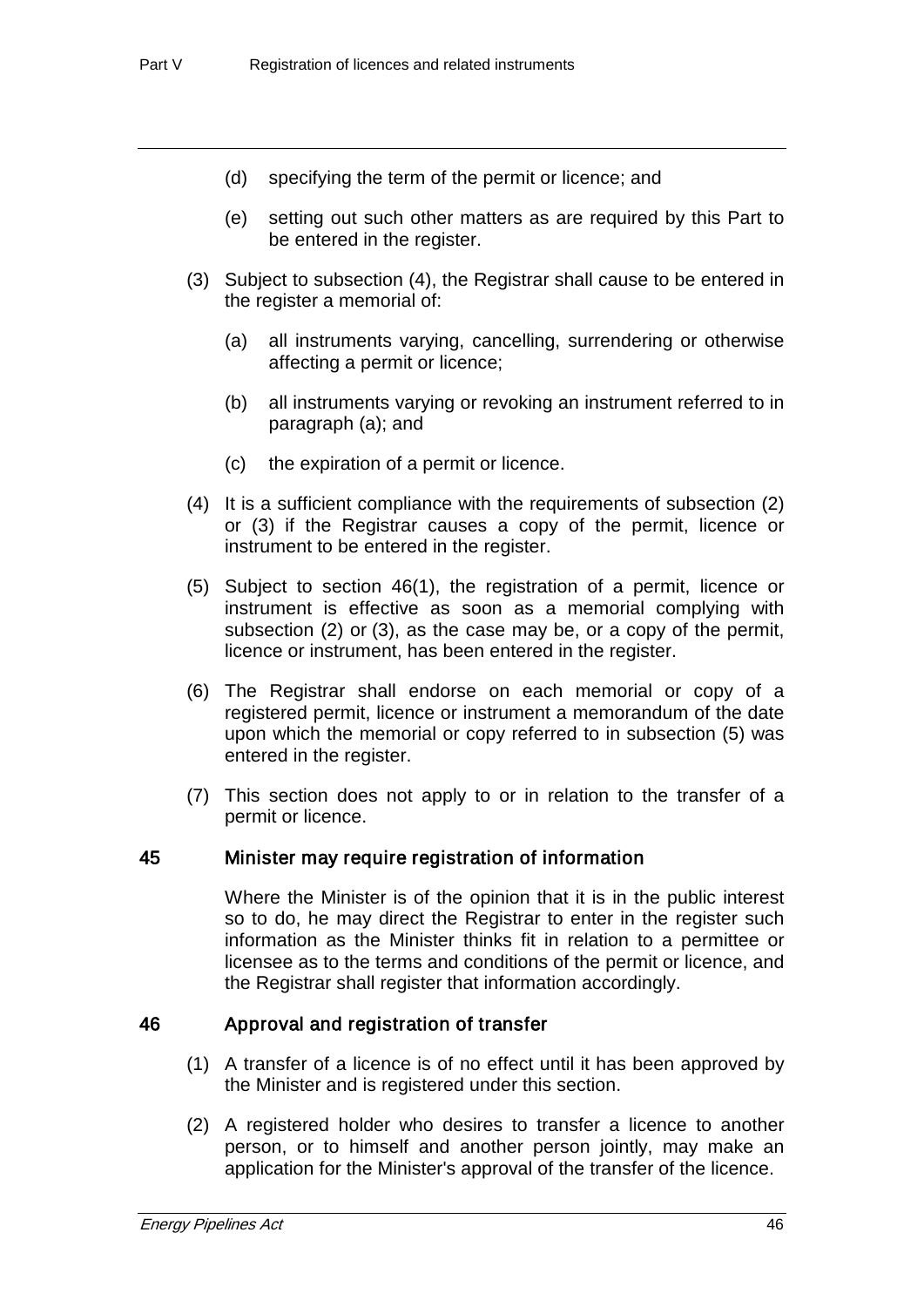(d) specifying the term of the permit or licence; and

(e) setting out such other matters as are required by this Part to be entered in the register.

(3) Subject to subsection (4), the Registrar shall cause to be entered in the register a memorial of:

(a) all instruments varying, cancelling, surrendering or otherwise affecting a permit or licence;

(b) all instruments varying or revoking an instrument referred to in paragraph (a); and

(c) the expiration of a permit or licence.

(4) It is a sufficient compliance with the requirements of subsection (2) or (3) if the Registrar causes a copy of the permit, licence or instrument to be entered in the register.

(5) Subject to section 46(1), the registration of a permit, licence or instrument is effective as soon as a memorial complying with subsection (2) or (3), as the case may be, or a copy of the permit, licence or instrument, has been entered in the register.

(6) The Registrar shall endorse on each memorial or copy of a registered permit, licence or instrument a memorandum of the date upon which the memorial or copy referred to in subsection (5) was entered in the register.

(7) This section does not apply to or in relation to the transfer of a permit or licence.

### 45 Minister may require registration of information

Where the Minister is of the opinion that it is in the public interest so to do, he may direct the Registrar to enter in the register such information as the Minister thinks fit in relation to a permittee or licensee as to the terms and conditions of the permit or licence, and the Registrar shall register that information accordingly.

### 46 Approval and registration of transfer

(1) A transfer of a licence is of no effect until it has been approved by the Minister and is registered under this section.

(2) A registered holder who desires to transfer a licence to another person, or to himself and another person jointly, may make an application for the Minister's approval of the transfer of the licence.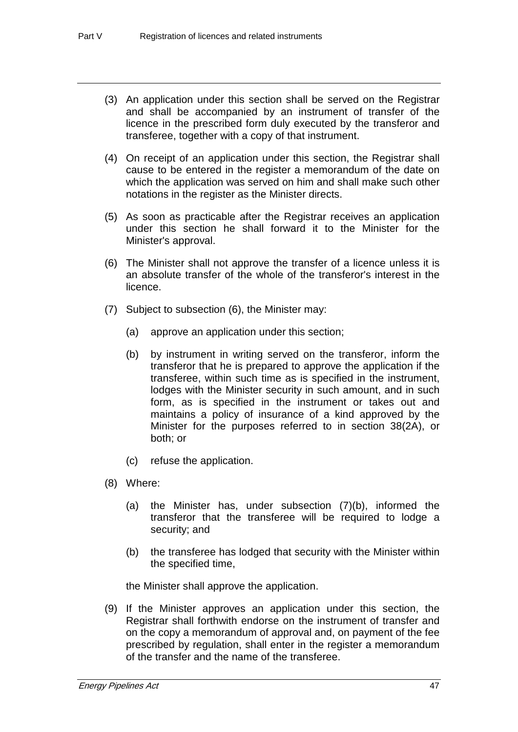(3) An application under this section shall be served on the Registrar and shall be accompanied by an instrument of transfer of the licence in the prescribed form duly executed by the transferor and transferee, together with a copy of that instrument.

(4) On receipt of an application under this section, the Registrar shall cause to be entered in the register a memorandum of the date on which the application was served on him and shall make such other notations in the register as the Minister directs.

(5) As soon as practicable after the Registrar receives an application under this section he shall forward it to the Minister for the Minister's approval.

(6) The Minister shall not approve the transfer of a licence unless it is an absolute transfer of the whole of the transferor's interest in the licence.

(7) Subject to subsection (6), the Minister may:

(a) approve an application under this section;

(b) by instrument in writing served on the transferor, inform the transferor that he is prepared to approve the application if the transferee, within such time as is specified in the instrument, lodges with the Minister security in such amount, and in such form, as is specified in the instrument or takes out and maintains a policy of insurance of a kind approved by the Minister for the purposes referred to in section 38(2A), or both; or

(c) refuse the application.

(8) Where:

(a) the Minister has, under subsection (7)(b), informed the transferor that the transferee will be required to lodge a security; and

(b) the transferee has lodged that security with the Minister within the specified time,

the Minister shall approve the application.

(9) If the Minister approves an application under this section, the Registrar shall forthwith endorse on the instrument of transfer and on the copy a memorandum of approval and, on payment of the fee prescribed by regulation, shall enter in the register a memorandum of the transfer and the name of the transferee.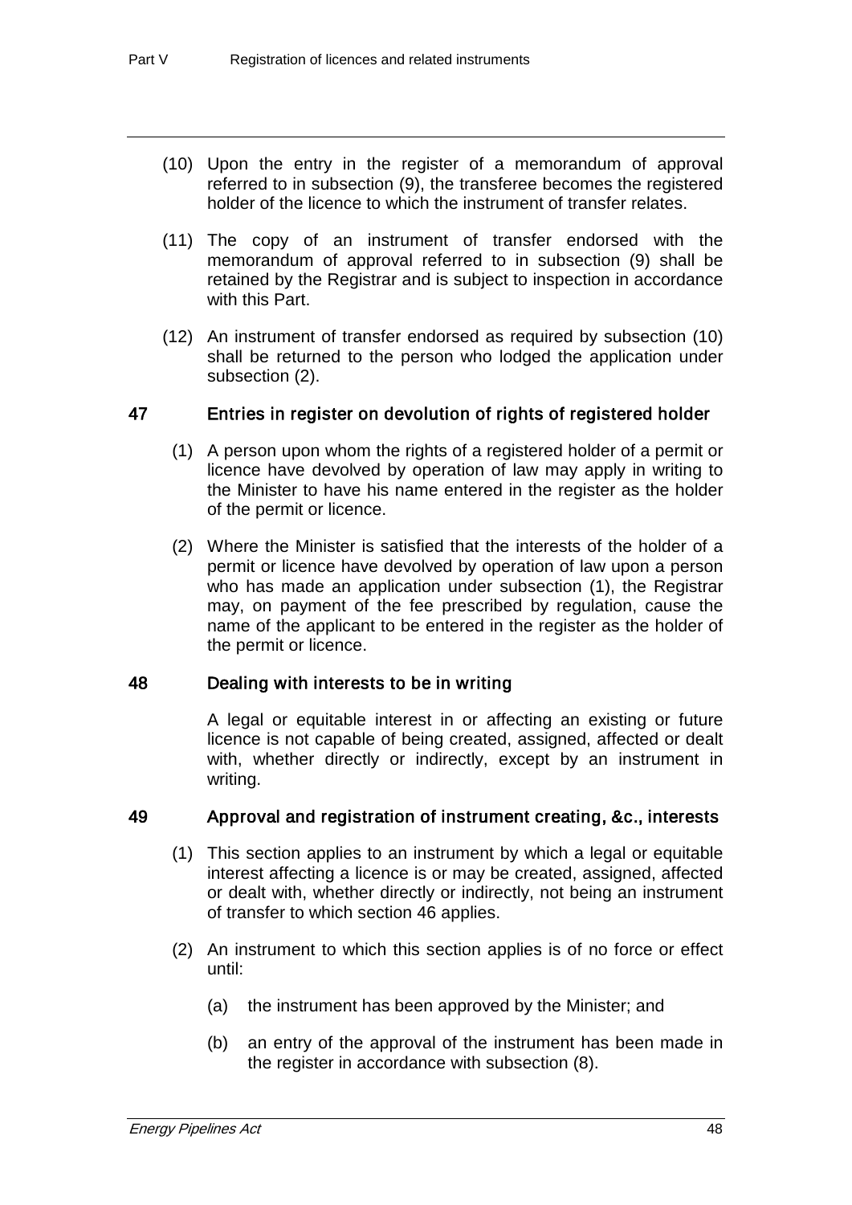(10) Upon the entry in the register of a memorandum of approval referred to in subsection (9), the transferee becomes the registered holder of the licence to which the instrument of transfer relates.

(11) The copy of an instrument of transfer endorsed with the memorandum of approval referred to in subsection (9) shall be retained by the Registrar and is subject to inspection in accordance with this Part.

(12) An instrument of transfer endorsed as required by subsection (10) shall be returned to the person who lodged the application under subsection (2).

### 47 Entries in register on devolution of rights of registered holder

(1) A person upon whom the rights of a registered holder of a permit or licence have devolved by operation of law may apply in writing to the Minister to have his name entered in the register as the holder of the permit or licence.

(2) Where the Minister is satisfied that the interests of the holder of a permit or licence have devolved by operation of law upon a person who has made an application under subsection (1), the Registrar may, on payment of the fee prescribed by regulation, cause the name of the applicant to be entered in the register as the holder of the permit or licence.

### 48 Dealing with interests to be in writing

A legal or equitable interest in or affecting an existing or future licence is not capable of being created, assigned, affected or dealt with, whether directly or indirectly, except by an instrument in writing.

### 49 Approval and registration of instrument creating, &c., interests

(1) This section applies to an instrument by which a legal or equitable interest affecting a licence is or may be created, assigned, affected or dealt with, whether directly or indirectly, not being an instrument of transfer to which section 46 applies.

(2) An instrument to which this section applies is of no force or effect until:

(a) the instrument has been approved by the Minister; and

(b) an entry of the approval of the instrument has been made in the register in accordance with subsection (8).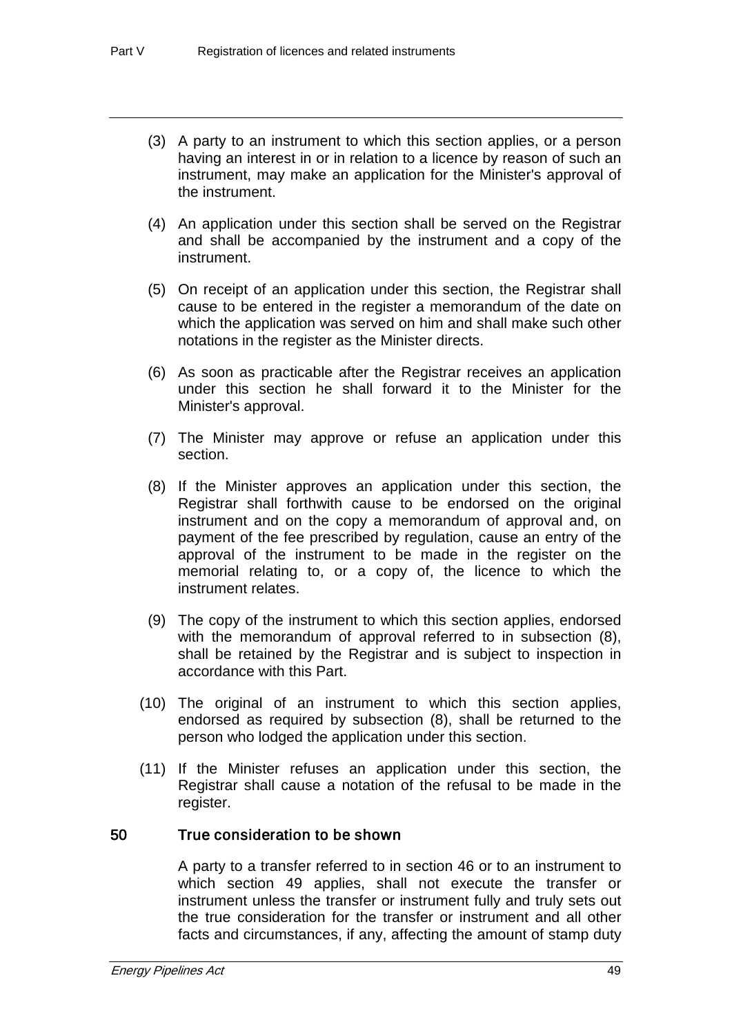(3) A party to an instrument to which this section applies, or a person having an interest in or in relation to a licence by reason of such an instrument, may make an application for the Minister's approval of the instrument.

(4) An application under this section shall be served on the Registrar and shall be accompanied by the instrument and a copy of the instrument.

(5) On receipt of an application under this section, the Registrar shall cause to be entered in the register a memorandum of the date on which the application was served on him and shall make such other notations in the register as the Minister directs.

(6) As soon as practicable after the Registrar receives an application under this section he shall forward it to the Minister for the Minister's approval.

(7) The Minister may approve or refuse an application under this section.

(8) If the Minister approves an application under this section, the Registrar shall forthwith cause to be endorsed on the original instrument and on the copy a memorandum of approval and, on payment of the fee prescribed by regulation, cause an entry of the approval of the instrument to be made in the register on the memorial relating to, or a copy of, the licence to which the instrument relates.

(9) The copy of the instrument to which this section applies, endorsed with the memorandum of approval referred to in subsection (8), shall be retained by the Registrar and is subject to inspection in accordance with this Part.

(10) The original of an instrument to which this section applies, endorsed as required by subsection (8), shall be returned to the person who lodged the application under this section.

(11) If the Minister refuses an application under this section, the Registrar shall cause a notation of the refusal to be made in the register.

## 50 True consideration to be shown

A party to a transfer referred to in section 46 or to an instrument to which section 49 applies, shall not execute the transfer or instrument unless the transfer or instrument fully and truly sets out the true consideration for the transfer or instrument and all other facts and circumstances, if any, affecting the amount of stamp duty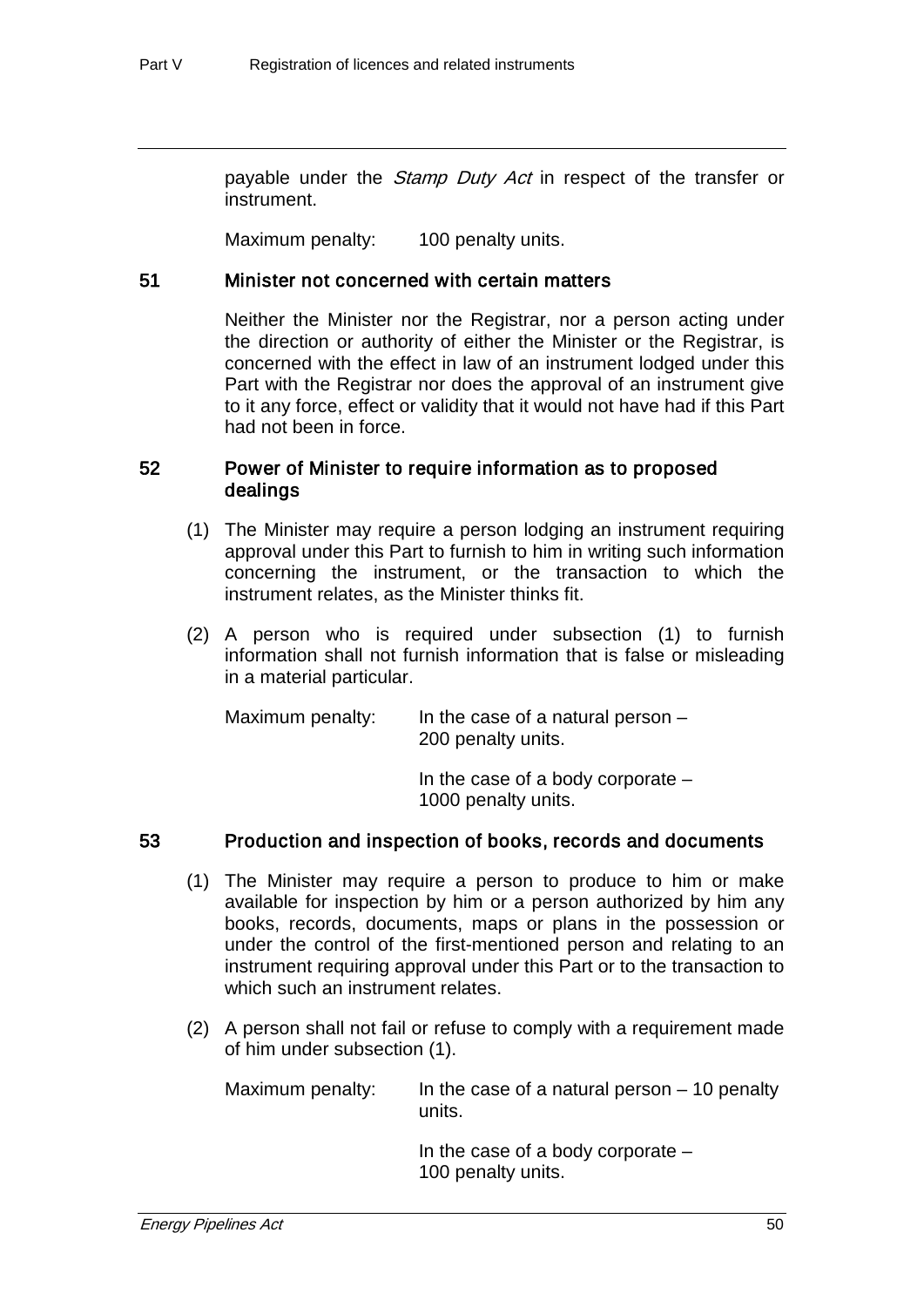payable under the *Stamp Duty Act* in respect of the transfer or instrument.

Maximum penalty: 100 penalty units.

### 51 Minister not concerned with certain matters

Neither the Minister nor the Registrar, nor a person acting under the direction or authority of either the Minister or the Registrar, is concerned with the effect in law of an instrument lodged under this Part with the Registrar nor does the approval of an instrument give to it any force, effect or validity that it would not have had if this Part had not been in force.

### 52 Power of Minister to require information as to proposed dealings

(1) The Minister may require a person lodging an instrument requiring approval under this Part to furnish to him in writing such information concerning the instrument, or the transaction to which the instrument relates, as the Minister thinks fit.

(2) A person who is required under subsection (1) to furnish information shall not furnish information that is false or misleading in a material particular.

Maximum penalty: In the case of a natural person – 200 penalty units.

In the case of a body corporate – 1000 penalty units.

### 53 Production and inspection of books, records and documents

(1) The Minister may require a person to produce to him or make available for inspection by him or a person authorized by him any books, records, documents, maps or plans in the possession or under the control of the first-mentioned person and relating to an instrument requiring approval under this Part or to the transaction to which such an instrument relates.

(2) A person shall not fail or refuse to comply with a requirement made of him under subsection (1).

Maximum penalty: In the case of a natural person – 10 penalty units.

In the case of a body corporate – 100 penalty units.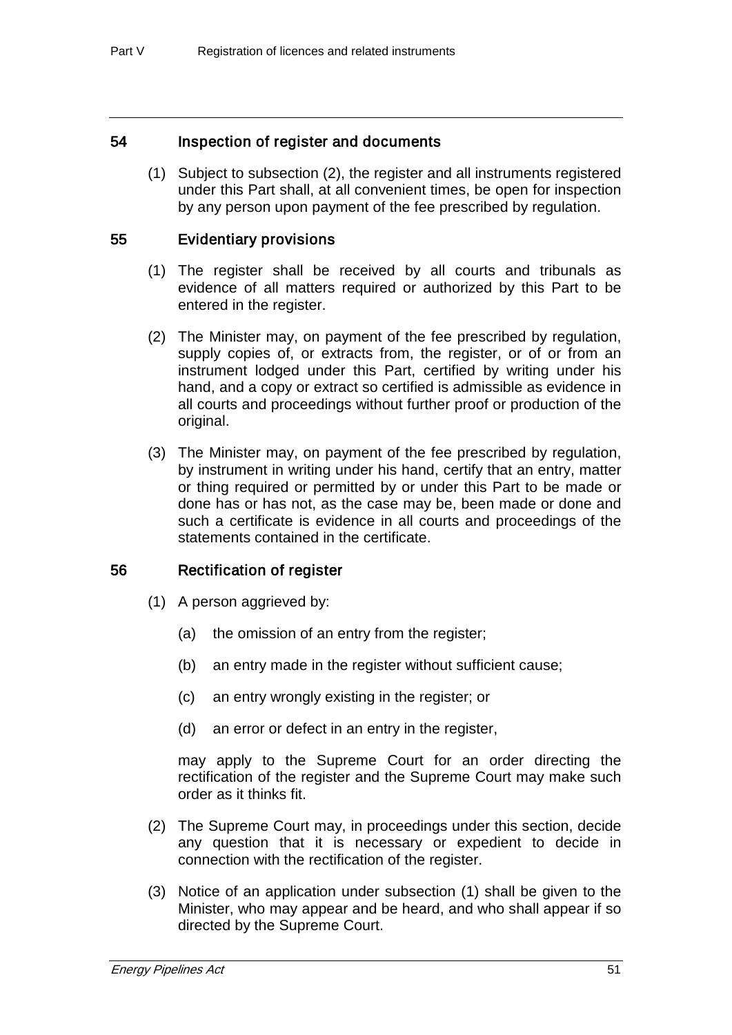## 54 Inspection of register and documents

(1) Subject to subsection (2), the register and all instruments registered under this Part shall, at all convenient times, be open for inspection by any person upon payment of the fee prescribed by regulation.

## 55 Evidentiary provisions

(1) The register shall be received by all courts and tribunals as evidence of all matters required or authorized by this Part to be entered in the register.

(2) The Minister may, on payment of the fee prescribed by regulation, supply copies of, or extracts from, the register, or of or from an instrument lodged under this Part, certified by writing under his hand, and a copy or extract so certified is admissible as evidence in all courts and proceedings without further proof or production of the original.

(3) The Minister may, on payment of the fee prescribed by regulation, by instrument in writing under his hand, certify that an entry, matter or thing required or permitted by or under this Part to be made or done has or has not, as the case may be, been made or done and such a certificate is evidence in all courts and proceedings of the statements contained in the certificate.

## 56 Rectification of register

(1) A person aggrieved by:

(a) the omission of an entry from the register;

(b) an entry made in the register without sufficient cause;

(c) an entry wrongly existing in the register; or

(d) an error or defect in an entry in the register,

may apply to the Supreme Court for an order directing the rectification of the register and the Supreme Court may make such order as it thinks fit.

(2) The Supreme Court may, in proceedings under this section, decide any question that it is necessary or expedient to decide in connection with the rectification of the register.

(3) Notice of an application under subsection (1) shall be given to the Minister, who may appear and be heard, and who shall appear if so directed by the Supreme Court.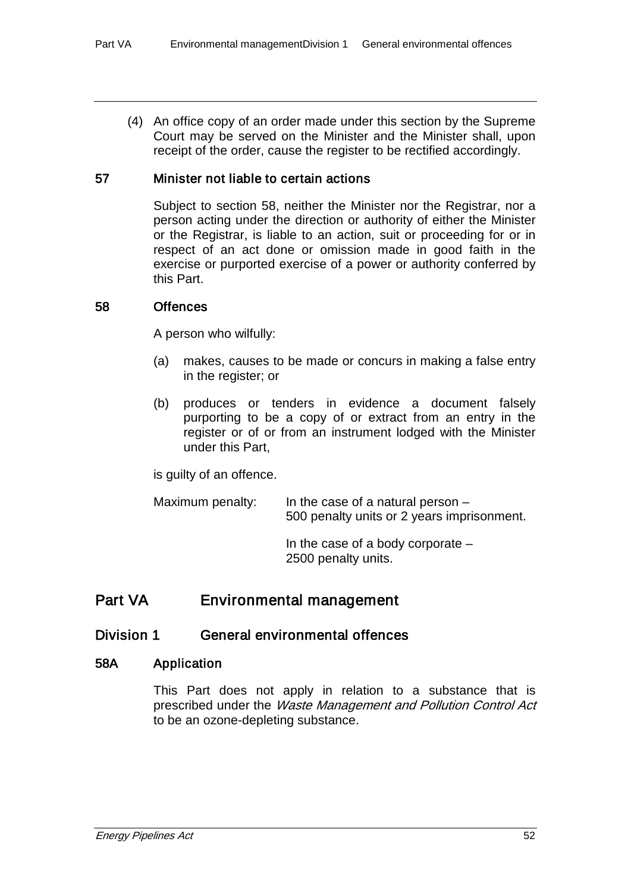(4) An office copy of an order made under this section by the Supreme Court may be served on the Minister and the Minister shall, upon receipt of the order, cause the register to be rectified accordingly.

### 57 Minister not liable to certain actions

Subject to section 58, neither the Minister nor the Registrar, nor a person acting under the direction or authority of either the Minister or the Registrar, is liable to an action, suit or proceeding for or in respect of an act done or omission made in good faith in the exercise or purported exercise of a power or authority conferred by this Part.

### 58 Offences

A person who wilfully:

(a) makes, causes to be made or concurs in making a false entry in the register; or

(b) produces or tenders in evidence a document falsely purporting to be a copy of or extract from an entry in the register or of or from an instrument lodged with the Minister under this Part,

is guilty of an offence.

Maximum penalty: In the case of a natural person – 500 penalty units or 2 years imprisonment.

In the case of a body corporate – 2500 penalty units.

# Part VA Environmental management

## Division 1 General environmental offences

### 58A Application

This Part does not apply in relation to a substance that is prescribed under the *Waste Management and Pollution Control Act* to be an ozone-depleting substance.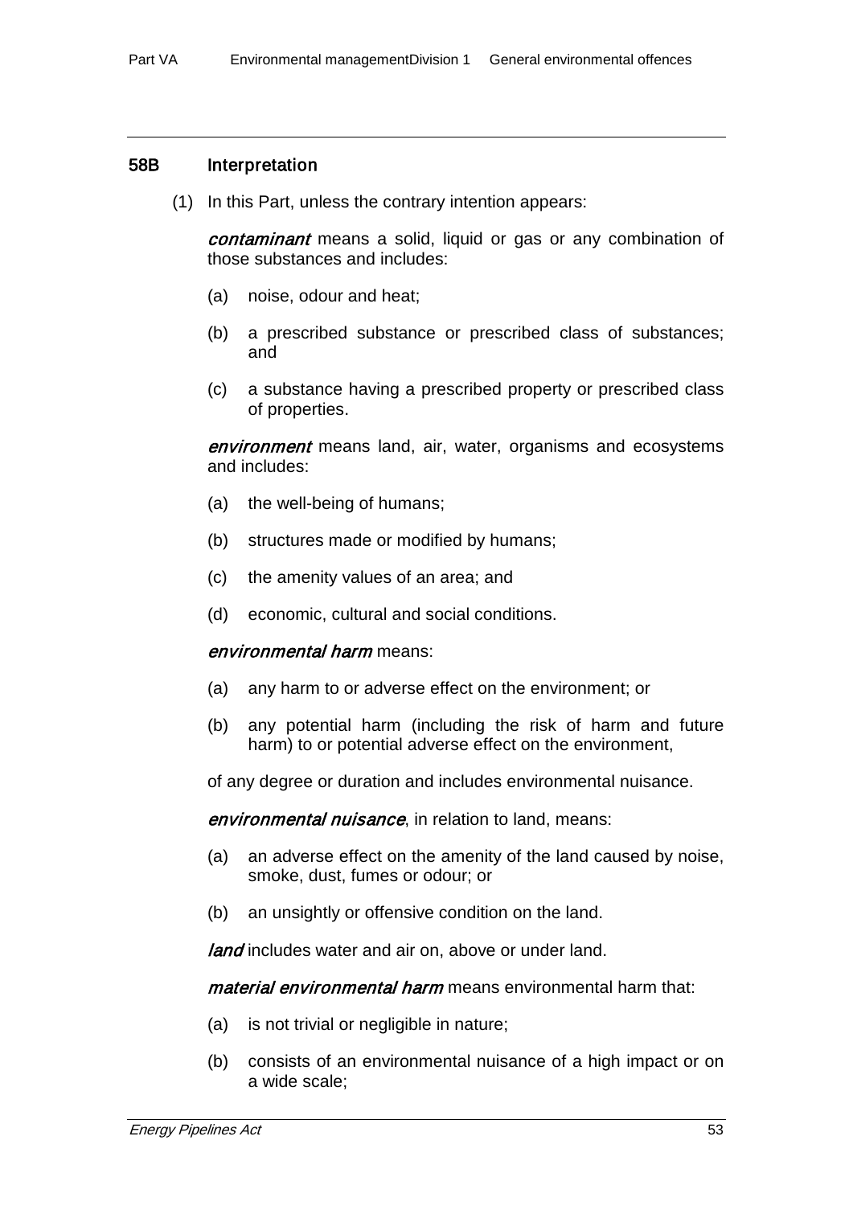### 58B Interpretation

(1) In this Part, unless the contrary intention appears:

***contaminant*** means a solid, liquid or gas or any combination of those substances and includes:

(a) noise, odour and heat;

(b) a prescribed substance or prescribed class of substances; and

(c) a substance having a prescribed property or prescribed class of properties.

***environment*** means land, air, water, organisms and ecosystems and includes:

(a) the well-being of humans;

(b) structures made or modified by humans;

(c) the amenity values of an area; and

(d) economic, cultural and social conditions.

***environmental harm*** means:

(a) any harm to or adverse effect on the environment; or

(b) any potential harm (including the risk of harm and future harm) to or potential adverse effect on the environment,

of any degree or duration and includes environmental nuisance.

***environmental nuisance***, in relation to land, means:

(a) an adverse effect on the amenity of the land caused by noise, smoke, dust, fumes or odour; or

(b) an unsightly or offensive condition on the land.

***land*** includes water and air on, above or under land.

***material environmental harm*** means environmental harm that:

(a) is not trivial or negligible in nature;

(b) consists of an environmental nuisance of a high impact or on a wide scale;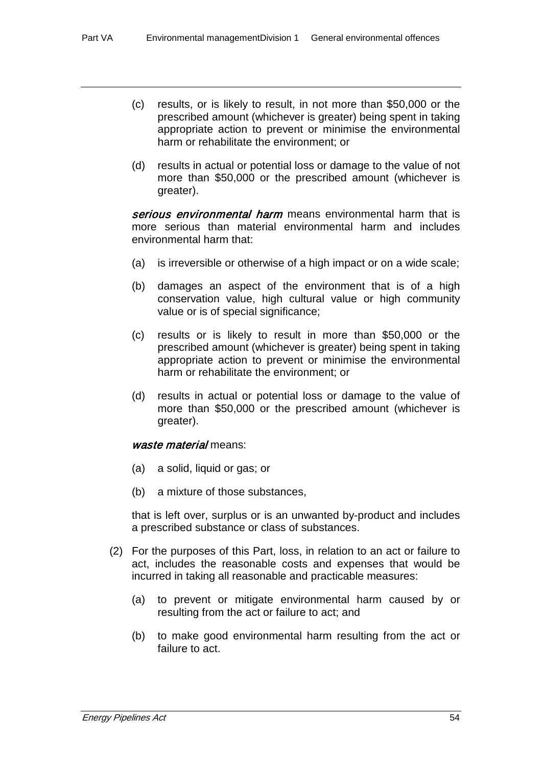(c) results, or is likely to result, in not more than $50,000 or the prescribed amount (whichever is greater) being spent in taking appropriate action to prevent or minimise the environmental harm or rehabilitate the environment; or

(d) results in actual or potential loss or damage to the value of not more than $50,000 or the prescribed amount (whichever is greater).

***serious environmental harm*** means environmental harm that is more serious than material environmental harm and includes environmental harm that:

(a) is irreversible or otherwise of a high impact or on a wide scale;

(b) damages an aspect of the environment that is of a high conservation value, high cultural value or high community value or is of special significance;

(c) results or is likely to result in more than $50,000 or the prescribed amount (whichever is greater) being spent in taking appropriate action to prevent or minimise the environmental harm or rehabilitate the environment; or

(d) results in actual or potential loss or damage to the value of more than $50,000 or the prescribed amount (whichever is greater).

***waste material*** means:

(a) a solid, liquid or gas; or

(b) a mixture of those substances,

that is left over, surplus or is an unwanted by-product and includes a prescribed substance or class of substances.

(2) For the purposes of this Part, loss, in relation to an act or failure to act, includes the reasonable costs and expenses that would be incurred in taking all reasonable and practicable measures:

(a) to prevent or mitigate environmental harm caused by or resulting from the act or failure to act; and

(b) to make good environmental harm resulting from the act or failure to act.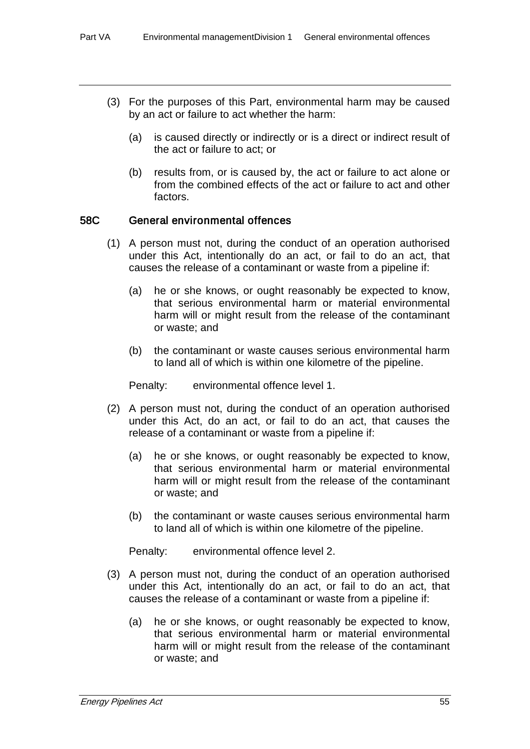(3) For the purposes of this Part, environmental harm may be caused by an act or failure to act whether the harm:

(a) is caused directly or indirectly or is a direct or indirect result of the act or failure to act; or

(b) results from, or is caused by, the act or failure to act alone or from the combined effects of the act or failure to act and other factors.

### 58C General environmental offences

(1) A person must not, during the conduct of an operation authorised under this Act, intentionally do an act, or fail to do an act, that causes the release of a contaminant or waste from a pipeline if:

(a) he or she knows, or ought reasonably be expected to know, that serious environmental harm or material environmental harm will or might result from the release of the contaminant or waste; and

(b) the contaminant or waste causes serious environmental harm to land all of which is within one kilometre of the pipeline.

Penalty: environmental offence level 1.

(2) A person must not, during the conduct of an operation authorised under this Act, do an act, or fail to do an act, that causes the release of a contaminant or waste from a pipeline if:

(a) he or she knows, or ought reasonably be expected to know, that serious environmental harm or material environmental harm will or might result from the release of the contaminant or waste; and

(b) the contaminant or waste causes serious environmental harm to land all of which is within one kilometre of the pipeline.

Penalty: environmental offence level 2.

(3) A person must not, during the conduct of an operation authorised under this Act, intentionally do an act, or fail to do an act, that causes the release of a contaminant or waste from a pipeline if:

(a) he or she knows, or ought reasonably be expected to know, that serious environmental harm or material environmental harm will or might result from the release of the contaminant or waste; and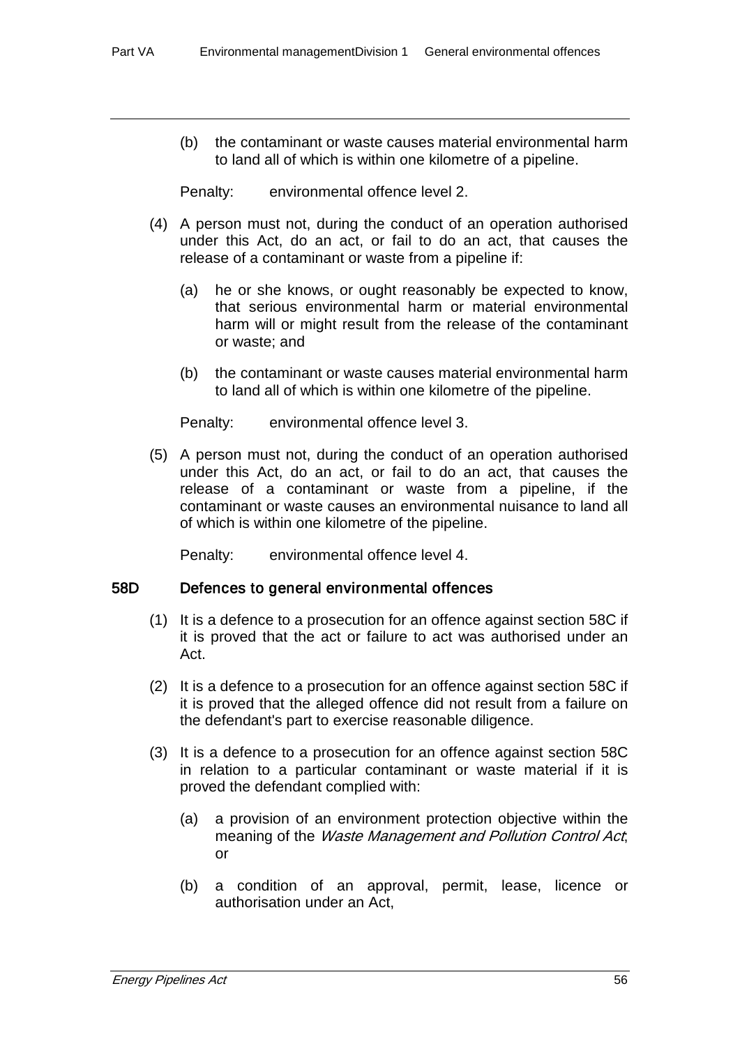(b) the contaminant or waste causes material environmental harm to land all of which is within one kilometre of a pipeline.

Penalty: environmental offence level 2.

(4) A person must not, during the conduct of an operation authorised under this Act, do an act, or fail to do an act, that causes the release of a contaminant or waste from a pipeline if:

(a) he or she knows, or ought reasonably be expected to know, that serious environmental harm or material environmental harm will or might result from the release of the contaminant or waste; and

(b) the contaminant or waste causes material environmental harm to land all of which is within one kilometre of the pipeline.

Penalty: environmental offence level 3.

(5) A person must not, during the conduct of an operation authorised under this Act, do an act, or fail to do an act, that causes the release of a contaminant or waste from a pipeline, if the contaminant or waste causes an environmental nuisance to land all of which is within one kilometre of the pipeline.

Penalty: environmental offence level 4.

### 58D Defences to general environmental offences

(1) It is a defence to a prosecution for an offence against section 58C if it is proved that the act or failure to act was authorised under an Act.

(2) It is a defence to a prosecution for an offence against section 58C if it is proved that the alleged offence did not result from a failure on the defendant's part to exercise reasonable diligence.

(3) It is a defence to a prosecution for an offence against section 58C in relation to a particular contaminant or waste material if it is proved the defendant complied with:

(a) a provision of an environment protection objective within the meaning of the *Waste Management and Pollution Control Act*; or

(b) a condition of an approval, permit, lease, licence or authorisation under an Act,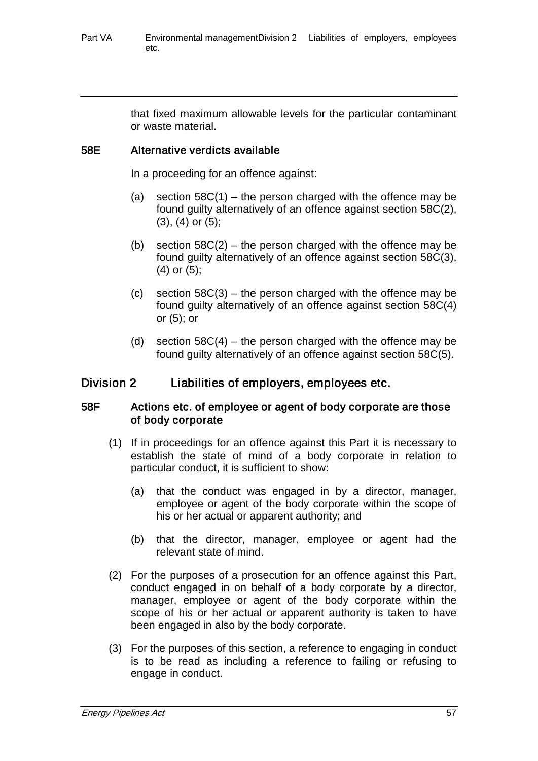that fixed maximum allowable levels for the particular contaminant or waste material.

### 58E Alternative verdicts available

In a proceeding for an offence against:

(a) section 58C(1) – the person charged with the offence may be found guilty alternatively of an offence against section 58C(2), (3), (4) or (5);

(b) section 58C(2) – the person charged with the offence may be found guilty alternatively of an offence against section 58C(3), (4) or (5);

(c) section 58C(3) – the person charged with the offence may be found guilty alternatively of an offence against section 58C(4) or (5); or

(d) section 58C(4) – the person charged with the offence may be found guilty alternatively of an offence against section 58C(5).

## Division 2 Liabilities of employers, employees etc.

### 58F Actions etc. of employee or agent of body corporate are those of body corporate

(1) If in proceedings for an offence against this Part it is necessary to establish the state of mind of a body corporate in relation to particular conduct, it is sufficient to show:

(a) that the conduct was engaged in by a director, manager, employee or agent of the body corporate within the scope of his or her actual or apparent authority; and

(b) that the director, manager, employee or agent had the relevant state of mind.

(2) For the purposes of a prosecution for an offence against this Part, conduct engaged in on behalf of a body corporate by a director, manager, employee or agent of the body corporate within the scope of his or her actual or apparent authority is taken to have been engaged in also by the body corporate.

(3) For the purposes of this section, a reference to engaging in conduct is to be read as including a reference to failing or refusing to engage in conduct.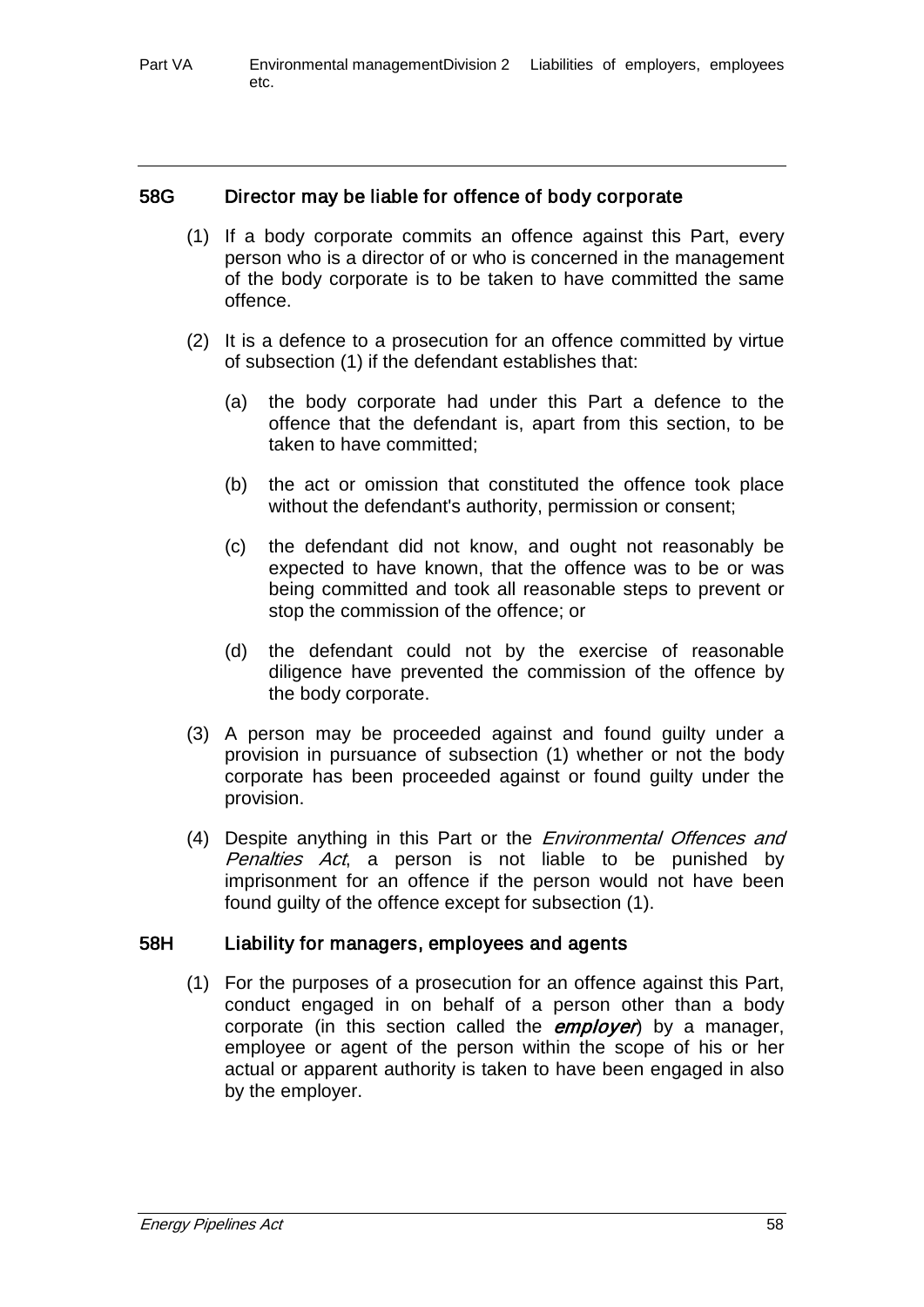### 58G Director may be liable for offence of body corporate

(1) If a body corporate commits an offence against this Part, every person who is a director of or who is concerned in the management of the body corporate is to be taken to have committed the same offence.

(2) It is a defence to a prosecution for an offence committed by virtue of subsection (1) if the defendant establishes that:

(a) the body corporate had under this Part a defence to the offence that the defendant is, apart from this section, to be taken to have committed;

(b) the act or omission that constituted the offence took place without the defendant's authority, permission or consent;

(c) the defendant did not know, and ought not reasonably be expected to have known, that the offence was to be or was being committed and took all reasonable steps to prevent or stop the commission of the offence; or

(d) the defendant could not by the exercise of reasonable diligence have prevented the commission of the offence by the body corporate.

(3) A person may be proceeded against and found guilty under a provision in pursuance of subsection (1) whether or not the body corporate has been proceeded against or found guilty under the provision.

(4) Despite anything in this Part or the *Environmental Offences and Penalties Act*, a person is not liable to be punished by imprisonment for an offence if the person would not have been found guilty of the offence except for subsection (1).

### 58H Liability for managers, employees and agents

(1) For the purposes of a prosecution for an offence against this Part, conduct engaged in on behalf of a person other than a body corporate (in this section called the ***employer***) by a manager, employee or agent of the person within the scope of his or her actual or apparent authority is taken to have been engaged in also by the employer.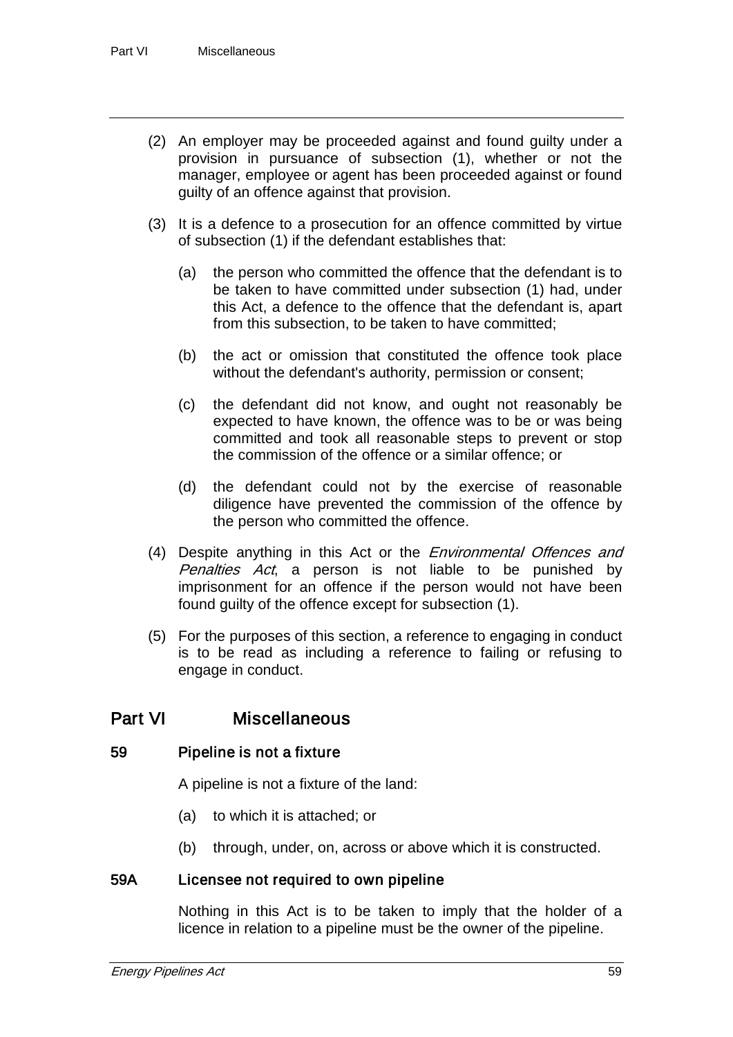(2) An employer may be proceeded against and found guilty under a provision in pursuance of subsection (1), whether or not the manager, employee or agent has been proceeded against or found guilty of an offence against that provision.

(3) It is a defence to a prosecution for an offence committed by virtue of subsection (1) if the defendant establishes that:

(a) the person who committed the offence that the defendant is to be taken to have committed under subsection (1) had, under this Act, a defence to the offence that the defendant is, apart from this subsection, to be taken to have committed;

(b) the act or omission that constituted the offence took place without the defendant's authority, permission or consent;

(c) the defendant did not know, and ought not reasonably be expected to have known, the offence was to be or was being committed and took all reasonable steps to prevent or stop the commission of the offence or a similar offence; or

(d) the defendant could not by the exercise of reasonable diligence have prevented the commission of the offence by the person who committed the offence.

(4) Despite anything in this Act or the *Environmental Offences and Penalties Act*, a person is not liable to be punished by imprisonment for an offence if the person would not have been found guilty of the offence except for subsection (1).

(5) For the purposes of this section, a reference to engaging in conduct is to be read as including a reference to failing or refusing to engage in conduct.

# Part VI Miscellaneous

### 59 Pipeline is not a fixture

A pipeline is not a fixture of the land:

(a) to which it is attached; or

(b) through, under, on, across or above which it is constructed.

### 59A Licensee not required to own pipeline

Nothing in this Act is to be taken to imply that the holder of a licence in relation to a pipeline must be the owner of the pipeline.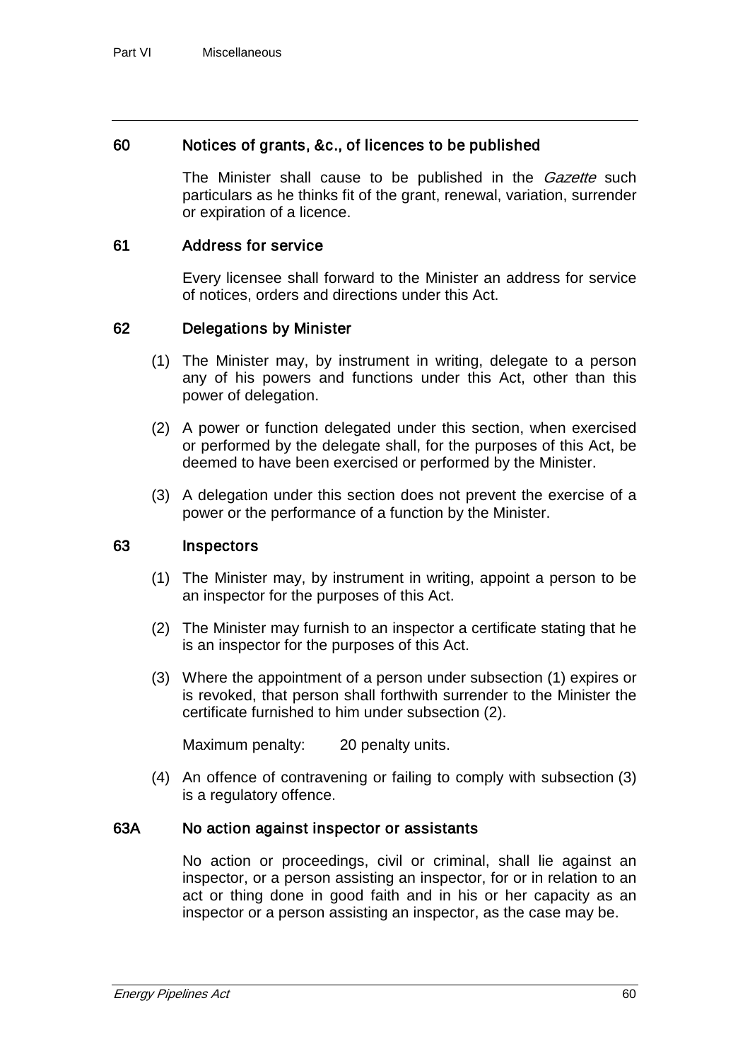### 60 Notices of grants, &c., of licences to be published

The Minister shall cause to be published in the *Gazette* such particulars as he thinks fit of the grant, renewal, variation, surrender or expiration of a licence.

### 61 Address for service

Every licensee shall forward to the Minister an address for service of notices, orders and directions under this Act.

### 62 Delegations by Minister

(1) The Minister may, by instrument in writing, delegate to a person any of his powers and functions under this Act, other than this power of delegation.

(2) A power or function delegated under this section, when exercised or performed by the delegate shall, for the purposes of this Act, be deemed to have been exercised or performed by the Minister.

(3) A delegation under this section does not prevent the exercise of a power or the performance of a function by the Minister.

### 63 Inspectors

(1) The Minister may, by instrument in writing, appoint a person to be an inspector for the purposes of this Act.

(2) The Minister may furnish to an inspector a certificate stating that he is an inspector for the purposes of this Act.

(3) Where the appointment of a person under subsection (1) expires or is revoked, that person shall forthwith surrender to the Minister the certificate furnished to him under subsection (2).

Maximum penalty: 20 penalty units.

(4) An offence of contravening or failing to comply with subsection (3) is a regulatory offence.

### 63A No action against inspector or assistants

No action or proceedings, civil or criminal, shall lie against an inspector, or a person assisting an inspector, for or in relation to an act or thing done in good faith and in his or her capacity as an inspector or a person assisting an inspector, as the case may be.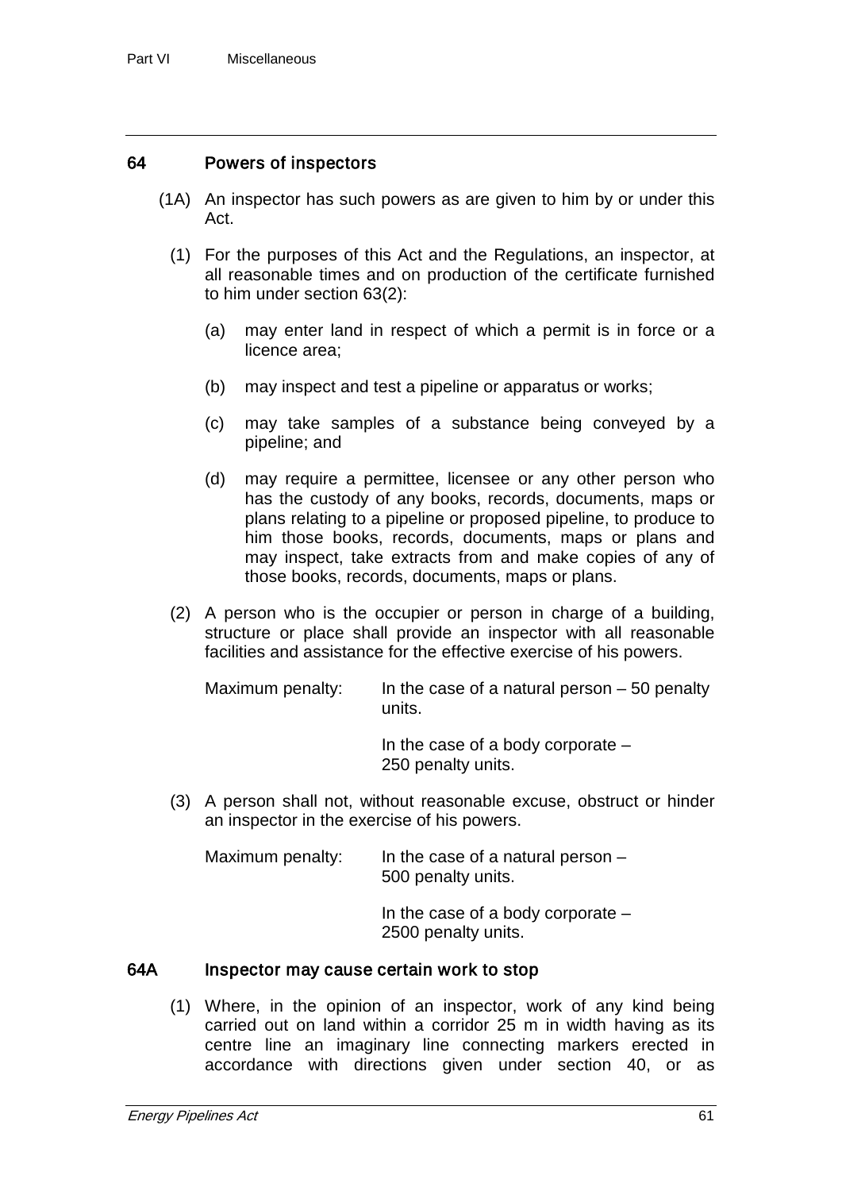## 64 Powers of inspectors

(1A) An inspector has such powers as are given to him by or under this Act.

(1) For the purposes of this Act and the Regulations, an inspector, at all reasonable times and on production of the certificate furnished to him under section 63(2):

(a) may enter land in respect of which a permit is in force or a licence area;

(b) may inspect and test a pipeline or apparatus or works;

(c) may take samples of a substance being conveyed by a pipeline; and

(d) may require a permittee, licensee or any other person who has the custody of any books, records, documents, maps or plans relating to a pipeline or proposed pipeline, to produce to him those books, records, documents, maps or plans and may inspect, take extracts from and make copies of any of those books, records, documents, maps or plans.

(2) A person who is the occupier or person in charge of a building, structure or place shall provide an inspector with all reasonable facilities and assistance for the effective exercise of his powers.

Maximum penalty: In the case of a natural person – 50 penalty units.

In the case of a body corporate – 250 penalty units.

(3) A person shall not, without reasonable excuse, obstruct or hinder an inspector in the exercise of his powers.

Maximum penalty: In the case of a natural person – 500 penalty units.

In the case of a body corporate – 2500 penalty units.

## 64A Inspector may cause certain work to stop

(1) Where, in the opinion of an inspector, work of any kind being carried out on land within a corridor 25 m in width having as its centre line an imaginary line connecting markers erected in accordance with directions given under section 40, or as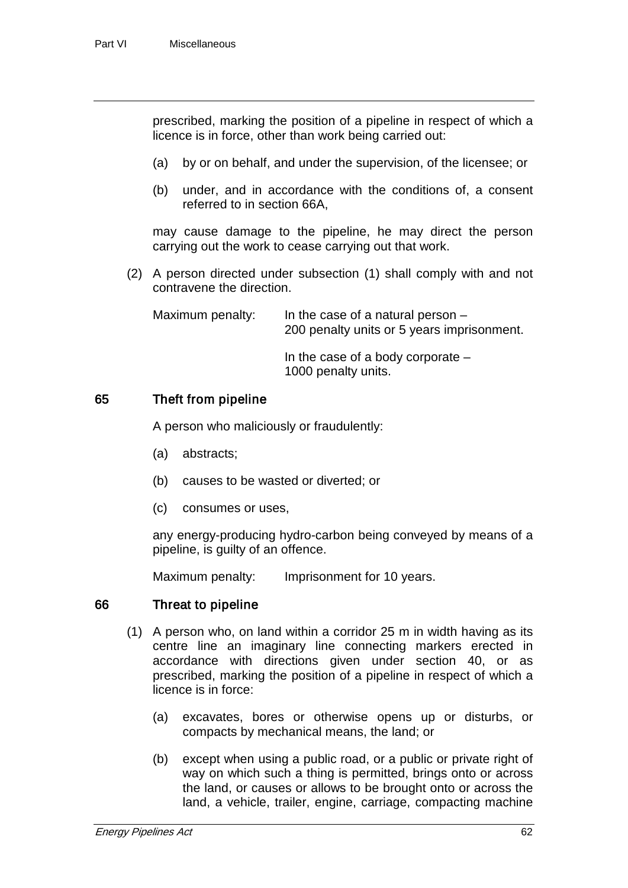prescribed, marking the position of a pipeline in respect of which a licence is in force, other than work being carried out:

(a) by or on behalf, and under the supervision, of the licensee; or

(b) under, and in accordance with the conditions of, a consent referred to in section 66A,

may cause damage to the pipeline, he may direct the person carrying out the work to cease carrying out that work.

(2) A person directed under subsection (1) shall comply with and not contravene the direction.

Maximum penalty: In the case of a natural person – 200 penalty units or 5 years imprisonment.

In the case of a body corporate – 1000 penalty units.

## 65 Theft from pipeline

A person who maliciously or fraudulently:

(a) abstracts;

(b) causes to be wasted or diverted; or

(c) consumes or uses,

any energy-producing hydro-carbon being conveyed by means of a pipeline, is guilty of an offence.

Maximum penalty: Imprisonment for 10 years.

## 66 Threat to pipeline

(1) A person who, on land within a corridor 25 m in width having as its centre line an imaginary line connecting markers erected in accordance with directions given under section 40, or as prescribed, marking the position of a pipeline in respect of which a licence is in force:

(a) excavates, bores or otherwise opens up or disturbs, or compacts by mechanical means, the land; or

(b) except when using a public road, or a public or private right of way on which such a thing is permitted, brings onto or across the land, or causes or allows to be brought onto or across the land, a vehicle, trailer, engine, carriage, compacting machine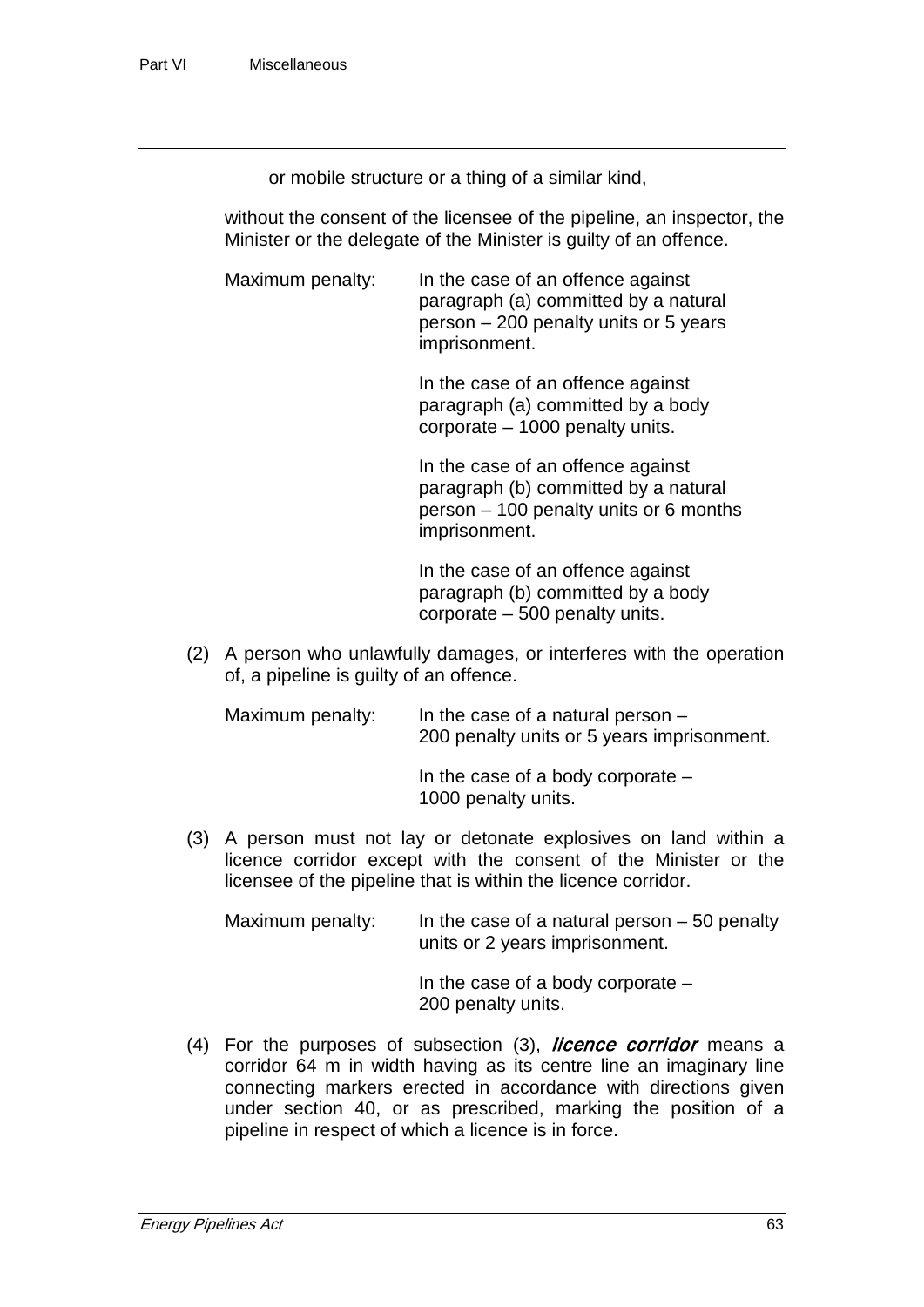or mobile structure or a thing of a similar kind,

without the consent of the licensee of the pipeline, an inspector, the Minister or the delegate of the Minister is guilty of an offence.

Maximum penalty: In the case of an offence against paragraph (a) committed by a natural person – 200 penalty units or 5 years imprisonment.

In the case of an offence against paragraph (a) committed by a body corporate – 1000 penalty units.

In the case of an offence against paragraph (b) committed by a natural person – 100 penalty units or 6 months imprisonment.

In the case of an offence against paragraph (b) committed by a body corporate – 500 penalty units.

(2) A person who unlawfully damages, or interferes with the operation of, a pipeline is guilty of an offence.

Maximum penalty: In the case of a natural person – 200 penalty units or 5 years imprisonment.

In the case of a body corporate – 1000 penalty units.

(3) A person must not lay or detonate explosives on land within a licence corridor except with the consent of the Minister or the licensee of the pipeline that is within the licence corridor.

Maximum penalty: In the case of a natural person – 50 penalty units or 2 years imprisonment.

In the case of a body corporate – 200 penalty units.

(4) For the purposes of subsection (3), ***licence corridor*** means a corridor 64 m in width having as its centre line an imaginary line connecting markers erected in accordance with directions given under section 40, or as prescribed, marking the position of a pipeline in respect of which a licence is in force.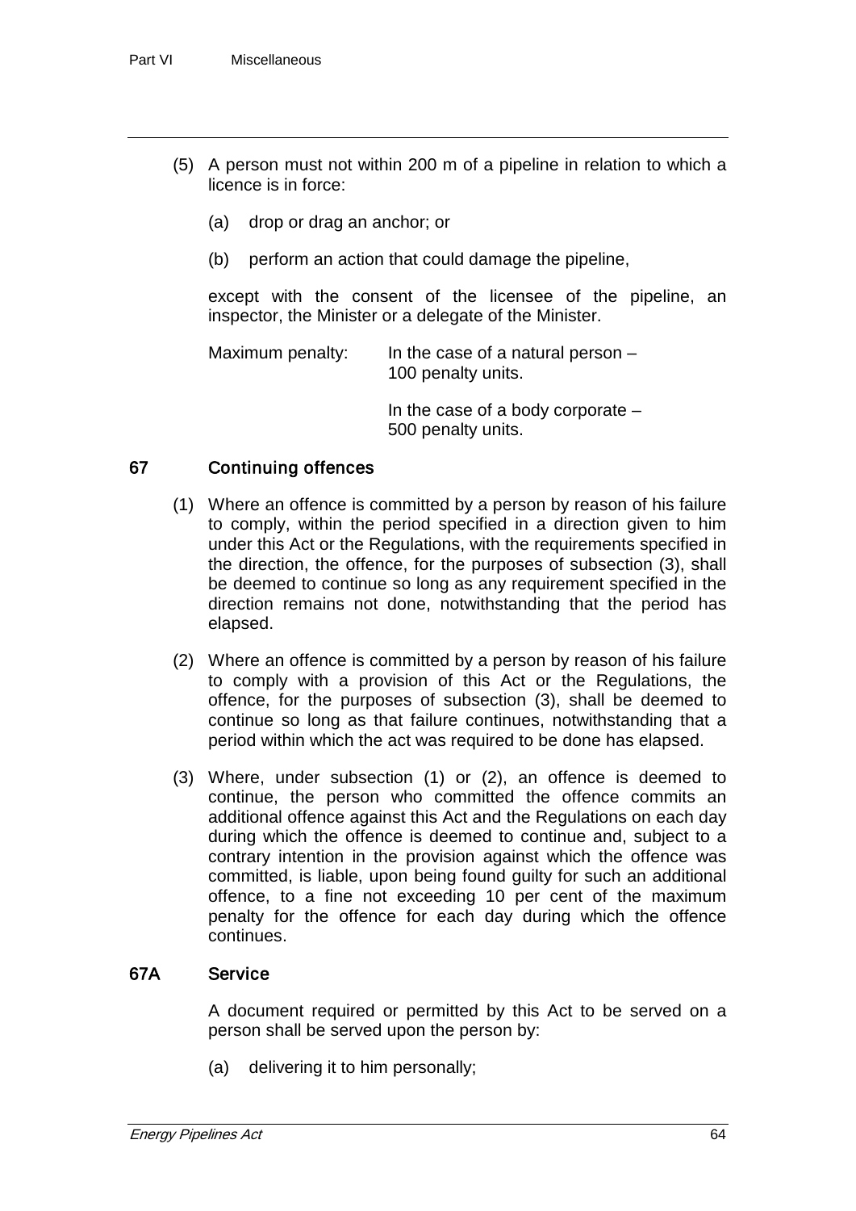(5) A person must not within 200 m of a pipeline in relation to which a licence is in force:

(a) drop or drag an anchor; or

(b) perform an action that could damage the pipeline,

except with the consent of the licensee of the pipeline, an inspector, the Minister or a delegate of the Minister.

Maximum penalty: In the case of a natural person – 100 penalty units.

In the case of a body corporate – 500 penalty units.

### 67 Continuing offences

(1) Where an offence is committed by a person by reason of his failure to comply, within the period specified in a direction given to him under this Act or the Regulations, with the requirements specified in the direction, the offence, for the purposes of subsection (3), shall be deemed to continue so long as any requirement specified in the direction remains not done, notwithstanding that the period has elapsed.

(2) Where an offence is committed by a person by reason of his failure to comply with a provision of this Act or the Regulations, the offence, for the purposes of subsection (3), shall be deemed to continue so long as that failure continues, notwithstanding that a period within which the act was required to be done has elapsed.

(3) Where, under subsection (1) or (2), an offence is deemed to continue, the person who committed the offence commits an additional offence against this Act and the Regulations on each day during which the offence is deemed to continue and, subject to a contrary intention in the provision against which the offence was committed, is liable, upon being found guilty for such an additional offence, to a fine not exceeding 10 per cent of the maximum penalty for the offence for each day during which the offence continues.

### 67A Service

A document required or permitted by this Act to be served on a person shall be served upon the person by:

(a) delivering it to him personally;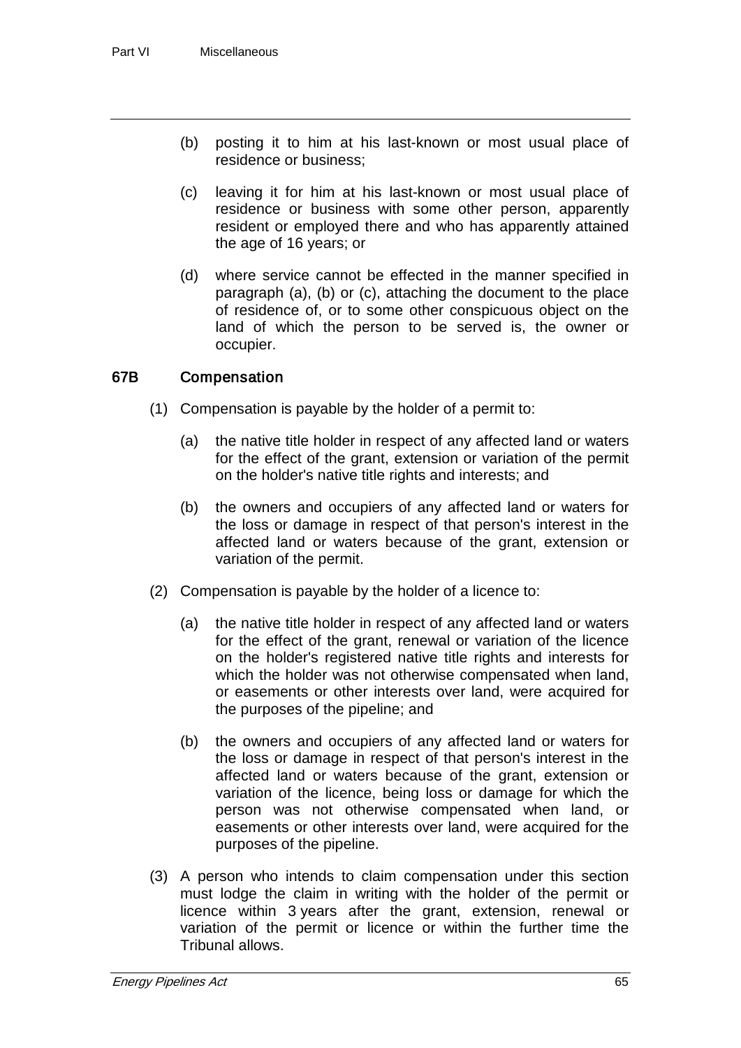(b) posting it to him at his last-known or most usual place of residence or business;

(c) leaving it for him at his last-known or most usual place of residence or business with some other person, apparently resident or employed there and who has apparently attained the age of 16 years; or

(d) where service cannot be effected in the manner specified in paragraph (a), (b) or (c), attaching the document to the place of residence of, or to some other conspicuous object on the land of which the person to be served is, the owner or occupier.

### 67B Compensation

(1) Compensation is payable by the holder of a permit to:

(a) the native title holder in respect of any affected land or waters for the effect of the grant, extension or variation of the permit on the holder's native title rights and interests; and

(b) the owners and occupiers of any affected land or waters for the loss or damage in respect of that person's interest in the affected land or waters because of the grant, extension or variation of the permit.

(2) Compensation is payable by the holder of a licence to:

(a) the native title holder in respect of any affected land or waters for the effect of the grant, renewal or variation of the licence on the holder's registered native title rights and interests for which the holder was not otherwise compensated when land, or easements or other interests over land, were acquired for the purposes of the pipeline; and

(b) the owners and occupiers of any affected land or waters for the loss or damage in respect of that person's interest in the affected land or waters because of the grant, extension or variation of the licence, being loss or damage for which the person was not otherwise compensated when land, or easements or other interests over land, were acquired for the purposes of the pipeline.

(3) A person who intends to claim compensation under this section must lodge the claim in writing with the holder of the permit or licence within 3 years after the grant, extension, renewal or variation of the permit or licence or within the further time the Tribunal allows.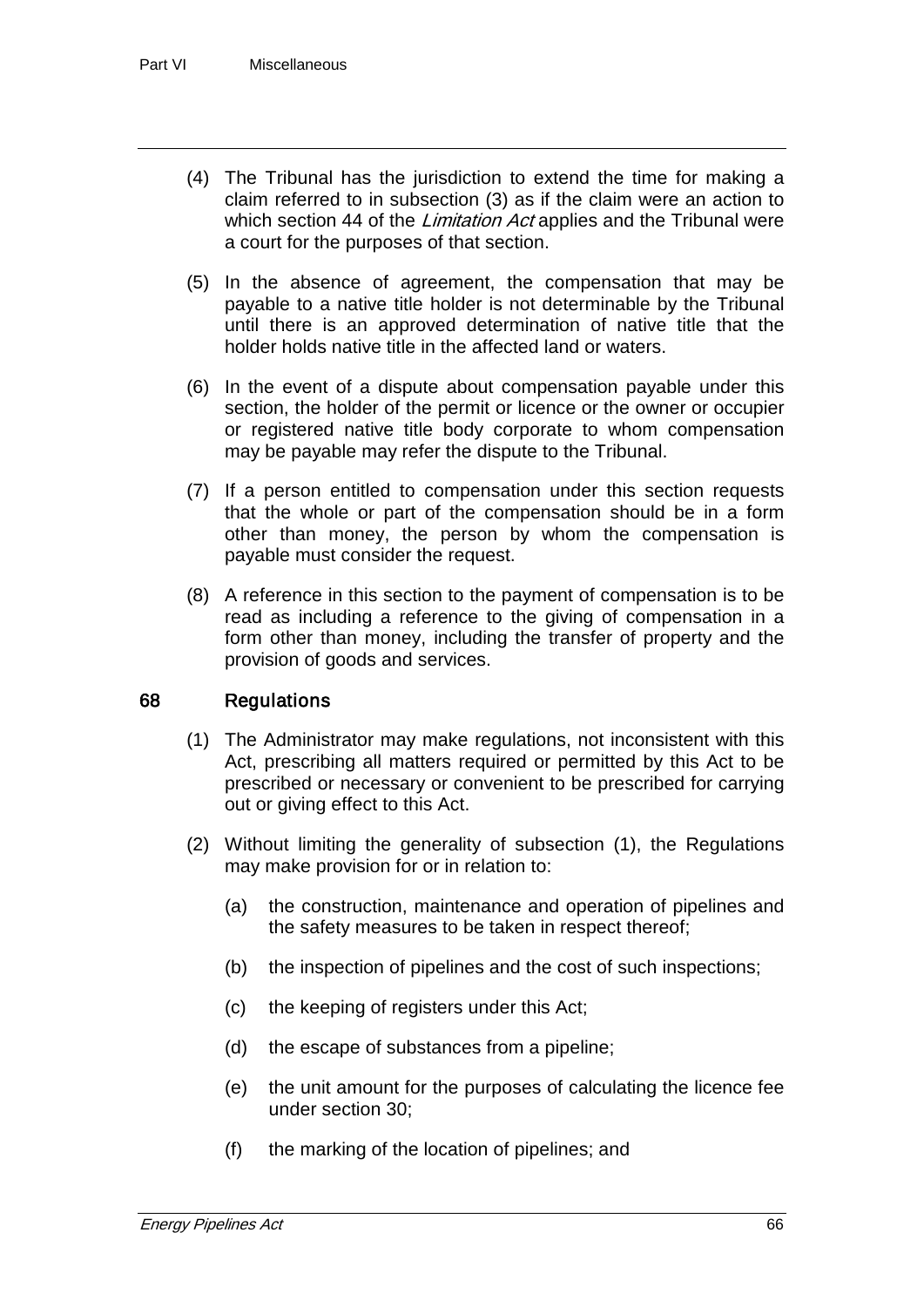(4) The Tribunal has the jurisdiction to extend the time for making a claim referred to in subsection (3) as if the claim were an action to which section 44 of the *Limitation Act* applies and the Tribunal were a court for the purposes of that section.

(5) In the absence of agreement, the compensation that may be payable to a native title holder is not determinable by the Tribunal until there is an approved determination of native title that the holder holds native title in the affected land or waters.

(6) In the event of a dispute about compensation payable under this section, the holder of the permit or licence or the owner or occupier or registered native title body corporate to whom compensation may be payable may refer the dispute to the Tribunal.

(7) If a person entitled to compensation under this section requests that the whole or part of the compensation should be in a form other than money, the person by whom the compensation is payable must consider the request.

(8) A reference in this section to the payment of compensation is to be read as including a reference to the giving of compensation in a form other than money, including the transfer of property and the provision of goods and services.

### 68 Regulations

(1) The Administrator may make regulations, not inconsistent with this Act, prescribing all matters required or permitted by this Act to be prescribed or necessary or convenient to be prescribed for carrying out or giving effect to this Act.

(2) Without limiting the generality of subsection (1), the Regulations may make provision for or in relation to:

(a) the construction, maintenance and operation of pipelines and the safety measures to be taken in respect thereof;

(b) the inspection of pipelines and the cost of such inspections;

(c) the keeping of registers under this Act;

(d) the escape of substances from a pipeline;

(e) the unit amount for the purposes of calculating the licence fee under section 30;

(f) the marking of the location of pipelines; and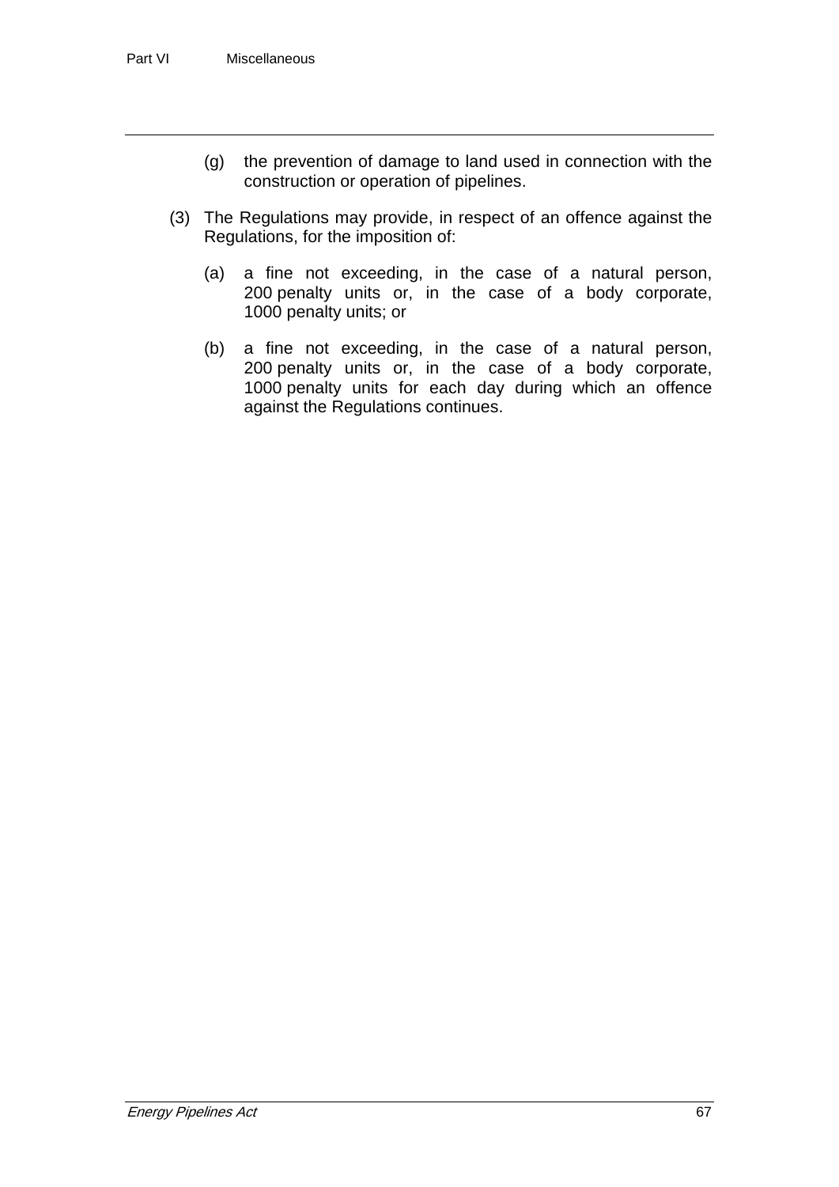(g) the prevention of damage to land used in connection with the construction or operation of pipelines.

(3) The Regulations may provide, in respect of an offence against the Regulations, for the imposition of:

(a) a fine not exceeding, in the case of a natural person, 200 penalty units or, in the case of a body corporate, 1000 penalty units; or

(b) a fine not exceeding, in the case of a natural person, 200 penalty units or, in the case of a body corporate, 1000 penalty units for each day during which an offence against the Regulations continues.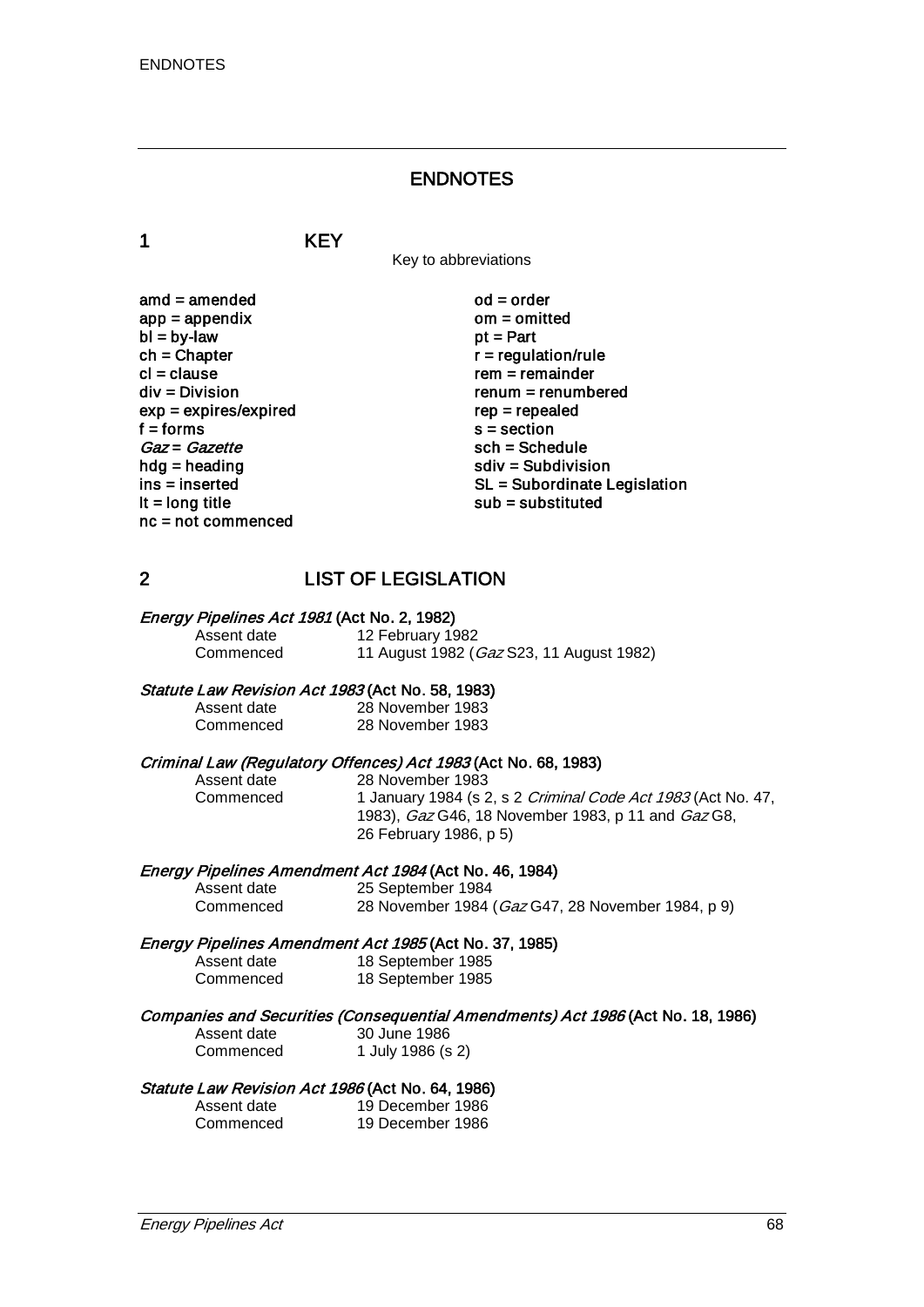# ENDNOTES

## 1 KEY

Key to abbreviations

amd = amended
app = appendix
bl = by-law
ch = Chapter
cl = clause
div = Division
exp = expires/expired
f = forms
*Gaz* = *Gazette*
hdg = heading
ins = inserted
lt = long title
nc = not commenced
od = order
om = omitted
pt = Part
r = regulation/rule
rem = remainder
renum = renumbered
rep = repealed
s = section
sch = Schedule
sdiv = Subdivision
SL = Subordinate Legislation
sub = substituted

## 2 LIST OF LEGISLATION

***Energy Pipelines Act 1981*** **(Act No. 2, 1982)**

Assent date 12 February 1982
Commenced 11 August 1982 (*Gaz* S23, 11 August 1982)

***Statute Law Revision Act 1983*** **(Act No. 58, 1983)**

Assent date 28 November 1983
Commenced 28 November 1983

***Criminal Law (Regulatory Offences) Act 1983*** **(Act No. 68, 1983)**

Assent date 28 November 1983
Commenced 1 January 1984 (s 2, s 2 *Criminal Code Act 1983* (Act No. 47, 1983), *Gaz* G46, 18 November 1983, p 11 and *Gaz* G8, 26 February 1986, p 5)

***Energy Pipelines Amendment Act 1984*** **(Act No. 46, 1984)**

Assent date 25 September 1984
Commenced 28 November 1984 (*Gaz* G47, 28 November 1984, p 9)

***Energy Pipelines Amendment Act 1985*** **(Act No. 37, 1985)**

Assent date 18 September 1985
Commenced 18 September 1985

***Companies and Securities (Consequential Amendments) Act 1986*** **(Act No. 18, 1986)**

Assent date 30 June 1986
Commenced 1 July 1986 (s 2)

***Statute Law Revision Act 1986*** **(Act No. 64, 1986)**

Assent date 19 December 1986
Commenced 19 December 1986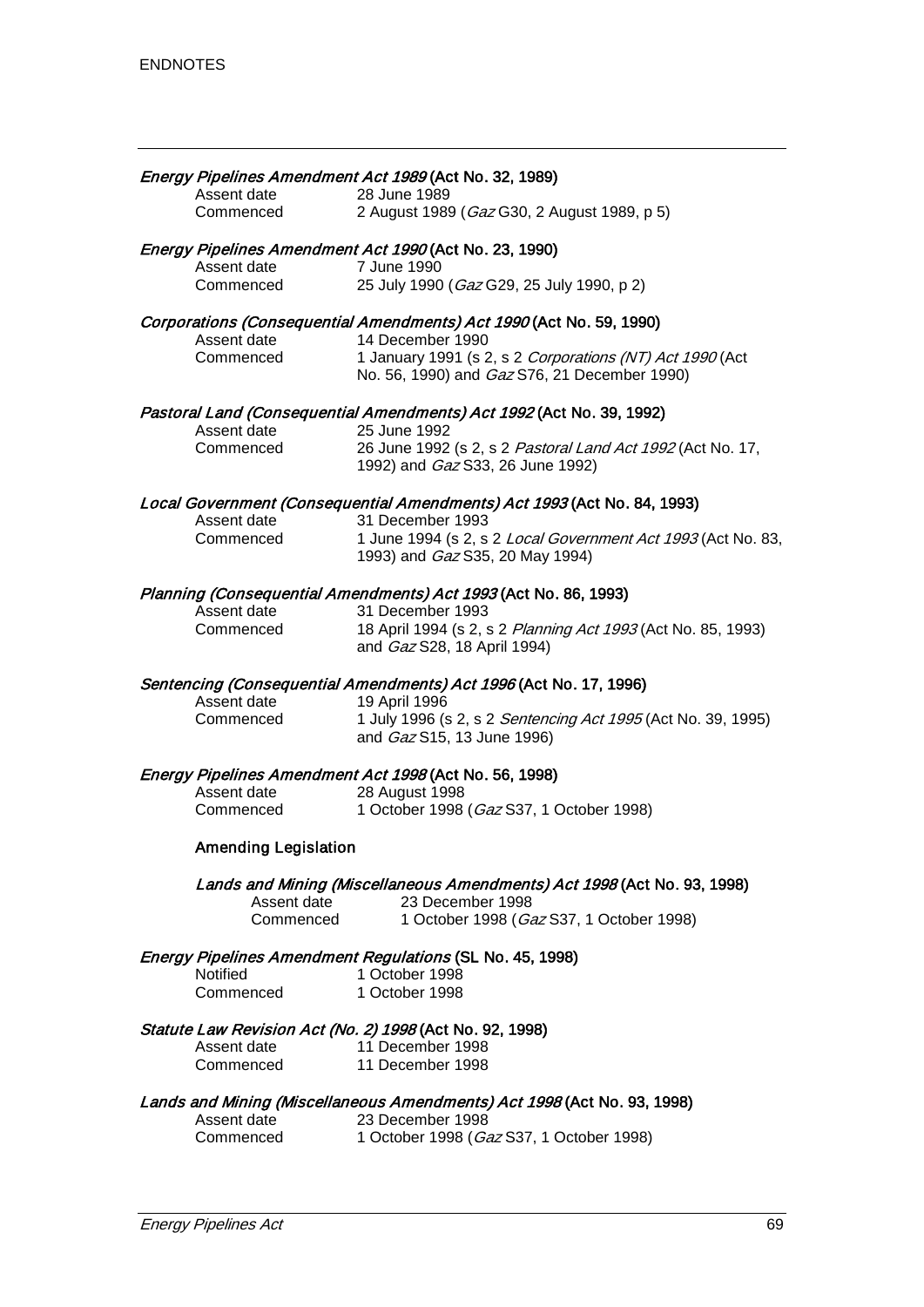*Energy Pipelines Amendment Act 1989* **(Act No. 32, 1989)**

Assent date 28 June 1989
Commenced 2 August 1989 (*Gaz* G30, 2 August 1989, p 5)

*Energy Pipelines Amendment Act 1990* **(Act No. 23, 1990)**

Assent date 7 June 1990
Commenced 25 July 1990 (*Gaz* G29, 25 July 1990, p 2)

*Corporations (Consequential Amendments) Act 1990* **(Act No. 59, 1990)**

Assent date 14 December 1990
Commenced 1 January 1991 (s 2, s 2 *Corporations (NT) Act 1990* (Act No. 56, 1990) and *Gaz* S76, 21 December 1990)

*Pastoral Land (Consequential Amendments) Act 1992* **(Act No. 39, 1992)**

Assent date 25 June 1992
Commenced 26 June 1992 (s 2, s 2 *Pastoral Land Act 1992* (Act No. 17, 1992) and *Gaz* S33, 26 June 1992)

*Local Government (Consequential Amendments) Act 1993* **(Act No. 84, 1993)**

Assent date 31 December 1993
Commenced 1 June 1994 (s 2, s 2 *Local Government Act 1993* (Act No. 83, 1993) and *Gaz* S35, 20 May 1994)

*Planning (Consequential Amendments) Act 1993* **(Act No. 86, 1993)**

Assent date 31 December 1993
Commenced 18 April 1994 (s 2, s 2 *Planning Act 1993* (Act No. 85, 1993) and *Gaz* S28, 18 April 1994)

*Sentencing (Consequential Amendments) Act 1996* **(Act No. 17, 1996)**

Assent date 19 April 1996
Commenced 1 July 1996 (s 2, s 2 *Sentencing Act 1995* (Act No. 39, 1995) and *Gaz* S15, 13 June 1996)

*Energy Pipelines Amendment Act 1998* **(Act No. 56, 1998)**

Assent date 28 August 1998
Commenced 1 October 1998 (*Gaz* S37, 1 October 1998)

**Amending Legislation**

*Lands and Mining (Miscellaneous Amendments) Act 1998* **(Act No. 93, 1998)**

Assent date 23 December 1998
Commenced 1 October 1998 (*Gaz* S37, 1 October 1998)

*Energy Pipelines Amendment Regulations* **(SL No. 45, 1998)**

Notified 1 October 1998
Commenced 1 October 1998

*Statute Law Revision Act (No. 2) 1998* **(Act No. 92, 1998)**

Assent date 11 December 1998
Commenced 11 December 1998

*Lands and Mining (Miscellaneous Amendments) Act 1998* **(Act No. 93, 1998)**

Assent date 23 December 1998
Commenced 1 October 1998 (*Gaz* S37, 1 October 1998)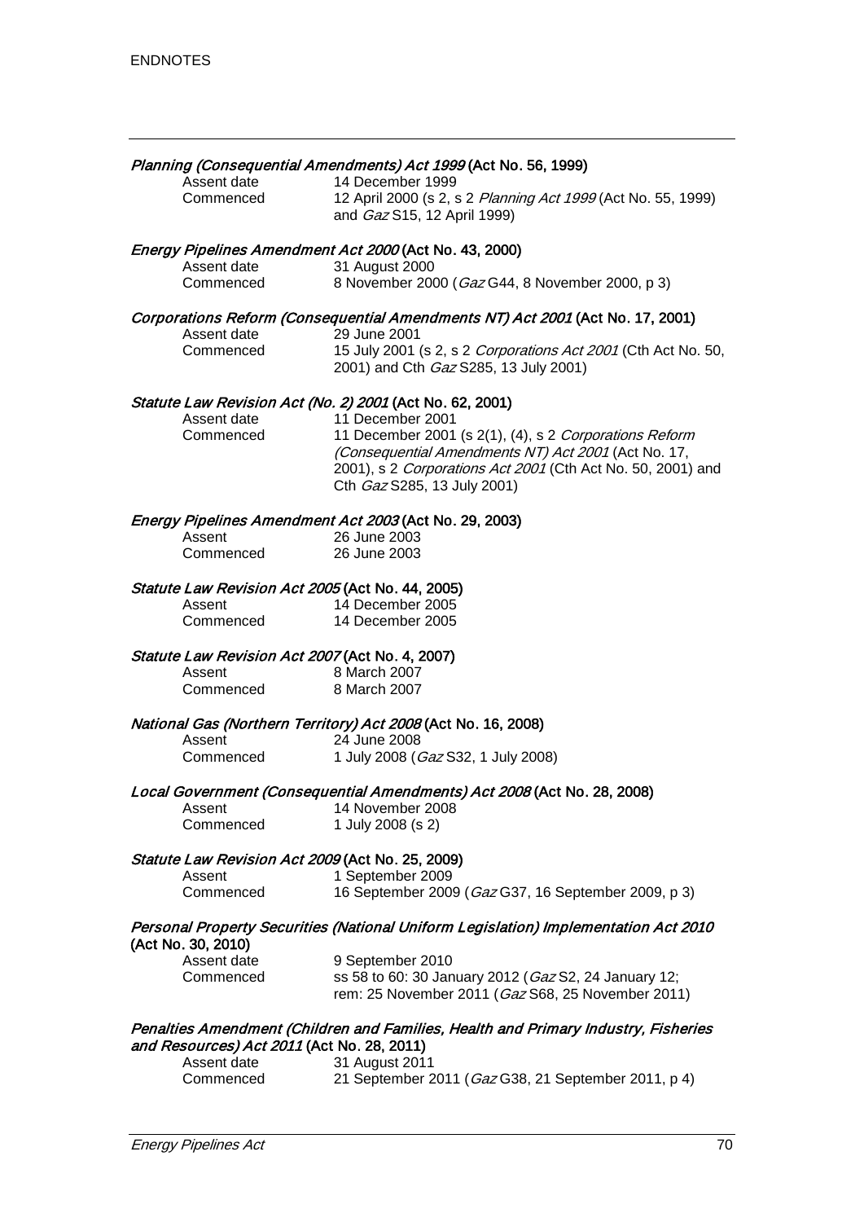*Planning (Consequential Amendments) Act 1999* **(Act No. 56, 1999)**

| | |
|---|---|
| Assent date | 14 December 1999 |
| Commenced | 12 April 2000 (s 2, s 2 *Planning Act 1999* (Act No. 55, 1999) and *Gaz* S15, 12 April 1999) |

*Energy Pipelines Amendment Act 2000* **(Act No. 43, 2000)**

| | |
|---|---|
| Assent date | 31 August 2000 |
| Commenced | 8 November 2000 (*Gaz* G44, 8 November 2000, p 3) |

*Corporations Reform (Consequential Amendments NT) Act 2001* **(Act No. 17, 2001)**

| | |
|---|---|
| Assent date | 29 June 2001 |
| Commenced | 15 July 2001 (s 2, s 2 *Corporations Act 2001* (Cth Act No. 50, 2001) and Cth *Gaz* S285, 13 July 2001) |

*Statute Law Revision Act (No. 2) 2001* **(Act No. 62, 2001)**

| | |
|---|---|
| Assent date | 11 December 2001 |
| Commenced | 11 December 2001 (s 2(1), (4), s 2 *Corporations Reform (Consequential Amendments NT) Act 2001* (Act No. 17, 2001), s 2 *Corporations Act 2001* (Cth Act No. 50, 2001) and Cth *Gaz* S285, 13 July 2001) |

*Energy Pipelines Amendment Act 2003* **(Act No. 29, 2003)**

| | |
|---|---|
| Assent | 26 June 2003 |
| Commenced | 26 June 2003 |

*Statute Law Revision Act 2005* **(Act No. 44, 2005)**

| | |
|---|---|
| Assent | 14 December 2005 |
| Commenced | 14 December 2005 |

*Statute Law Revision Act 2007* **(Act No. 4, 2007)**

| | |
|---|---|
| Assent | 8 March 2007 |
| Commenced | 8 March 2007 |

*National Gas (Northern Territory) Act 2008* **(Act No. 16, 2008)**

| | |
|---|---|
| Assent | 24 June 2008 |
| Commenced | 1 July 2008 (*Gaz* S32, 1 July 2008) |

*Local Government (Consequential Amendments) Act 2008* **(Act No. 28, 2008)**

| | |
|---|---|
| Assent | 14 November 2008 |
| Commenced | 1 July 2008 (s 2) |

*Statute Law Revision Act 2009* **(Act No. 25, 2009)**

| | |
|---|---|
| Assent | 1 September 2009 |
| Commenced | 16 September 2009 (*Gaz* G37, 16 September 2009, p 3) |

*Personal Property Securities (National Uniform Legislation) Implementation Act 2010* **(Act No. 30, 2010)**

| | |
|---|---|
| Assent date | 9 September 2010 |
| Commenced | ss 58 to 60: 30 January 2012 (*Gaz* S2, 24 January 12; rem: 25 November 2011 (*Gaz* S68, 25 November 2011) |

*Penalties Amendment (Children and Families, Health and Primary Industry, Fisheries and Resources) Act 2011* **(Act No. 28, 2011)**

| | |
|---|---|
| Assent date | 31 August 2011 |
| Commenced | 21 September 2011 (*Gaz* G38, 21 September 2011, p 4) |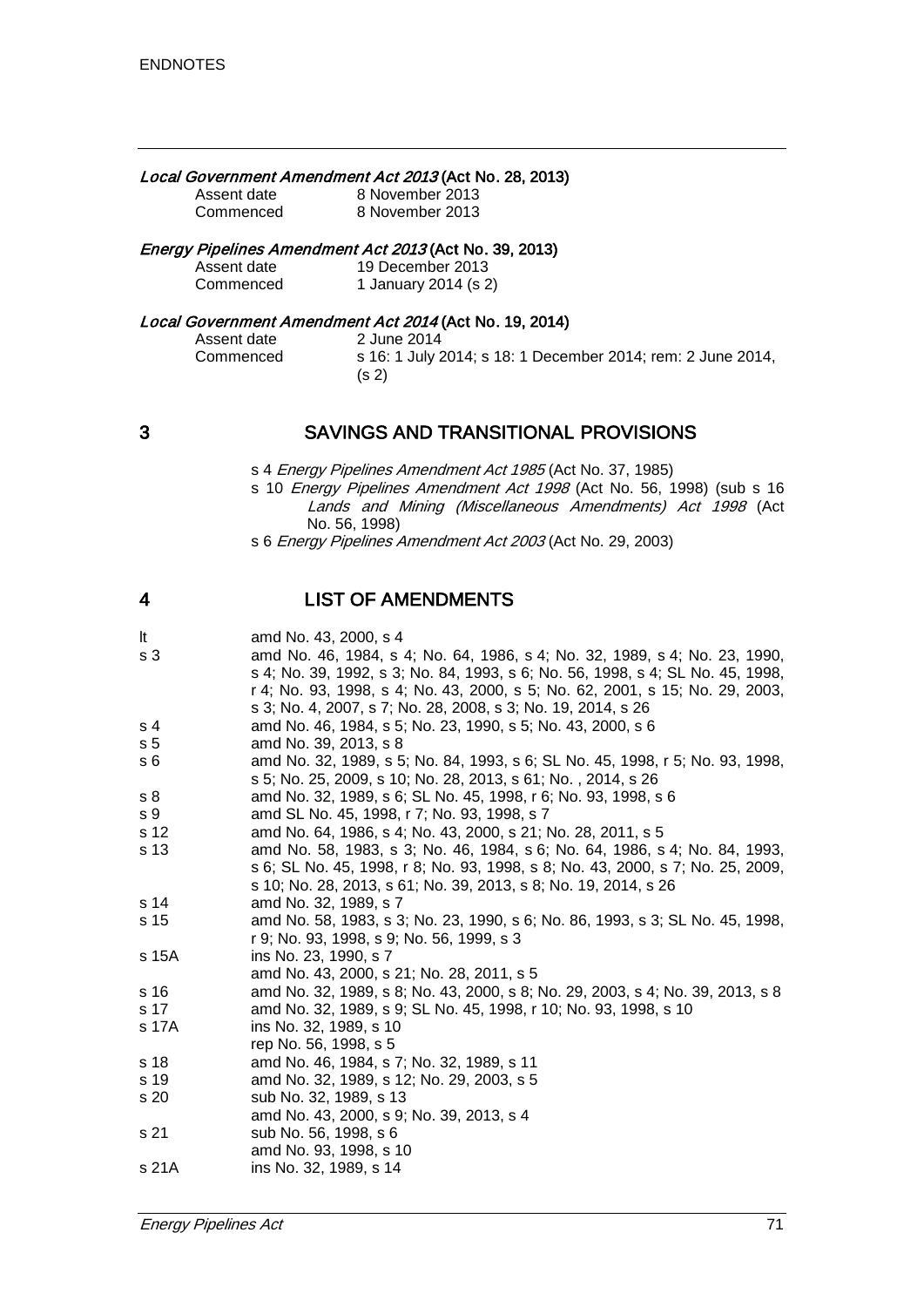*Local Government Amendment Act 2013* (Act No. 28, 2013)

| | |
|---|---|
| Assent date | 8 November 2013 |
| Commenced | 8 November 2013 |

*Energy Pipelines Amendment Act 2013* (Act No. 39, 2013)

| | |
|---|---|
| Assent date | 19 December 2013 |
| Commenced | 1 January 2014 (s 2) |

*Local Government Amendment Act 2014* (Act No. 19, 2014)

| | |
|---|---|
| Assent date | 2 June 2014 |
| Commenced | s 16: 1 July 2014; s 18: 1 December 2014; rem: 2 June 2014, (s 2) |

## 3 SAVINGS AND TRANSITIONAL PROVISIONS

s 4 *Energy Pipelines Amendment Act 1985* (Act No. 37, 1985)

s 10 *Energy Pipelines Amendment Act 1998* (Act No. 56, 1998) (sub s 16 *Lands and Mining (Miscellaneous Amendments) Act 1998* (Act No. 56, 1998)

s 6 *Energy Pipelines Amendment Act 2003* (Act No. 29, 2003)

## 4 LIST OF AMENDMENTS

| | |
|---|---|
| lt | amd No. 43, 2000, s 4 |
| s 3 | amd No. 46, 1984, s 4; No. 64, 1986, s 4; No. 32, 1989, s 4; No. 23, 1990, s 4; No. 39, 1992, s 3; No. 84, 1993, s 6; No. 56, 1998, s 4; SL No. 45, 1998, r 4; No. 93, 1998, s 4; No. 43, 2000, s 5; No. 62, 2001, s 15; No. 29, 2003, s 3; No. 4, 2007, s 7; No. 28, 2008, s 3; No. 19, 2014, s 26 |
| s 4 | amd No. 46, 1984, s 5; No. 23, 1990, s 5; No. 43, 2000, s 6 |
| s 5 | amd No. 39, 2013, s 8 |
| s 6 | amd No. 32, 1989, s 5; No. 84, 1993, s 6; SL No. 45, 1998, r 5; No. 93, 1998, s 5; No. 25, 2009, s 10; No. 28, 2013, s 61; No. , 2014, s 26 |
| s 8 | amd No. 32, 1989, s 6; SL No. 45, 1998, r 6; No. 93, 1998, s 6 |
| s 9 | amd SL No. 45, 1998, r 7; No. 93, 1998, s 7 |
| s 12 | amd No. 64, 1986, s 4; No. 43, 2000, s 21; No. 28, 2011, s 5 |
| s 13 | amd No. 58, 1983, s 3; No. 46, 1984, s 6; No. 64, 1986, s 4; No. 84, 1993, s 6; SL No. 45, 1998, r 8; No. 93, 1998, s 8; No. 43, 2000, s 7; No. 25, 2009, s 10; No. 28, 2013, s 61; No. 39, 2013, s 8; No. 19, 2014, s 26 |
| s 14 | amd No. 32, 1989, s 7 |
| s 15 | amd No. 58, 1983, s 3; No. 23, 1990, s 6; No. 86, 1993, s 3; SL No. 45, 1998, r 9; No. 93, 1998, s 9; No. 56, 1999, s 3 |
| s 15A | ins No. 23, 1990, s 7 |
| | amd No. 43, 2000, s 21; No. 28, 2011, s 5 |
| s 16 | amd No. 32, 1989, s 8; No. 43, 2000, s 8; No. 29, 2003, s 4; No. 39, 2013, s 8 |
| s 17 | amd No. 32, 1989, s 9; SL No. 45, 1998, r 10; No. 93, 1998, s 10 |
| s 17A | ins No. 32, 1989, s 10 |
| | rep No. 56, 1998, s 5 |
| s 18 | amd No. 46, 1984, s 7; No. 32, 1989, s 11 |
| s 19 | amd No. 32, 1989, s 12; No. 29, 2003, s 5 |
| s 20 | sub No. 32, 1989, s 13 |
| | amd No. 43, 2000, s 9; No. 39, 2013, s 4 |
| s 21 | sub No. 56, 1998, s 6 |
| | amd No. 93, 1998, s 10 |
| s 21A | ins No. 32, 1989, s 14 |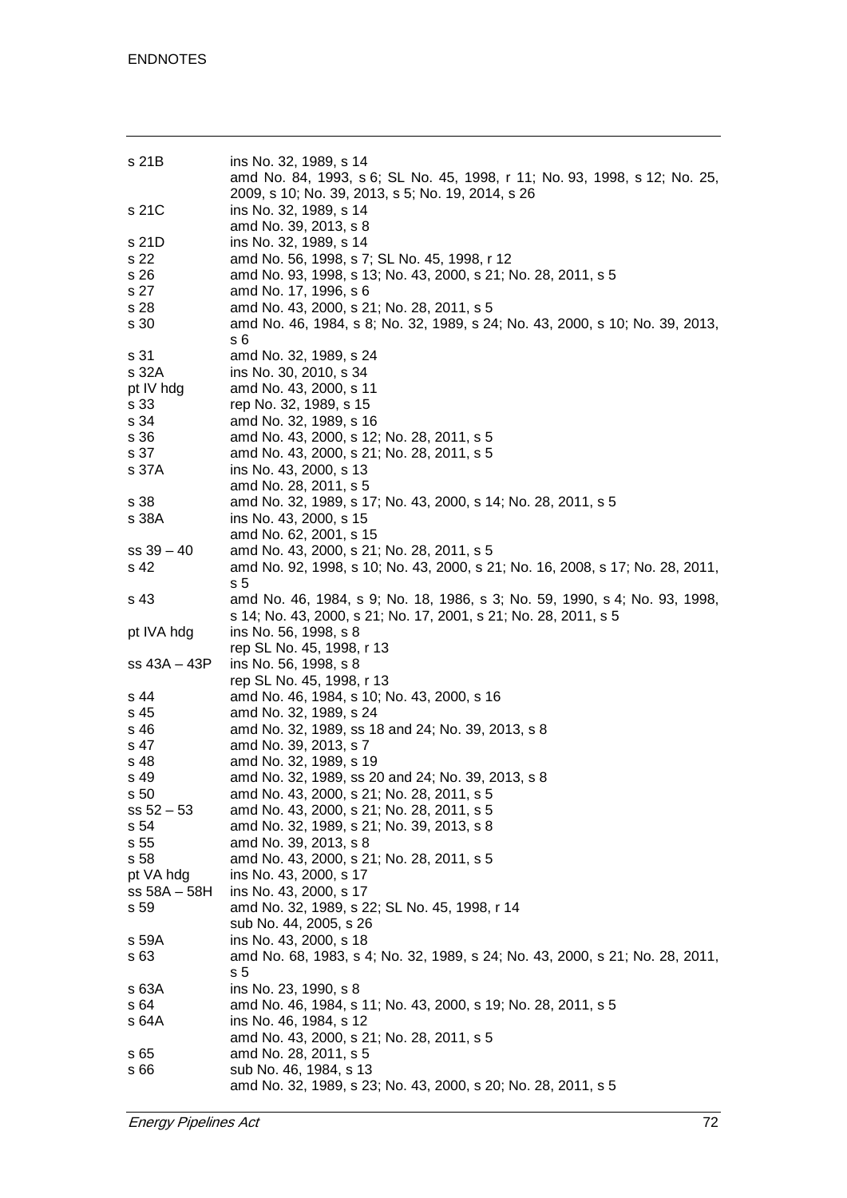| | |
|---|---|
| s 21B | ins No. 32, 1989, s 14<br>amd No. 84, 1993, s 6; SL No. 45, 1998, r 11; No. 93, 1998, s 12; No. 25, 2009, s 10; No. 39, 2013, s 5; No. 19, 2014, s 26 |
| s 21C | ins No. 32, 1989, s 14<br>amd No. 39, 2013, s 8 |
| s 21D | ins No. 32, 1989, s 14 |
| s 22 | amd No. 56, 1998, s 7; SL No. 45, 1998, r 12 |
| s 26 | amd No. 93, 1998, s 13; No. 43, 2000, s 21; No. 28, 2011, s 5 |
| s 27 | amd No. 17, 1996, s 6 |
| s 28 | amd No. 43, 2000, s 21; No. 28, 2011, s 5 |
| s 30 | amd No. 46, 1984, s 8; No. 32, 1989, s 24; No. 43, 2000, s 10; No. 39, 2013, s 6 |
| s 31 | amd No. 32, 1989, s 24 |
| s 32A | ins No. 30, 2010, s 34 |
| pt IV hdg | amd No. 43, 2000, s 11 |
| s 33 | rep No. 32, 1989, s 15 |
| s 34 | amd No. 32, 1989, s 16 |
| s 36 | amd No. 43, 2000, s 12; No. 28, 2011, s 5 |
| s 37 | amd No. 43, 2000, s 21; No. 28, 2011, s 5 |
| s 37A | ins No. 43, 2000, s 13<br>amd No. 28, 2011, s 5 |
| s 38 | amd No. 32, 1989, s 17; No. 43, 2000, s 14; No. 28, 2011, s 5 |
| s 38A | ins No. 43, 2000, s 15<br>amd No. 62, 2001, s 15 |
| ss 39 – 40 | amd No. 43, 2000, s 21; No. 28, 2011, s 5 |
| s 42 | amd No. 92, 1998, s 10; No. 43, 2000, s 21; No. 16, 2008, s 17; No. 28, 2011, s 5 |
| s 43 | amd No. 46, 1984, s 9; No. 18, 1986, s 3; No. 59, 1990, s 4; No. 93, 1998, s 14; No. 43, 2000, s 21; No. 17, 2001, s 21; No. 28, 2011, s 5 |
| pt IVA hdg | ins No. 56, 1998, s 8<br>rep SL No. 45, 1998, r 13 |
| ss 43A – 43P | ins No. 56, 1998, s 8<br>rep SL No. 45, 1998, r 13 |
| s 44 | amd No. 46, 1984, s 10; No. 43, 2000, s 16 |
| s 45 | amd No. 32, 1989, s 24 |
| s 46 | amd No. 32, 1989, ss 18 and 24; No. 39, 2013, s 8 |
| s 47 | amd No. 39, 2013, s 7 |
| s 48 | amd No. 32, 1989, s 19 |
| s 49 | amd No. 32, 1989, ss 20 and 24; No. 39, 2013, s 8 |
| s 50 | amd No. 43, 2000, s 21; No. 28, 2011, s 5 |
| ss 52 – 53 | amd No. 43, 2000, s 21; No. 28, 2011, s 5 |
| s 54 | amd No. 32, 1989, s 21; No. 39, 2013, s 8 |
| s 55 | amd No. 39, 2013, s 8 |
| s 58 | amd No. 43, 2000, s 21; No. 28, 2011, s 5 |
| pt VA hdg | ins No. 43, 2000, s 17 |
| ss 58A – 58H | ins No. 43, 2000, s 17 |
| s 59 | amd No. 32, 1989, s 22; SL No. 45, 1998, r 14<br>sub No. 44, 2005, s 26 |
| s 59A | ins No. 43, 2000, s 18 |
| s 63 | amd No. 68, 1983, s 4; No. 32, 1989, s 24; No. 43, 2000, s 21; No. 28, 2011, s 5 |
| s 63A | ins No. 23, 1990, s 8 |
| s 64 | amd No. 46, 1984, s 11; No. 43, 2000, s 19; No. 28, 2011, s 5 |
| s 64A | ins No. 46, 1984, s 12<br>amd No. 43, 2000, s 21; No. 28, 2011, s 5 |
| s 65 | amd No. 28, 2011, s 5 |
| s 66 | sub No. 46, 1984, s 13<br>amd No. 32, 1989, s 23; No. 43, 2000, s 20; No. 28, 2011, s 5 |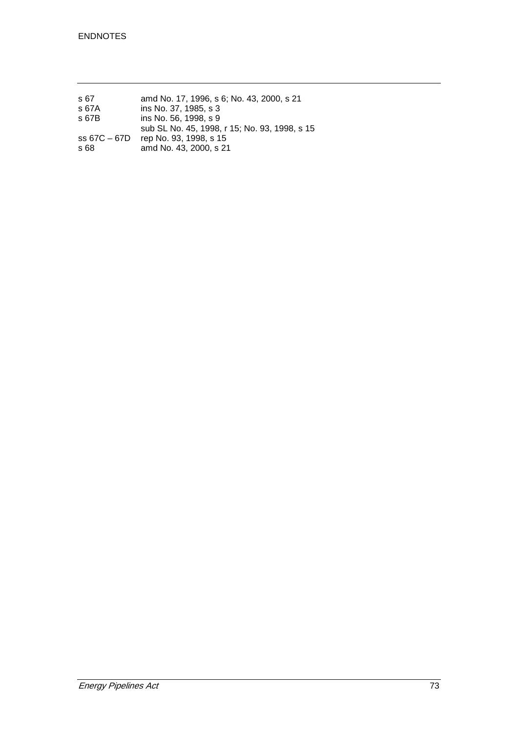| | |
|---|---|
| s 67 | amd No. 17, 1996, s 6; No. 43, 2000, s 21 |
| s 67A | ins No. 37, 1985, s 3 |
| s 67B | ins No. 56, 1998, s 9 |
| | sub SL No. 45, 1998, r 15; No. 93, 1998, s 15 |
| ss 67C – 67D | rep No. 93, 1998, s 15 |
| s 68 | amd No. 43, 2000, s 21 |